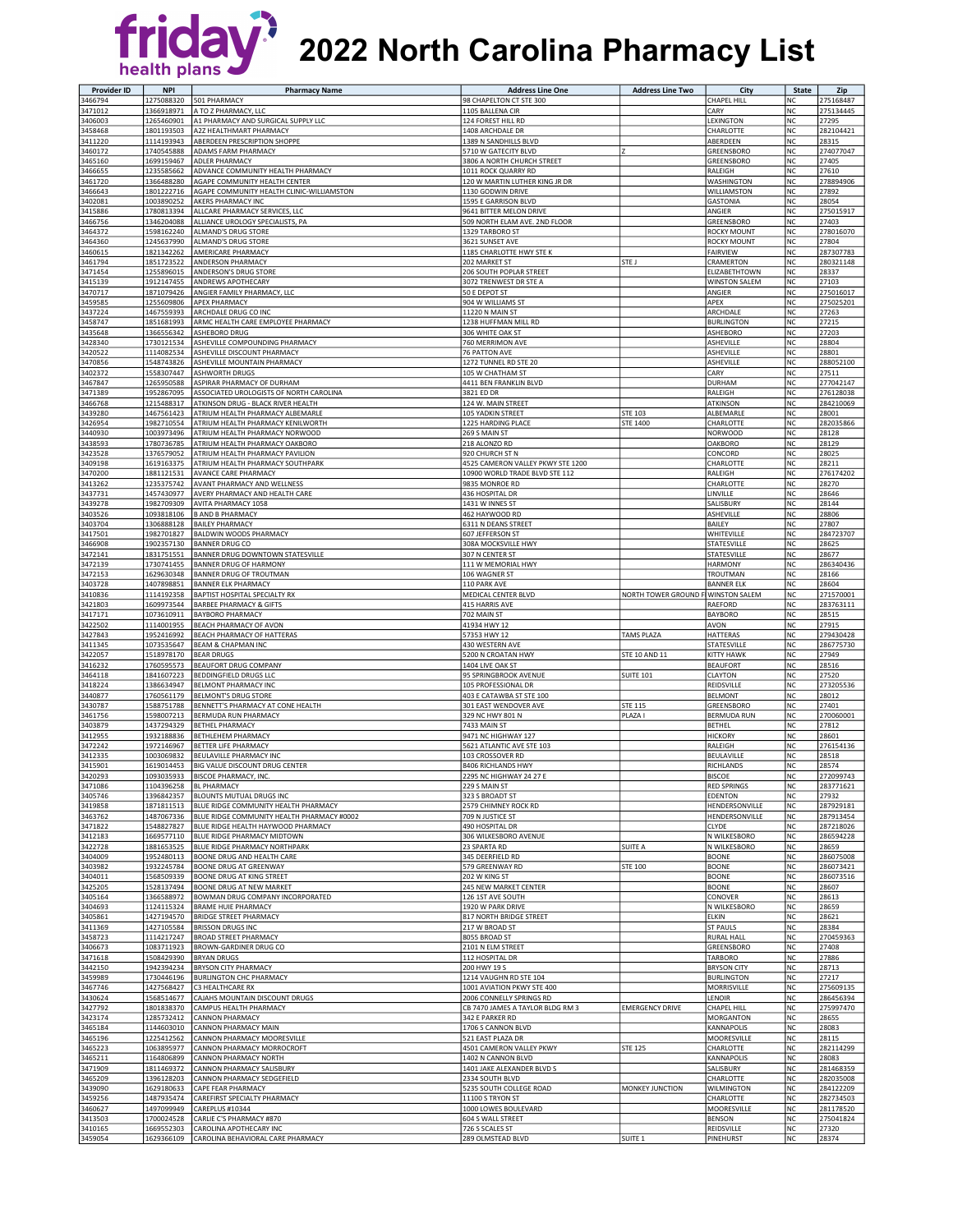# 2022 North Carolina Pharmacy List

| Provider ID | NPI | Pharmacy Name | Address Line One | Address Line Two | City | State | Zip |
|---|---|---|---|---|---|---|---|
| 3466794 | 1275088320 | 501 PHARMACY | 98 CHAPELTON CT STE 300 | | CHAPEL HILL | NC | 275168487 |
| 3471012 | 1366918971 | A TO Z PHARMACY, LLC | 1105 BALLENA CIR | | CARY | NC | 275134445 |
| 3406003 | 1265460901 | A1 PHARMACY AND SURGICAL SUPPLY LLC | 124 FOREST HILL RD | | LEXINGTON | NC | 27295 |
| 3458468 | 1801193503 | A2Z HEALTHMART PHARMACY | 1408 ARCHDALE DR | | CHARLOTTE | NC | 282104421 |
| 3411220 | 1114193943 | ABERDEEN PRESCRIPTION SHOPPE | 1389 N SANDHILLS BLVD | | ABERDEEN | NC | 28315 |
| 3460172 | 1740545888 | ADAMS FARM PHARMACY | 5710 W GATECITY BLVD | Z | GREENSBORO | NC | 274077047 |
| 3465160 | 1699157149 | ADLER PHARMACY | 3806 A NORTH CHURCH STREET | | GREENSBORO | NC | 27405 |
| 3466655 | 1235585662 | ADVANCE COMMUNITY HEALTH PHARMACY | 1011 ROCK QUARRY RD | | RALEIGH | NC | 27610 |
| 3461720 | 1366488280 | AGAPE COMMUNITY HEALTH CENTER | 120 W MARTIN LUTHER KING JR DR | | WASHINGTON | NC | 278894906 |
| 3466643 | 1801222716 | AGAPE COMMUNITY HEALTH CLINIC-WILLIAMSTON | 1130 GODWIN DRIVE | | WILLIAMSTON | NC | 27892 |
| 3402081 | 1003890252 | AKERS PHARMACY INC | 1595 E GARRISON BLVD | | GASTONIA | NC | 28054 |
| 3415886 | 1780813394 | ALLCARE PHARMACY SERVICES, LLC | 9641 BITTER MELON DRIVE | | ANGIER | NC | 275015917 |
| 3466756 | 1346204088 | ALLIANCE UROLOGY SPECIALISTS, PA | 509 NORTH ELAM AVE. 2ND FLOOR | | GREENSBORO | NC | 27403 |
| 3464372 | 1598162240 | ALMAND'S DRUG STORE | 1329 TARBORO ST | | ROCKY MOUNT | NC | 278016070 |
| 3464360 | 1245637990 | ALMAND'S DRUG STORE | 3621 SUNSET AVE | | ROCKY MOUNT | NC | 27804 |
| 3460615 | 1821342262 | AMERICARE PHARMACY | 1185 CHARLOTTE HWY STE K | | FAIRVIEW | NC | 287307783 |
| 3461794 | 1851723522 | ANDERSON PHARMACY | 202 MARKET ST | STE J | CRAMERTON | NC | 280321148 |
| 3471454 | 1255896015 | ANDERSON'S DRUG STORE | 206 SOUTH POPLAR STREET | | ELIZABETHTOWN | NC | 28337 |
| 3415139 | 1912147455 | ANDREWS APOTHECARY | 3072 TRENWEST DR STE A | | WINSTON SALEM | NC | 27103 |
| 3470717 | 1871079426 | ANGIER FAMILY PHARMACY, LLC | 50 E DEPOT ST | | ANGIER | NC | 275016017 |
| 3459585 | 1255609806 | APEX PHARMACY | 904 W WILLIAMS ST | | APEX | NC | 275025201 |
| 3437224 | 1467559393 | ARCHDALE DRUG CO INC | 11220 N MAIN ST | | ARCHDALE | NC | 27263 |
| 3458747 | 1851681993 | ARMC HEALTH CARE EMPLOYEE PHARMACY | 1238 HUFFMAN MILL RD | | BURLINGTON | NC | 27215 |
| 3435648 | 1366556342 | ASHEBORO DRUG | 306 WHITE OAK ST | | ASHEBORO | NC | 27203 |
| 3428340 | 1730121534 | ASHEVILLE COMPOUNDING PHARMACY | 760 MERRIMON AVE | | ASHEVILLE | NC | 28804 |
| 3420522 | 1114082534 | ASHEVILLE DISCOUNT PHARMACY | 76 PATTON AVE | | ASHEVILLE | NC | 28801 |
| 3470856 | 1548743826 | ASHEVILLE MOUNTAIN PHARMACY | 1272 TUNNEL RD STE 20 | | ASHEVILLE | NC | 288052100 |
| 3402372 | 1558307447 | ASHWORTH DRUGS | 105 W CHATHAM ST | | CARY | NC | 27511 |
| 3467847 | 1265950588 | ASPIRAR PHARMACY OF DURHAM | 4411 BEN FRANKLIN BLVD | | DURHAM | NC | 277042147 |
| 3471389 | 1952867095 | ASSOCIATED UROLOGISTS OF NORTH CAROLINA | 3821 ED DR | | RALEIGH | NC | 276128038 |
| 3466768 | 1215488317 | ATKINSON DRUG - BLACK RIVER HEALTH | 124 W. MAIN STREET | | ATKINSON | NC | 284210069 |
| 3439280 | 1467561423 | ATRIUM HEALTH PHARMACY ALBEMARLE | 105 YADKIN STREET | STE 103 | ALBEMARLE | NC | 28001 |
| 3426954 | 1982710554 | ATRIUM HEALTH PHARMACY KENILWORTH | 1225 HARDING PLACE | STE 1400 | CHARLOTTE | NC | 282035866 |
| 3440930 | 1003973496 | ATRIUM HEALTH PHARMACY NORWOOD | 269 S MAIN ST | | NORWOOD | NC | 28128 |
| 3438593 | 1780736785 | ATRIUM HEALTH PHARMACY OAKBORO | 218 ALONZO RD | | OAKBORO | NC | 28129 |
| 3423528 | 1376579052 | ATRIUM HEALTH PHARMACY PAVILION | 920 CHURCH ST N | | CONCORD | NC | 28025 |
| 3409198 | 1619163375 | ATRIUM HEALTH PHARMACY SOUTHPARK | 4525 CAMERON VALLEY PKWY STE 1200 | | CHARLOTTE | NC | 28211 |
| 3470200 | 1881121531 | AVANCE CARE PHARMACY | 10900 WORLD TRADE BLVD STE 112 | | RALEIGH | NC | 276174202 |
| 3413262 | 1235375742 | AVANT PHARMACY AND WELLNESS | 9835 MONROE RD | | CHARLOTTE | NC | 28270 |
| 3437731 | 1457430977 | AVERY PHARMACY AND HEALTH CARE | 436 HOSPITAL DR | | LINVILLE | NC | 28646 |
| 3439278 | 1982709309 | AVITA PHARMACY 1058 | 1431 W INNES ST | | SALISBURY | NC | 28144 |
| 3403526 | 1093818106 | B AND B PHARMACY | 462 HAYWOOD RD | | ASHEVILLE | NC | 28806 |
| 3403704 | 1306888128 | BAILEY PHARMACY | 6311 N DEANS STREET | | BAILEY | NC | 27807 |
| 3417501 | 1982701827 | BALDWIN WOODS PHARMACY | 607 JEFFERSON ST | | WHITEVILLE | NC | 284723707 |
| 3466908 | 1902357130 | BANNER DRUG CO | 308A MOCKSVILLE HWY | | STATESVILLE | NC | 28625 |
| 3472141 | 1831751551 | BANNER DRUG DOWNTOWN STATESVILLE | 307 N CENTER ST | | STATESVILLE | NC | 28677 |
| 3472139 | 1730741455 | BANNER DRUG OF HARMONY | 111 W MEMORIAL HWY | | HARMONY | NC | 286340436 |
| 3472153 | 1629630348 | BANNER DRUG OF TROUTMAN | 106 WAGNER ST | | TROUTMAN | NC | 28166 |
| 3403728 | 1407898851 | BANNER ELK PHARMACY | 110 PARK AVE | | BANNER ELK | NC | 28604 |
| 3410836 | 1114192358 | BAPTIST HOSPITAL SPECIALTY RX | MEDICAL CENTER BLVD | NORTH TOWER GROUND F | WINSTON SALEM | NC | 271570001 |
| 3421803 | 1609973544 | BARBEE PHARMACY & GIFTS | 415 HARRIS AVE | | RAEFORD | NC | 283763111 |
| 3417171 | 1073610911 | BAYBORO PHARMACY | 702 MAIN ST | | BAYBORO | NC | 28515 |
| 3422502 | 1114001955 | BEACH PHARMACY OF AVON | 41934 HWY 12 | | AVON | NC | 27915 |
| 3427843 | 1952416992 | BEACH PHARMACY OF HATTERAS | 57353 HWY 12 | TAMS PLAZA | HATTERAS | NC | 279430428 |
| 3411345 | 1073535647 | BEAM & CHAPMAN INC | 430 WESTERN AVE | | STATESVILLE | NC | 286775730 |
| 3422057 | 1518978170 | BEAR DRUGS | 5200 N CROATAN HWY | STE 10 AND 11 | KITTY HAWK | NC | 27949 |
| 3416232 | 1760595573 | BEAUFORT DRUG COMPANY | 1404 LIVE OAK ST | | BEAUFORT | NC | 28516 |
| 3464118 | 1841607223 | BEDDINGFIELD DRUGS LLC | 95 SPRINGBROOK AVENUE | SUITE 101 | CLAYTON | NC | 27520 |
| 3418224 | 1386634947 | BELMONT PHARMACY INC | 105 PROFESSIONAL DR | | REIDSVILLE | NC | 273205536 |
| 3440877 | 1760561179 | BELMONT'S DRUG STORE | 403 E CATAWBA ST STE 100 | | BELMONT | NC | 28012 |
| 3430787 | 1588751788 | BENNETT'S PHARMACY AT CONE HEALTH | 301 EAST WENDOVER AVE | STE 115 | GREENSBORO | NC | 27401 |
| 3461756 | 1598007213 | BERMUDA RUN PHARMACY | 329 NC HWY 801 N | PLAZA I | BERMUDA RUN | NC | 270060001 |
| 3403879 | 1437294329 | BETHEL PHARMACY | 7433 MAIN ST | | BETHEL | NC | 27812 |
| 3412955 | 1932188836 | BETHLEHEM PHARMACY | 9471 NC HIGHWAY 127 | | HICKORY | NC | 28601 |
| 3472242 | 1972146967 | BETTER LIFE PHARMACY | 5621 ATLANTIC AVE STE 103 | | RALEIGH | NC | 276154136 |
| 3412335 | 1003069832 | BEULAVILLE PHARMACY INC | 103 CROSSOVER RD | | BEULAVILLE | NC | 28518 |
| 3415901 | 1619014453 | BIG VALUE DISCOUNT DRUG CENTER | 8406 RICHLANDS HWY | | RICHLANDS | NC | 28574 |
| 3420293 | 1093035933 | BISCOE PHARMACY, INC. | 2295 NC HIGHWAY 24 27 E | | BISCOE | NC | 272099743 |
| 3471086 | 1104396258 | BL PHARMACY | 229 S MAIN ST | | RED SPRINGS | NC | 283771621 |
| 3405746 | 1396842357 | BLOUNTS MUTUAL DRUGS INC | 323 S BROADT ST | | EDENTON | NC | 27932 |
| 3419858 | 1871811513 | BLUE RIDGE COMMUNITY HEALTH PHARMACY | 2579 CHIMNEY ROCK RD | | HENDERSONVILLE | NC | 287929181 |
| 3463762 | 1487067336 | BLUE RIDGE COMMUNITY HEALTH PHARMACY #0002 | 709 N JUSTICE ST | | HENDERSONVILLE | NC | 287913454 |
| 3471822 | 1548827827 | BLUE RIDGE HEALTH HAYWOOD PHARMACY | 490 HOSPITAL DR | | CLYDE | NC | 287218026 |
| 3412183 | 1669577110 | BLUE RIDGE PHARMACY MIDTOWN | 306 WILKESBORO AVENUE | | N WILKESBORO | NC | 286594228 |
| 3422728 | 1881653525 | BLUE RIDGE PHARMACY NORTHPARK | 23 SPARTA RD | SUITE A | N WILKESBORO | NC | 28659 |
| 3404009 | 1952480113 | BOONE DRUG AND HEALTH CARE | 345 DEERFIELD RD | | BOONE | NC | 286075008 |
| 3403982 | 1932245784 | BOONE DRUG AT GREENWAY | 579 GREENWAY RD | STE 100 | BOONE | NC | 286073421 |
| 3404011 | 1568509339 | BOONE DRUG AT KING STREET | 202 W KING ST | | BOONE | NC | 286073516 |
| 3425205 | 1528137494 | BOONE DRUG AT NEW MARKET | 245 NEW MARKET CENTER | | BOONE | NC | 28607 |
| 3405164 | 1366588972 | BOWMAN DRUG COMPANY INCORPORATED | 126 1ST AVE SOUTH | | CONOVER | NC | 28613 |
| 3404693 | 1124115324 | BRAME HUIE PHARMACY | 1920 W PARK DRIVE | | N WILKESBORO | NC | 28659 |
| 3405861 | 1427194570 | BRIDGE STREET PHARMACY | 817 NORTH BRIDGE STREET | | ELKIN | NC | 28621 |
| 3411369 | 1427105584 | BRISSON DRUGS INC | 217 W BROAD ST | | ST PAULS | NC | 28384 |
| 3458723 | 1114217247 | BROAD STREET PHARMACY | 8055 BROAD ST | | RURAL HALL | NC | 270459363 |
| 3406673 | 1083711923 | BROWN-GARDINER DRUG CO | 2101 N ELM STREET | | GREENSBORO | NC | 27408 |
| 3471618 | 1508429390 | BRYAN DRUGS | 112 HOSPITAL DR | | TARBORO | NC | 27886 |
| 3442150 | 1942394234 | BRYSON CITY PHARMACY | 200 HWY 19 S | | BRYSON CITY | NC | 28713 |
| 3459989 | 1730446196 | BURLINGTON CHC PHARMACY | 1214 VAUGHN RD STE 104 | | BURLINGTON | NC | 27217 |
| 3467746 | 1427568427 | C3 HEALTHCARE RX | 1001 AVIATION PKWY STE 400 | | MORRISVILLE | NC | 275609135 |
| 3430624 | 1568514677 | CAJAHS MOUNTAIN DISCOUNT DRUGS | 2006 CONNELLY SPRINGS RD | | LENOIR | NC | 286456394 |
| 3427792 | 1801838370 | CAMPUS HEALTH PHARMACY | CB 7470 JAMES A TAYLOR BLDG RM 3 | EMERGENCY DRIVE | CHAPEL HILL | NC | 275997470 |
| 3423174 | 1285732412 | CANNON PHARMACY | 342 E PARKER RD | | MORGANTON | NC | 28655 |
| 3465184 | 1144603010 | CANNON PHARMACY MAIN | 1706 S CANNON BLVD | | KANNAPOLIS | NC | 28083 |
| 3465196 | 1225412562 | CANNON PHARMACY MOORESVILLE | 521 EAST PLAZA DR | | MOORESVILLE | NC | 28115 |
| 3465223 | 1063895977 | CANNON PHARMACY MORROCROFT | 4501 CAMERON VALLEY PKWY | STE 125 | CHARLOTTE | NC | 282114299 |
| 3465211 | 1164806899 | CANNON PHARMACY NORTH | 1402 N CANNON BLVD | | KANNAPOLIS | NC | 28083 |
| 3471909 | 1811469372 | CANNON PHARMACY SALISBURY | 1401 JAKE ALEXANDER BLVD S | | SALISBURY | NC | 281468359 |
| 3465209 | 1396128203 | CANNON PHARMACY SEDGEFIELD | 2334 SOUTH BLVD | | CHARLOTTE | NC | 282035008 |
| 3439090 | 1629180633 | CAPE FEAR PHARMACY | 5235 SOUTH COLLEGE ROAD | MONKEY JUNCTION | WILMINGTON | NC | 284122209 |
| 3459256 | 1487935474 | CAREFIRST SPECIALTY PHARMACY | 11100 S TRYON ST | | CHARLOTTE | NC | 282734503 |
| 3460627 | 1497099949 | CAREPLUS #10344 | 1000 LOWES BOULEVARD | | MOORESVILLE | NC | 281178520 |
| 3413503 | 1700024528 | CARLIE C'S PHARMACY #870 | 604 S WALL STREET | | BENSON | NC | 275041824 |
| 3410165 | 1669552303 | CAROLINA APOTHECARY INC | 726 S SCALES ST | | REIDSVILLE | NC | 27320 |
| 3459054 | 1629366109 | CAROLINA BEHAVIORAL CARE PHARMACY | 289 OLMSTEAD BLVD | SUITE 1 | PINEHURST | NC | 28374 |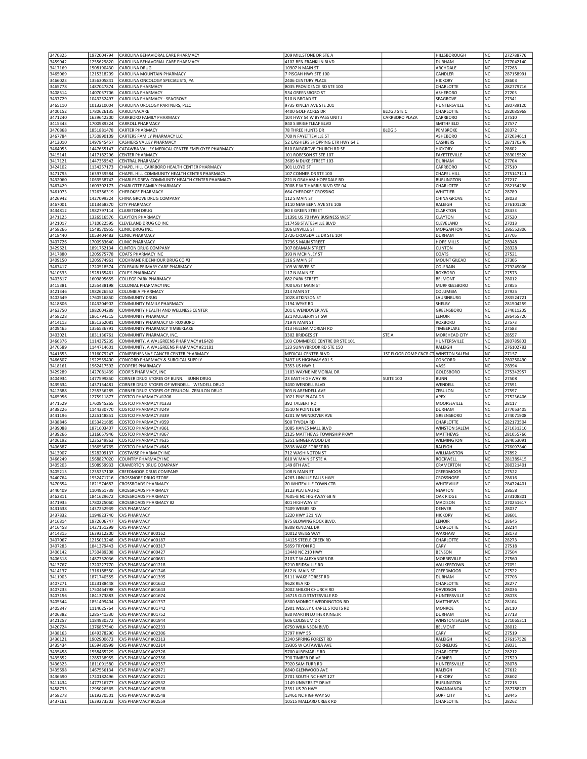| | | | | | | | |
|---|---|---|---|---|---|---|---|
| 3470325 | 1972004794 | CAROLINA BEHAVIORAL CARE PHARMACY | 209 MILLSTONE DR STE A | | HILLSBOROUGH | NC | 272788776 |
| 3459042 | 1255629820 | CAROLINA BEHAVIORAL CARE PHARMACY | 4102 BEN FRANKLIN BLVD | | DURHAM | NC | 277042140 |
| 3417169 | 1508190430 | CAROLINA DRUG | 10907 N MAIN ST | | ARCHDALE | NC | 27263 |
| 3465069 | 1215318209 | CAROLINA MOUNTAIN PHARMACY | 7 PISGAH HWY STE 100 | | CANDLER | NC | 287158991 |
| 3466023 | 1356305841 | CAROLINA ONCOLOGY SPECIALISTS, PA | 2406 CENTURY PLACE | | HICKORY | NC | 28603 |
| 3465778 | 1487047874 | CAROLINA PHARMACY | 8035 PROVIDENCE RD STE 100 | | CHARLOTTE | NC | 282779716 |
| 3408514 | 1407057706 | CAROLINA PHARMACY | 534 GREENSBORO ST | | ASHEBORO | NC | 27203 |
| 3437729 | 1043252497 | CAROLINA PHARMACY - SEAGROVE | 510 N BROAD ST | | SEAGROVE | NC | 27341 |
| 3465110 | 1013210004 | CAROLINA UROLOGY PARTNERS, PLLC | 9735 KINCEY AVE STE 201 | | HUNTERSVILLE | NC | 280789120 |
| 3400152 | 1780626135 | CAROLINACARE | 4400 GOLF ACRES DR | BLDG J STE C | CHARLOTTE | NC | 282085968 |
| 3471240 | 1639642200 | CARRBORO FAMILY PHARMACY | 104 HWY 54 W BYPASS UNIT J | CARRBORO PLAZA | CARRBORO | NC | 27510 |
| 3415343 | 1700989324 | CARROLL PHARMACY | 840 S BRIGHTLEAF BLVD | | SMITHFIELD | NC | 27577 |
| 3470868 | 1851881478 | CARTER PHARMACY | 78 THREE HUNTS DR | BLDG 5 | PEMBROKE | NC | 28372 |
| 3467784 | 1750890109 | CARTERS FAMILY PHARMACY LLC | 700 N FAYETTEVILLE ST | | ASHEBORO | NC | 272034611 |
| 3413010 | 1497845457 | CASHIERS VALLEY PHARMACY | 52 CASHIERS SHOPPING CTR HWY 64 E | | CASHIERS | NC | 287170246 |
| 3464055 | 1447655147 | CATAWBA VALLEY MEDICAL CENTER EMPLOYEE PHARMACY | 810 FAIRGROVE CHURCH RD SE | | HICKORY | NC | 28602 |
| 3415141 | 1417182296 | CENTER PHARMACY | 101 ROBESON ST STE 107 | | FAYETTEVILLE | NC | 283015520 |
| 3417121 | 1447359542 | CENTRAL PHARMACY | 2609 N DUKE STREET 103 | | DURHAM | NC | 27704 |
| 3424102 | 1134257173 | CHAPEL HILL CARRBORO HEALTH CENTER PHARMACY | 301 LLOYD ST | | CARRBORO | NC | 27510 |
| 3471795 | 1639739584 | CHAPEL HILL COMMUNITY HEALTH CENTER PHARMACY | 107 CONNER DR STE 100 | | CHAPEL HILL | NC | 275147111 |
| 3432060 | 1063538742 | CHARLES DREW COMMUNITY HEALTH CENTER PHARMACY | 221 N GRAHAM-HOPEDALE RD | | BURLINGTON | NC | 27217 |
| 3467429 | 1609302173 | CHARLOTTE FAMILY PHARMACY | 7008 E W T HARRIS BLVD STE 04 | | CHARLOTTE | NC | 282154298 |
| 3461073 | 1326386319 | CHEROKEE PHARMACY | 664 CHEROKEE CROSSING | | WHITTIER | NC | 28789 |
| 3426942 | 1427099324 | CHINA GROVE DRUG COMPANY | 112 S MAIN ST | | CHINA GROVE | NC | 28023 |
| 3467001 | 1013468370 | CITY PHARMACY | 3110 NEW BERN AVE STE 108 | | RALEIGH | NC | 276101200 |
| 3434812 | 1982797114 | CLARKTON DRUG | 80 E GREEN STREET | | CLARKTON | NC | 28433 |
| 3471125 | 1326516576 | CLAYTON PHARMACY | 11391 US 70 HWY BUSINESS WEST | | CLAYTON | NC | 27520 |
| 3421017 | 1710022595 | CLEVELAND DRUG CO INC | 11745B STATESVILLE BLVD | | CLEVELAND | NC | 27013 |
| 3458266 | 1548570955 | CLINIC DRUG INC. | 106 LINVILLE ST | | MORGANTON | NC | 286552806 |
| 3418440 | 1053404483 | CLINIC PHARMACY | 2726 CROASDAILE DR STE 104 | | DURHAM | NC | 27705 |
| 3407726 | 1700983640 | CLINIC PHARMACY | 3736 S MAIN STREET | | HOPE MILLS | NC | 28348 |
| 3429621 | 1891762134 | CLINTON DRUG COMPANY | 307 BEAMAN STREET | | CLINTON | NC | 28328 |
| 3417880 | 1205975778 | COATS PHARMACY INC | 393 N MCKINLEY ST | | COATS | NC | 27521 |
| 3409150 | 1205974961 | COCHRANE RIDENHOUR DRUG CO #3 | 116 S MAIN ST | | MOUNT GILEAD | NC | 27306 |
| 3467417 | 1720518574 | COLERAIN PRIMARY CARE PHARMACY | 109 W RIVER ST | | COLERAIN | NC | 279249006 |
| 3410533 | 1528165461 | COLE'S PHARMACY | 117 N MAIN ST | | ROXBORO | NC | 27573 |
| 3403817 | 1609895655 | COLLEGE PARK PHARMACY | 682 PARK STREET | | BELMONT | NC | 28012 |
| 3415381 | 1255438198 | COLONIAL PHARMACY INC | 700 EAST MAIN ST | | MURFREESBORO | NC | 27855 |
| 3421346 | 1982626552 | COLUMBIA PHARMACY | 214 MAIN ST | | COLUMBIA | NC | 27925 |
| 3402649 | 1760516850 | COMMUNITY DRUG | 1028 ATKINSON ST | | LAURINBURG | NC | 283524721 |
| 3418806 | 1043204902 | COMMUNITY FAMILY PHARMACY | 1194 WYKE RD | | SHELBY | NC | 281504259 |
| 3463750 | 1982004289 | COMMUNITY HEALTH AND WELLNESS CENTER | 201 E WENDOVER AVE | | GREENSBORO | NC | 274011205 |
| 3458228 | 1861794315 | COMMUNITY PHARMACY | 321 MULBERRY ST SW | | LENOIR | NC | 286455720 |
| 3414113 | 1851362081 | COMMUNITY PHARMACY OF ROXBORO | 719 N MAIN ST | | ROXBORO | NC | 27573 |
| 3409465 | 1356536791 | COMMUNITY PHARMACY TIMBERLAKE | 413 HELENA MORIAH RD | | TIMBERLAKE | NC | 27583 |
| 3403021 | 1831136761 | COMMUNITY PHARMACY, INC. | 3302 BRIDGES ST | STE A | MOREHEAD CITY | NC | 28557 |
| 3466376 | 1114375235 | COMMUNITY, A WALGREENS PHARMACY #16420 | 103 COMMERCE CENTRE DR STE 101 | | HUNTERSVILLE | NC | 280785803 |
| 3470589 | 1144714601 | COMMUNITY, A WALGREENS PHARMACY #21181 | 123 SUNNYBROOK RD STE 150 | | RALEIGH | NC | 276102783 |
| 3441653 | 1316079247 | COMPREHENSIVE CANCER CENTER PHARMACY | MEDICAL CENTER BLVD | 1ST FLOOR COMP CNCR CT | WINSTON SALEM | NC | 27157 |
| 3466807 | 1922559400 | CONCORD PHARMACY & SURGICAL SUPPLY | 3497 US HIGHWAY 601 S | | CONCORD | NC | 280250490 |
| 3418161 | 1962417592 | COOPERS PHARMACY | 3353 US HWY 1 | | VASS | NC | 28394 |
| 3429289 | 1427081439 | COOR'S PHARMACY, INC | 1103 WAYNE MEMORIAL DR | | GOLDSBORO | NC | 275342957 |
| 3404934 | 1477599850 | CORNER DRUG STORES OF BUNN. BUNN DRUG | 23 EAST HIGHWAY 98 | SUITE 100 | BUNN | NC | 27508 |
| 3439634 | 1437154481 | CORNER DRUG STORES OF WENDELL. WENDELL DRUG | 3430 WENDELL BLVD | | WENDELL | NC | 27591 |
| 3412688 | 1255336285 | CORNER DRUG STORES OF ZEBULON. ZEBULON DRUG | 303 N ARENDELL AVE | | ZEBULON | NC | 27597 |
| 3465956 | 1275911877 | COSTCO PHARMACY #1206 | 1021 PINE PLAZA DR | | APEX | NC | 275236406 |
| 3471529 | 1760945265 | COSTCO PHARMACY #1333 | 392 TALBERT RD | | MOORESVILLE | NC | 28117 |
| 3438226 | 1144330770 | COSTCO PHARMACY #249 | 1510 N POINTE DR | | DURHAM | NC | 277053405 |
| 3441196 | 1225148851 | COSTCO PHARMACY #339 | 4201 W WENDOVER AVE | | GREENSBORO | NC | 274071908 |
| 3438846 | 1053421685 | COSTCO PHARMACY #359 | 500 TYVOLA RD | | CHARLOTTE | NC | 282173504 |
| 3439088 | 1871603407 | COSTCO PHARMACY #361 | 1085 HANES MALL BLVD | | WINSTON SALEM | NC | 271031310 |
| 3439266 | 1316057946 | COSTCO PHARMACY #367 | 2125 MATTHEWS TOWNSHIP PKWY | | MATTHEWS | NC | 281055766 |
| 3406192 | 1235249863 | COSTCO PHARMACY #635 | 5351 GINGERWOOD DR | | WILMINGTON | NC | 284053091 |
| 3406887 | 1366536765 | COSTCO PHARMACY #645 | 2838 WAKE FOREST RD | | RALEIGH | NC | 276097840 |
| 3413907 | 1528209137 | COSTWISE PHARMACY INC | 712 WASHINGTON ST | | WILLIAMSTON | NC | 27892 |
| 3466249 | 1568827020 | COUNTRY PHARMACY INC | 610 W MAIN ST STE A | | ROCKWELL | NC | 281389415 |
| 3405203 | 1508959933 | CRAMERTON DRUG COMPANY | 149 8TH AVE | | CRAMERTON | NC | 280321401 |
| 3405215 | 1235237108 | CREEDMOOR DRUG COMPANY | 108 N MAIN ST | | CREEDMOOR | NC | 27522 |
| 3440764 | 1952471716 | CROSSNORE DRUG STORE | 4263 LINVILLE FALLS HWY | | CROSSNORE | NC | 28616 |
| 3470654 | 1821574682 | CROSSROADS PHARMACY | 20 WHITEVILLE TOWN CTR | | WHITEVILLE | NC | 284724401 |
| 3440409 | 1104961739 | CROSSROADS PHARMACY | 3123 PLATEAU RD | | NEWTON | NC | 28658 |
| 3462811 | 1841629672 | CROSSROADS PHARMACY | 7605-B NC HIGHWAY 68 N | | OAK RIDGE | NC | 273108801 |
| 3471935 | 1780225060 | CROSSROADS PHARMACY #2 | 401 HIGHWAY ST | | MADISON | NC | 270251617 |
| 3431638 | 1437252939 | CVS PHARMACY | 7409 WEBBS RD | | DENVER | NC | 28037 |
| 3437832 | 1194823740 | CVS PHARMACY | 1220 HWY 321 NW | | HICKORY | NC | 28601 |
| 3416814 | 1972606747 | CVS PHARMACY | 875 BLOWING ROCK BLVD. | | LENOIR | NC | 28645 |
| 3416458 | 1427151299 | CVS PHARMACY | 9308 KENDALL DR | | CHARLOTTE | NC | 28214 |
| 3414315 | 1639312200 | CVS PHARMACY #00162 | 10012 WEISS WAY | | WAXHAW | NC | 28173 |
| 3407067 | 1215013248 | CVS PHARMACY #00187 | 14125 STEELE CREEK RD | | CHARLOTTE | NC | 28273 |
| 3407283 | 1841379443 | CVS PHARMACY #00317 | 5859 TRYON RD | | CARY | NC | 27518 |
| 3406142 | 1750489308 | CVS PHARMACY #00427 | 13440 NC 210 HWY | | BENSON | NC | 27504 |
| 3406318 | 1487752036 | CVS PHARMACY #00681 | 2103 T W ALEXANDER DR | | MORRISVILLE | NC | 27560 |
| 3413767 | 1720227770 | CVS PHARMACY #01218 | 5210 REIDSVILLE RD | | WALKERTOWN | NC | 27051 |
| 3414137 | 1316188550 | CVS PHARMACY #01246 | 612 N. MAIN ST. | | CREEDMOOR | NC | 27522 |
| 3411903 | 1871740555 | CVS PHARMACY #01395 | 5111 WAKE FOREST RD | | DURHAM | NC | 27703 |
| 3407271 | 1023188448 | CVS PHARMACY #01632 | 9628 REA RD | | CHARLOTTE | NC | 28277 |
| 3407233 | 1750464798 | CVS PHARMACY #01643 | 2002 SHILOH CHURCH RD | | DAVIDSON | NC | 28036 |
| 3407156 | 1841373883 | CVS PHARMACY #01674 | 16715 OLD STATESVILLE RD | | HUNTERSVILLE | NC | 28078 |
| 3405544 | 1851499404 | CVS PHARMACY #01737 | 6300 MONROE WEDDINGTON RD | | MATTHEWS | NC | 28104 |
| 3405847 | 1114025764 | CVS PHARMACY #01742 | 2901 WESLEY CHAPEL STOUTS RD | | MONROE | NC | 28110 |
| 3406382 | 1285741330 | CVS PHARMACY #01752 | 930 MARTIN LUTHER KING JR | | DURHAM | NC | 27713 |
| 3421257 | 1184930372 | CVS PHARMACY #01944 | 606 COLISEUM DR | | WINSTON SALEM | NC | 271065311 |
| 3420724 | 1376857540 | CVS PHARMACY #02233 | 6750 WILKINSON BLVD | | BELMONT | NC | 28012 |
| 3438163 | 1649378290 | CVS PHARMACY #02306 | 2797 HWY 55 | | CARY | NC | 27519 |
| 3436121 | 1902900673 | CVS PHARMACY #02313 | 2340 SPRING FOREST RD | | RALEIGH | NC | 276157528 |
| 3435434 | 1659430999 | CVS PHARMACY #02314 | 19305 W CATAWBA AVE | | CORNELIUS | NC | 28031 |
| 3435458 | 1558465229 | CVS PHARMACY #02326 | 5700 ALBEMARLE RD | | CHARLOTTE | NC | 28212 |
| 3435852 | 1285738955 | CVS PHARMACY #02356 | 790 TIMBER DRIVE | | GARNER | NC | 27529 |
| 3436323 | 1811091580 | CVS PHARMACY #02357 | 7920 SAM FURR RD | | HUNTERSVILLE | NC | 28078 |
| 3435698 | 1467556134 | CVS PHARMACY #02471 | 6840 GLENWOOD AVE | | RALEIGH | NC | 27612 |
| 3436690 | 1720182496 | CVS PHARMACY #02521 | 2701 SOUTH NC HWY 127 | | HICKORY | NC | 28602 |
| 3411434 | 1477716777 | CVS PHARMACY #02532 | 1149 UNIVERSITY DRIVE | | BURLINGTON | NC | 27215 |
| 3458735 | 1295026565 | CVS PHARMACY #02538 | 2351 US 70 HWY | | SWANNANOA | NC | 287788207 |
| 3458278 | 1619270501 | CVS PHARMACY #02548 | 13461 NC HIGHWAY 50 | | SURF CITY | NC | 28445 |
| 3437161 | 1639273303 | CVS PHARMACY #02559 | 10515 MALLARD CREEK RD | | CHARLOTTE | NC | 28262 |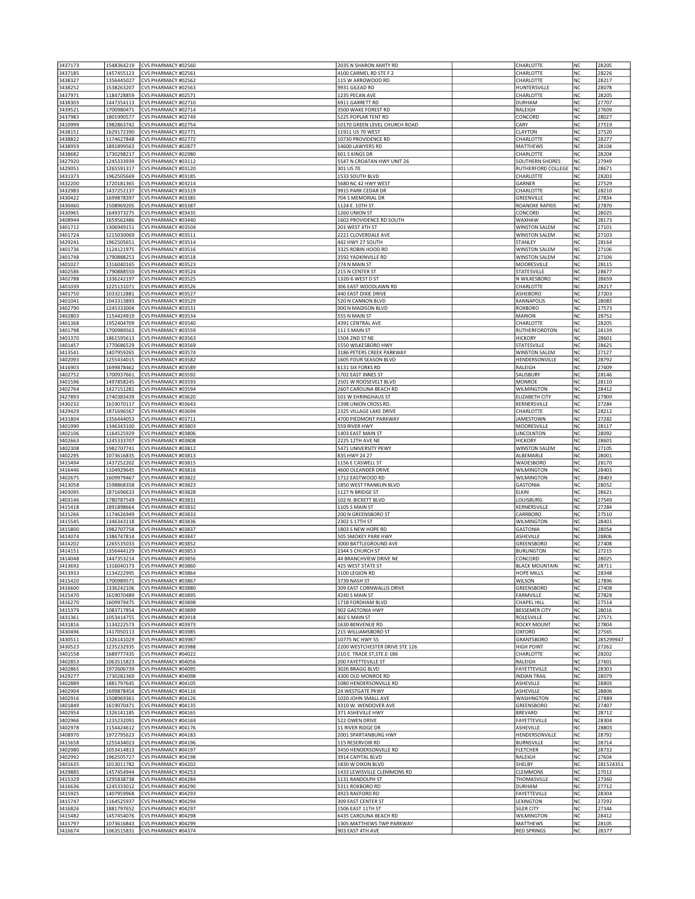| | | | | | | | |
|---|---|---|---|---|---|---|---|
| 3437173 | 1548364219 | CVS PHARMACY #02560 | 2035 N SHARON AMITY RD | | CHARLOTTE | NC | 28205 |
| 3437185 | 1457455123 | CVS PHARMACY #02561 | 4100 CARMEL RD STE F 2 | | CHARLOTTE | NC | 28226 |
| 3438327 | 1356445027 | CVS PHARMACY #02562 | 115 W ARROWOOD RD | | CHARLOTTE | NC | 28217 |
| 3438252 | 1538263207 | CVS PHARMACY #02563 | 9931 GILEAD RD | | HUNTERSVILLE | NC | 28078 |
| 3437971 | 1184728859 | CVS PHARMACY #02571 | 1235 PECAN AVE | | CHARLOTTE | NC | 28205 |
| 3438303 | 1447354113 | CVS PHARMACY #02710 | 6911 GARRETT RD | | DURHAM | NC | 27707 |
| 3439521 | 1700980471 | CVS PHARMACY #02714 | 3500 WAKE FOREST RD | | RALEIGH | NC | 27609 |
| 3437983 | 1801990577 | CVS PHARMACY #02749 | 5225 POPLAR TENT RD | | CONCORD | NC | 28027 |
| 3410999 | 1982863742 | CVS PHARMACY #02754 | 10170 GREEN LEVEL CHURCH ROAD | | CARY | NC | 27519 |
| 3438151 | 1629172390 | CVS PHARMACY #02771 | 11911 US 70 WEST | | CLAYTON | NC | 27520 |
| 3438822 | 1174627848 | CVS PHARMACY #02772 | 10730 PROVIDENCE RD | | CHARLOTTE | NC | 28277 |
| 3438959 | 1891899563 | CVS PHARMACY #02877 | 14600 LAWYERS RD | | MATTHEWS | NC | 28104 |
| 3438682 | 1730298217 | CVS PHARMACY #02980 | 601 S KINGS DR | | CHARLOTTE | NC | 28204 |
| 3427920 | 1245333939 | CVS PHARMACY #03112 | 5547 N CROATAN HWY UNIT 26 | | SOUTHERN SHORES | NC | 27949 |
| 3429051 | 1265591317 | CVS PHARMACY #03120 | 301 US 70 | | RUTHERFORD COLLEGE | NC | 28671 |
| 3431373 | 1962505669 | CVS PHARMACY #03185 | 1533 SOUTH BLVD | | CHARLOTTE | NC | 28203 |
| 3432200 | 1720181365 | CVS PHARMACY #03214 | 5680 NC 42 HWY WEST | | GARNER | NC | 27529 |
| 3432983 | 1437252137 | CVS PHARMACY #03319 | 9915 PARK CEDAR DR | | CHARLOTTE | NC | 28210 |
| 3430422 | 1699878397 | CVS PHARMACY #03385 | 704 S MEMORIAL DR | | GREENVILLE | NC | 27834 |
| 3430460 | 1508969205 | CVS PHARMACY #03387 | 1124 E. 10TH ST. | | ROANOKE RAPIDS | NC | 27870 |
| 3430965 | 1649373275 | CVS PHARMACY #03435 | 1260 UNION ST | | CONCORD | NC | 28025 |
| 3408944 | 1659562486 | CVS PHARMACY #03440 | 1602 PROVIDENCE RD SOUTH | | WAXHAW | NC | 28173 |
| 3401712 | 1306949151 | CVS PHARMACY #03504 | 201 WEST 4TH ST | | WINSTON SALEM | NC | 27101 |
| 3401724 | 1215030069 | CVS PHARMACY #03511 | 2221 CLOVERDALE AVE | | WINSTON SALEM | NC | 27103 |
| 3429241 | 1962505651 | CVS PHARMACY #03514 | 442 HWY 27 SOUTH | | STANLEY | NC | 28164 |
| 3401736 | 1124121975 | CVS PHARMACY #03516 | 3325 ROBIN HOOD RD | | WINSTON SALEM | NC | 27106 |
| 3401748 | 1790888253 | CVS PHARMACY #03518 | 3592 YADKINVILLE RD | | WINSTON SALEM | NC | 27106 |
| 3401027 | 1316040165 | CVS PHARMACY #03523 | 274 N MAIN ST | | MOORESVILLE | NC | 28115 |
| 3402586 | 1790888550 | CVS PHARMACY #03524 | 215 N CENTER ST | | STATESVILLE | NC | 28677 |
| 3402788 | 1336242197 | CVS PHARMACY #03525 | 1320-6 WEST D ST | | N WILKESBORO | NC | 28659 |
| 3401039 | 1225131071 | CVS PHARMACY #03526 | 306 EAST WOODLAWN RD | | CHARLOTTE | NC | 28217 |
| 3401750 | 1033212881 | CVS PHARMACY #03527 | 440 EAST DIXIE DRIVE | | ASHEBORO | NC | 27203 |
| 3401041 | 1043313893 | CVS PHARMACY #03529 | 520 N CANNON BLVD | | KANNAPOLIS | NC | 28083 |
| 3402790 | 1245333004 | CVS PHARMACY #03531 | 900 N MADISON BLVD | | ROXBORO | NC | 27573 |
| 3402803 | 1154424919 | CVS PHARMACY #03534 | 555 N MAIN ST | | MARION | NC | 28752 |
| 3401368 | 1952404709 | CVS PHARMACY #03540 | 4391 CENTRAL AVE | | CHARLOTTE | NC | 28205 |
| 3401798 | 1700989563 | CVS PHARMACY #03559 | 111 S MAIN ST | | RUTHERFORDTON | NC | 28139 |
| 3401370 | 1861595613 | CVS PHARMACY #03563 | 1504 2ND ST NE | | HICKORY | NC | 28601 |
| 3401457 | 1770686529 | CVS PHARMACY #03569 | 1550 WILKESBORO HWY | | STATESVILLE | NC | 28625 |
| 3413541 | 1407959265 | CVS PHARMACY #03574 | 3186 PETERS CREEK PARKWAY | | WINSTON SALEM | NC | 27127 |
| 3402093 | 1255434015 | CVS PHARMACY #03582 | 1605 FOUR SEASON BLVD | | HENDERSONVILLE | NC | 28792 |
| 3416903 | 1699878462 | CVS PHARMACY #03589 | 6131 SIX FORKS RD | | RALEIGH | NC | 27609 |
| 3402752 | 1700937661 | CVS PHARMACY #03592 | 1702 EAST INNES ST | | SALISBURY | NC | 28146 |
| 3401596 | 1497858245 | CVS PHARMACY #03593 | 2501 W ROOSEVELT BLVD | | MONROE | NC | 28110 |
| 3402764 | 1427151281 | CVS PHARMACY #03594 | 2607 CAROLINA BEACH RD | | WILMINGTON | NC | 28412 |
| 3427893 | 1740383439 | CVS PHARMACY #03620 | 101 W EHRINGHAUS ST | | ELIZABETH CITY | NC | 27909 |
| 3430232 | 1619070117 | CVS PHARMACY #03643 | 1398 UNION CROSS RD. | | KERNERSVILLE | NC | 27284 |
| 3429429 | 1871696567 | CVS PHARMACY #03694 | 2325 VILLAGE LAKE DRIVE | | CHARLOTTE | NC | 28212 |
| 3431804 | 1356444053 | CVS PHARMACY #03711 | 4700 PIEDMONT PARKWAY | | JAMESTOWN | NC | 27282 |
| 3401990 | 1346343100 | CVS PHARMACY #03803 | 559 RIVER HWY | | MOORESVILLE | NC | 28117 |
| 3402106 | 1164525929 | CVS PHARMACY #03806 | 1403 EAST MAIN ST | | LINCOLNTON | NC | 28092 |
| 3402663 | 1245333707 | CVS PHARMACY #03808 | 2225 12TH AVE NE | | HICKORY | NC | 28601 |
| 3402308 | 1982707741 | CVS PHARMACY #03812 | 5471 UNIVERSITY PKWY | | WINSTON SALEM | NC | 27105 |
| 3402295 | 1073616835 | CVS PHARMACY #03813 | 835 HWY 24 27 | | ALBEMARLE | NC | 28001 |
| 3415494 | 1437252202 | CVS PHARMACY #03815 | 1156 E CASWELL ST | | WADESBORO | NC | 28170 |
| 3416446 | 1104929645 | CVS PHARMACY #03816 | 4600 OLEANDER DRIVE | | WILMINGTON | NC | 28403 |
| 3402675 | 1609979467 | CVS PHARMACY #03822 | 1712 EASTWOOD RD | | WILMINGTON | NC | 28403 |
| 3413058 | 1598868358 | CVS PHARMACY #03823 | 1850 WEST FRANKLIN BLVD | | GASTONIA | NC | 28052 |
| 3403095 | 1871696633 | CVS PHARMACY #03828 | 1127 N BRIDGE ST | | ELKIN | NC | 28621 |
| 3403146 | 1780787549 | CVS PHARMACY #03831 | 102 N. BICKETT BLVD | | LOUISBURG | NC | 27549 |
| 3415418 | 1891898664 | CVS PHARMACY #03832 | 1105 S MAIN ST | | KERNERSVILLE | NC | 27284 |
| 3415266 | 1174626949 | CVS PHARMACY #03833 | 200 N GREENSBORO ST | | CARRBORO | NC | 27510 |
| 3415545 | 1346343118 | CVS PHARMACY #03836 | 2302 S 17TH ST | | WILMINGTON | NC | 28401 |
| 3415800 | 1982707758 | CVS PHARMACY #03837 | 1803 S NEW HOPE RD | | GASTONIA | NC | 28054 |
| 3414074 | 1386747814 | CVS PHARMACY #03847 | 505 SMOKEY PARK HWY | | ASHEVILLE | NC | 28806 |
| 3414202 | 1265535033 | CVS PHARMACY #03852 | 3000 BATTLEGROUND AVE | | GREENSBORO | NC | 27408 |
| 3414151 | 1356444129 | CVS PHARMACY #03853 | 2344 S CHURCH ST | | BURLINGTON | NC | 27215 |
| 3414048 | 1447353214 | CVS PHARMACY #03856 | 44 BRANCHVIEW DRIVE NE | | CONCORD | NC | 28025 |
| 3413692 | 1316040173 | CVS PHARMACY #03860 | 425 WEST STATE ST | | BLACK MOUNTAIN | NC | 28711 |
| 3413933 | 1134222995 | CVS PHARMACY #03864 | 3100 LEGION RD | | HOPE MILLS | NC | 28348 |
| 3415420 | 1700989571 | CVS PHARMACY #03867 | 3739 NASH ST | | WILSON | NC | 27896 |
| 3416600 | 1336242106 | CVS PHARMACY #03880 | 309 EAST CORNWALLIS DRIVE | | GREENSBORO | NC | 27408 |
| 3415470 | 1619070489 | CVS PHARMACY #03895 | 4240 S MAIN ST | | FARMVILLE | NC | 27828 |
| 3416270 | 1609979475 | CVS PHARMACY #03898 | 1718 FORDHAM BLVD | | CHAPEL HILL | NC | 27514 |
| 3415379 | 1083717854 | CVS PHARMACY #03899 | 902 GASTONIA HWY | | BESSEMER CITY | NC | 28016 |
| 3431361 | 1053414755 | CVS PHARMACY #03918 | 402 S MAIN ST | | ROLESVILLE | NC | 27571 |
| 3431816 | 1134222573 | CVS PHARMACY #03973 | 1630 BENVENUE RD | | ROCKY MOUNT | NC | 27804 |
| 3430496 | 1417050113 | CVS PHARMACY #03985 | 215 WILLIAMSBORO ST | | OXFORD | NC | 27565 |
| 3430511 | 1326141029 | CVS PHARMACY #03987 | 10775 NC HWY 55 | | GRANTSBORO | NC | 285299947 |
| 3430523 | 1235232935 | CVS PHARMACY #03988 | 2200 WESTCHESTER DRIVE STE 126 | | HIGH POINT | NC | 27262 |
| 3401558 | 1689777435 | CVS PHARMACY #04022 | 210 E. TRADE ST,STE.E-186 | | CHARLOTTE | NC | 28202 |
| 3402853 | 1063515823 | CVS PHARMACY #04056 | 200 FAYETTEVILLE ST | | RALEIGH | NC | 27601 |
| 3402865 | 1972606739 | CVS PHARMACY #04095 | 3026 BRAGG BLVD | | FAYETTEVILLE | NC | 28303 |
| 3429277 | 1730282369 | CVS PHARMACY #04098 | 4300 OLD MONROE RD | | INDIAN TRAIL | NC | 28079 |
| 3402889 | 1881797645 | CVS PHARMACY #04105 | 1080 HENDERSONVILLE RD | | ASHEVILLE | NC | 28803 |
| 3402904 | 1699878454 | CVS PHARMACY #04116 | 24 WESTGATE PKWY | | ASHEVILLE | NC | 28806 |
| 3402916 | 1508969361 | CVS PHARMACY #04126 | 1020 JOHN SMALL AVE | | WASHINGTON | NC | 27889 |
| 3401849 | 1619070471 | CVS PHARMACY #04135 | 4310 W. WENDOVER AVE | | GREENSBORO | NC | 27407 |
| 3402954 | 1326141185 | CVS PHARMACY #04165 | 371 ASHEVILLE HWY | | BREVARD | NC | 28712 |
| 3402966 | 1235232091 | CVS PHARMACY #04169 | 522 OWEN DRIVE | | FAYETTEVILLE | NC | 28304 |
| 3402978 | 1154424612 | CVS PHARMACY #04176 | 11 RIVER RIDGE DR | | ASHEVILLE | NC | 28803 |
| 3408970 | 1972795623 | CVS PHARMACY #04183 | 2001 SPARTANBURG HWY | | HENDERSONVILLE | NC | 28792 |
| 3415658 | 1255434023 | CVS PHARMACY #04196 | 115 RESERVOIR RD | | BURNSVILLE | NC | 28714 |
| 3402980 | 1053414813 | CVS PHARMACY #04197 | 3450 HENDERSONVILLE RD | | FLETCHER | NC | 28732 |
| 3402992 | 1962505727 | CVS PHARMACY #04198 | 3914 CAPITAL BLVD | | RALEIGH | NC | 27604 |
| 3401635 | 1013011782 | CVS PHARMACY #04202 | 1830 W DIXON BLVD | | SHELBY | NC | 281524351 |
| 3429885 | 1457454944 | CVS PHARMACY #04253 | 1433 LEWISVILLE CLEMMONS RD | | CLEMMONS | NC | 27012 |
| 3415329 | 1295838738 | CVS PHARMACY #04284 | 1131 RANDOLPH ST | | THOMASVILLE | NC | 27360 |
| 3416636 | 1245333012 | CVS PHARMACY #04290 | 5311 ROXBORO RD | | DURHAM | NC | 27712 |
| 3415925 | 1407959968 | CVS PHARMACY #04293 | 4923 RAEFORD RD | | FAYETTEVILLE | NC | 28304 |
| 3415747 | 1164525937 | CVS PHARMACY #04294 | 309 EAST CENTER ST | | LEXINGTON | NC | 27292 |
| 3416826 | 1881797652 | CVS PHARMACY #04297 | 1506 EAST 11TH ST | | SILER CITY | NC | 27344 |
| 3415482 | 1457454076 | CVS PHARMACY #04298 | 6435 CAROLINA BEACH RD | | WILMINGTON | NC | 28412 |
| 3415797 | 1073616843 | CVS PHARMACY #04299 | 1305 MATTHEWS TWP PARKWAY | | MATTHEWS | NC | 28105 |
| 3416674 | 1063515831 | CVS PHARMACY #04374 | 903 EAST 4TH AVE | | RED SPRINGS | NC | 28377 |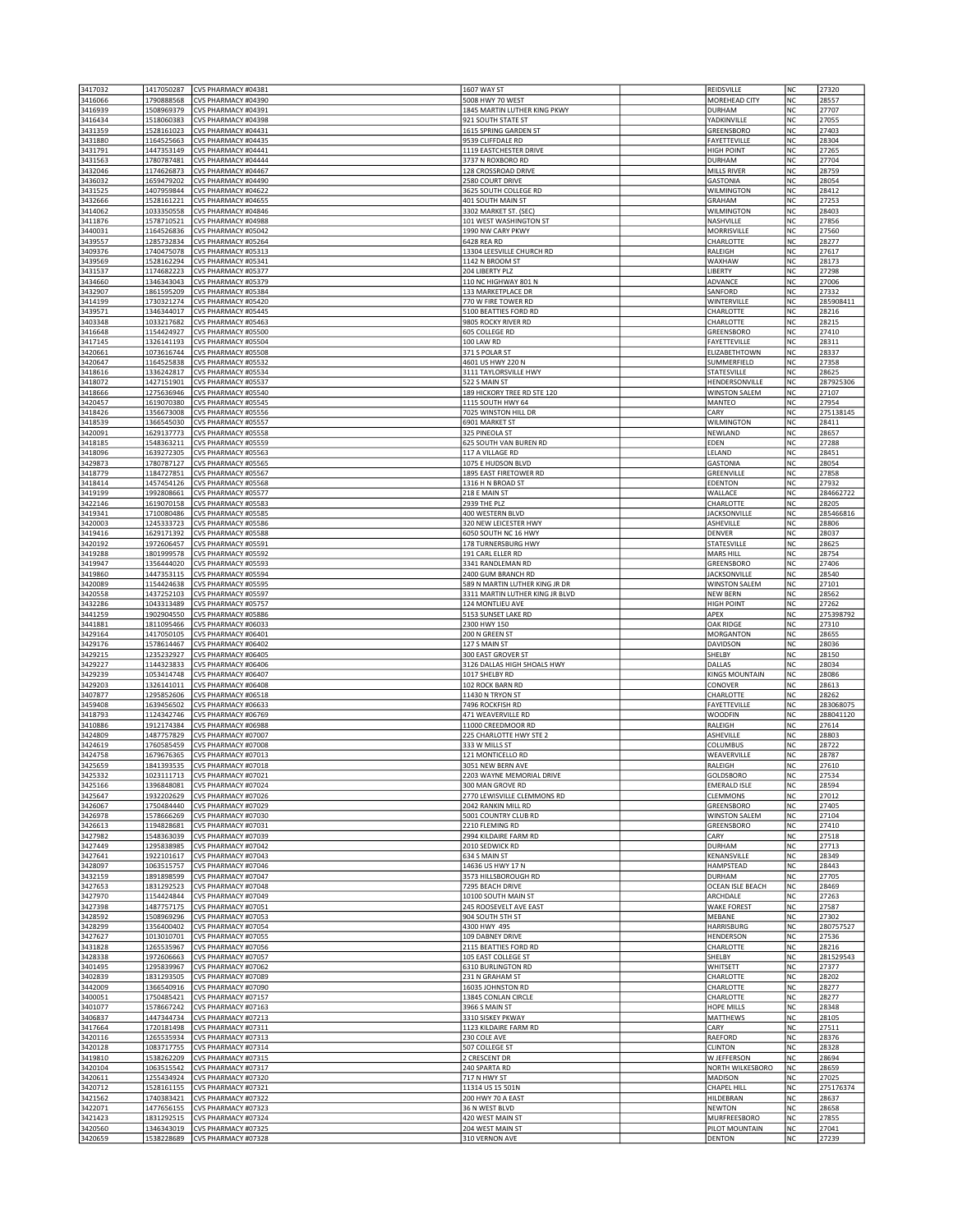| | | | | | | | |
|---|---|---|---|---|---|---|---|
| 3417032 | 1417050287 | CVS PHARMACY #04381 | 1607 WAY ST | | REIDSVILLE | NC | 27320 |
| 3416066 | 1790888568 | CVS PHARMACY #04390 | 5008 HWY 70 WEST | | MOREHEAD CITY | NC | 28557 |
| 3416939 | 1508969379 | CVS PHARMACY #04391 | 1845 MARTIN LUTHER KING PKWY | | DURHAM | NC | 27707 |
| 3416434 | 1518060383 | CVS PHARMACY #04398 | 921 SOUTH STATE ST | | YADKINVILLE | NC | 27055 |
| 3431359 | 1528161023 | CVS PHARMACY #04431 | 1615 SPRING GARDEN ST | | GREENSBORO | NC | 27403 |
| 3431880 | 1164525663 | CVS PHARMACY #04435 | 9539 CLIFFDALE RD | | FAYETTEVILLE | NC | 28304 |
| 3431791 | 1447353149 | CVS PHARMACY #04441 | 1119 EASTCHESTER DRIVE | | HIGH POINT | NC | 27265 |
| 3431563 | 1780787481 | CVS PHARMACY #04444 | 3737 N ROXBORO RD | | DURHAM | NC | 27704 |
| 3432046 | 1174626873 | CVS PHARMACY #04467 | 128 CROSSROAD DRIVE | | MILLS RIVER | NC | 28759 |
| 3436032 | 1659479202 | CVS PHARMACY #04490 | 2580 COURT DRIVE | | GASTONIA | NC | 28054 |
| 3431525 | 1407959844 | CVS PHARMACY #04622 | 3625 SOUTH COLLEGE RD | | WILMINGTON | NC | 28412 |
| 3432666 | 1528161221 | CVS PHARMACY #04655 | 401 SOUTH MAIN ST | | GRAHAM | NC | 27253 |
| 3414062 | 1033350558 | CVS PHARMACY #04846 | 3302 MARKET ST. (SEC) | | WILMINGTON | NC | 28403 |
| 3411876 | 1578710521 | CVS PHARMACY #04988 | 101 WEST WASHINGTON ST | | NASHVILLE | NC | 27856 |
| 3440031 | 1164526836 | CVS PHARMACY #05042 | 1990 NW CARY PKWY | | MORRISVILLE | NC | 27560 |
| 3439557 | 1285732834 | CVS PHARMACY #05264 | 6428 REA RD | | CHARLOTTE | NC | 28277 |
| 3409376 | 1740475078 | CVS PHARMACY #05313 | 13304 LEESVILLE CHURCH RD | | RALEIGH | NC | 27617 |
| 3439569 | 1528162294 | CVS PHARMACY #05341 | 1142 N BROOM ST | | WAXHAW | NC | 28173 |
| 3431537 | 1174682223 | CVS PHARMACY #05377 | 204 LIBERTY PLZ | | LIBERTY | NC | 27298 |
| 3434660 | 1346343043 | CVS PHARMACY #05379 | 110 NC HIGHWAY 801 N | | ADVANCE | NC | 27006 |
| 3432907 | 1861595209 | CVS PHARMACY #05384 | 133 MARKETPLACE DR | | SANFORD | NC | 27332 |
| 3414199 | 1730321274 | CVS PHARMACY #05420 | 770 W FIRE TOWER RD | | WINTERVILLE | NC | 285908411 |
| 3439571 | 1346344017 | CVS PHARMACY #05445 | 5100 BEATTIES FORD RD | | CHARLOTTE | NC | 28216 |
| 3403348 | 1033217682 | CVS PHARMACY #05463 | 9805 ROCKY RIVER RD | | CHARLOTTE | NC | 28215 |
| 3416648 | 1154424927 | CVS PHARMACY #05500 | 605 COLLEGE RD | | GREENSBORO | NC | 27410 |
| 3417145 | 1326141193 | CVS PHARMACY #05504 | 100 LAW RD | | FAYETTEVILLE | NC | 28311 |
| 3420661 | 1073616744 | CVS PHARMACY #05508 | 371 S POLAR ST | | ELIZABETHTOWN | NC | 28337 |
| 3420647 | 1164525838 | CVS PHARMACY #05532 | 4601 US HWY 220 N | | SUMMERFIELD | NC | 27358 |
| 3418616 | 1336242817 | CVS PHARMACY #05534 | 3111 TAYLORSVILLE HWY | | STATESVILLE | NC | 28625 |
| 3418072 | 1427151901 | CVS PHARMACY #05537 | 522 S MAIN ST | | HENDERSONVILLE | NC | 287925306 |
| 3418666 | 1275636946 | CVS PHARMACY #05540 | 189 HICKORY TREE RD STE 120 | | WINSTON SALEM | NC | 27107 |
| 3420457 | 1619070380 | CVS PHARMACY #05545 | 1115 SOUTH HWY 64 | | MANTEO | NC | 27954 |
| 3418426 | 1356673008 | CVS PHARMACY #05556 | 7025 WINSTON HILL DR | | CARY | NC | 275138145 |
| 3418539 | 1366545030 | CVS PHARMACY #05557 | 6901 MARKET ST | | WILMINGTON | NC | 28411 |
| 3420091 | 1629137773 | CVS PHARMACY #05558 | 325 PINEOLA ST | | NEWLAND | NC | 28657 |
| 3418185 | 1548363211 | CVS PHARMACY #05559 | 625 SOUTH VAN BUREN RD | | EDEN | NC | 27288 |
| 3418096 | 1639272305 | CVS PHARMACY #05563 | 117 A VILLAGE RD | | LELAND | NC | 28451 |
| 3429873 | 1780787127 | CVS PHARMACY #05565 | 1075 E HUDSON BLVD | | GASTONIA | NC | 28054 |
| 3418779 | 1184727851 | CVS PHARMACY #05567 | 1895 EAST FIRETOWER RD | | GREENVILLE | NC | 27858 |
| 3418414 | 1457454126 | CVS PHARMACY #05568 | 1316 H N BROAD ST | | EDENTON | NC | 27932 |
| 3419199 | 1992808661 | CVS PHARMACY #05577 | 218 E MAIN ST | | WALLACE | NC | 284662722 |
| 3422146 | 1619070158 | CVS PHARMACY #05583 | 2939 THE PLZ | | CHARLOTTE | NC | 28205 |
| 3419341 | 1710080486 | CVS PHARMACY #05585 | 400 WESTERN BLVD | | JACKSONVILLE | NC | 285466816 |
| 3420003 | 1245333723 | CVS PHARMACY #05586 | 320 NEW LEICESTER HWY | | ASHEVILLE | NC | 28806 |
| 3419416 | 1629171392 | CVS PHARMACY #05588 | 6050 SOUTH NC 16 HWY | | DENVER | NC | 28037 |
| 3420192 | 1972606457 | CVS PHARMACY #05591 | 178 TURNERSBURG HWY | | STATESVILLE | NC | 28625 |
| 3419288 | 1801999578 | CVS PHARMACY #05592 | 191 CARL ELLER RD | | MARS HILL | NC | 28754 |
| 3419947 | 1356444020 | CVS PHARMACY #05593 | 3341 RANDLEMAN RD | | GREENSBORO | NC | 27406 |
| 3419860 | 1447353115 | CVS PHARMACY #05594 | 2400 GUM BRANCH RD | | JACKSONVILLE | NC | 28540 |
| 3420089 | 1154424638 | CVS PHARMACY #05595 | 589 N MARTIN LUTHER KING JR DR | | WINSTON SALEM | NC | 27101 |
| 3420558 | 1437252103 | CVS PHARMACY #05597 | 3311 MARTIN LUTHER KING JR BLVD | | NEW BERN | NC | 28562 |
| 3432286 | 1043313489 | CVS PHARMACY #05757 | 124 MONTLIEU AVE | | HIGH POINT | NC | 27262 |
| 3441259 | 1902904550 | CVS PHARMACY #05886 | 5153 SUNSET LAKE RD | | APEX | NC | 275398792 |
| 3441881 | 1811095466 | CVS PHARMACY #06033 | 2300 HWY 150 | | OAK RIDGE | NC | 27310 |
| 3429164 | 1417050105 | CVS PHARMACY #06401 | 200 N GREEN ST | | MORGANTON | NC | 28655 |
| 3429176 | 1578614467 | CVS PHARMACY #06402 | 127 S MAIN ST | | DAVIDSON | NC | 28036 |
| 3429215 | 1235232927 | CVS PHARMACY #06405 | 300 EAST GROVER ST | | SHELBY | NC | 28150 |
| 3429227 | 1144323833 | CVS PHARMACY #06406 | 3126 DALLAS HIGH SHOALS HWY | | DALLAS | NC | 28034 |
| 3429239 | 1053414748 | CVS PHARMACY #06407 | 1017 SHELBY RD | | KINGS MOUNTAIN | NC | 28086 |
| 3429203 | 1326141011 | CVS PHARMACY #06408 | 102 ROCK BARN RD | | CONOVER | NC | 28613 |
| 3407877 | 1295852606 | CVS PHARMACY #06518 | 11430 N TRYON ST | | CHARLOTTE | NC | 28262 |
| 3459408 | 1639456502 | CVS PHARMACY #06633 | 7496 ROCKFISH RD | | FAYETTEVILLE | NC | 283068075 |
| 3418793 | 1124342746 | CVS PHARMACY #06769 | 471 WEAVERVILLE RD | | WOODFIN | NC | 288041120 |
| 3410886 | 1912174384 | CVS PHARMACY #06988 | 11000 CREEDMOOR RD | | RALEIGH | NC | 27614 |
| 3424809 | 1487757829 | CVS PHARMACY #07007 | 225 CHARLOTTE HWY STE 2 | | ASHEVILLE | NC | 28803 |
| 3424619 | 1760585459 | CVS PHARMACY #07008 | 333 W MILLS ST | | COLUMBUS | NC | 28722 |
| 3424758 | 1679676365 | CVS PHARMACY #07013 | 121 MONTICELLO RD | | WEAVERVILLE | NC | 28787 |
| 3425659 | 1841393535 | CVS PHARMACY #07018 | 3051 NEW BERN AVE | | RALEIGH | NC | 27610 |
| 3425332 | 1023111713 | CVS PHARMACY #07021 | 2203 WAYNE MEMORIAL DRIVE | | GOLDSBORO | NC | 27534 |
| 3425166 | 1396848081 | CVS PHARMACY #07024 | 300 MAN GROVE RD | | EMERALD ISLE | NC | 28594 |
| 3425647 | 1932202629 | CVS PHARMACY #07026 | 2770 LEWISVILLE CLEMMONS RD | | CLEMMONS | NC | 27012 |
| 3426067 | 1750484440 | CVS PHARMACY #07029 | 2042 RANKIN MILL RD | | GREENSBORO | NC | 27405 |
| 3426978 | 1578666269 | CVS PHARMACY #07030 | 5001 COUNTRY CLUB RD | | WINSTON SALEM | NC | 27104 |
| 3426613 | 1194828681 | CVS PHARMACY #07031 | 2210 FLEMING RD | | GREENSBORO | NC | 27410 |
| 3427982 | 1548363039 | CVS PHARMACY #07039 | 2994 KILDAIRE FARM RD | | CARY | NC | 27518 |
| 3427449 | 1295838985 | CVS PHARMACY #07042 | 2010 SEDWICK RD | | DURHAM | NC | 27713 |
| 3427641 | 1922101617 | CVS PHARMACY #07043 | 634 S MAIN ST | | KENANSVILLE | NC | 28349 |
| 3428097 | 1063515757 | CVS PHARMACY #07046 | 14636 US HWY 17 N | | HAMPSTEAD | NC | 28443 |
| 3432159 | 1891898599 | CVS PHARMACY #07047 | 3573 HILLSBOROUGH RD | | DURHAM | NC | 27705 |
| 3427653 | 1831292523 | CVS PHARMACY #07048 | 7295 BEACH DRIVE | | OCEAN ISLE BEACH | NC | 28469 |
| 3427970 | 1154424844 | CVS PHARMACY #07049 | 10100 SOUTH MAIN ST | | ARCHDALE | NC | 27263 |
| 3427398 | 1487757175 | CVS PHARMACY #07051 | 245 ROOSEVELT AVE EAST | | WAKE FOREST | NC | 27587 |
| 3428592 | 1508969296 | CVS PHARMACY #07053 | 904 SOUTH 5TH ST | | MEBANE | NC | 27302 |
| 3428299 | 1356400402 | CVS PHARMACY #07054 | 4300 HWY 49S | | HARRISBURG | NC | 280757527 |
| 3427627 | 1013010701 | CVS PHARMACY #07055 | 109 DABNEY DRIVE | | HENDERSON | NC | 27536 |
| 3431828 | 1265535967 | CVS PHARMACY #07056 | 2115 BEATTIES FORD RD | | CHARLOTTE | NC | 28216 |
| 3428338 | 1972606663 | CVS PHARMACY #07057 | 105 EAST COLLEGE ST | | SHELBY | NC | 281529543 |
| 3401495 | 1295839967 | CVS PHARMACY #07062 | 6310 BURLINGTON RD | | WHITSETT | NC | 27377 |
| 3402839 | 1831293505 | CVS PHARMACY #07089 | 231 N GRAHAM ST | | CHARLOTTE | NC | 28202 |
| 3442009 | 1366540916 | CVS PHARMACY #07090 | 16035 JOHNSTON RD | | CHARLOTTE | NC | 28277 |
| 3400051 | 1750485421 | CVS PHARMACY #07157 | 13845 CONLAN CIRCLE | | CHARLOTTE | NC | 28277 |
| 3401077 | 1578667242 | CVS PHARMACY #07163 | 3966 S MAIN ST | | HOPE MILLS | NC | 28348 |
| 3406837 | 1447344734 | CVS PHARMACY #07213 | 3310 SISKEY PKWAY | | MATTHEWS | NC | 28105 |
| 3417664 | 1720181498 | CVS PHARMACY #07311 | 1123 KILDAIRE FARM RD | | CARY | NC | 27511 |
| 3420116 | 1265535934 | CVS PHARMACY #07313 | 230 COLE AVE | | RAEFORD | NC | 28376 |
| 3420128 | 1083717755 | CVS PHARMACY #07314 | 507 COLLEGE ST | | CLINTON | NC | 28328 |
| 3419810 | 1538262209 | CVS PHARMACY #07315 | 2 CRESCENT DR | | W JEFFERSON | NC | 28694 |
| 3420104 | 1063515542 | CVS PHARMACY #07317 | 240 SPARTA RD | | NORTH WILKESBORO | NC | 28659 |
| 3420611 | 1255434924 | CVS PHARMACY #07320 | 717 N HWY ST | | MADISON | NC | 27025 |
| 3420712 | 1528161155 | CVS PHARMACY #07321 | 11314 US 15 501N | | CHAPEL HILL | NC | 275176374 |
| 3421562 | 1740383421 | CVS PHARMACY #07322 | 200 HWY 70 A EAST | | HILDEBRAN | NC | 28637 |
| 3422071 | 1477656155 | CVS PHARMACY #07323 | 36 N WEST BLVD | | NEWTON | NC | 28658 |
| 3421423 | 1831292515 | CVS PHARMACY #07324 | 420 WEST MAIN ST | | MURFREESBORO | NC | 27855 |
| 3420560 | 1346343019 | CVS PHARMACY #07325 | 204 WEST MAIN ST | | PILOT MOUNTAIN | NC | 27041 |
| 3420659 | 1538228689 | CVS PHARMACY #07328 | 310 VERNON AVE | | DENTON | NC | 27239 |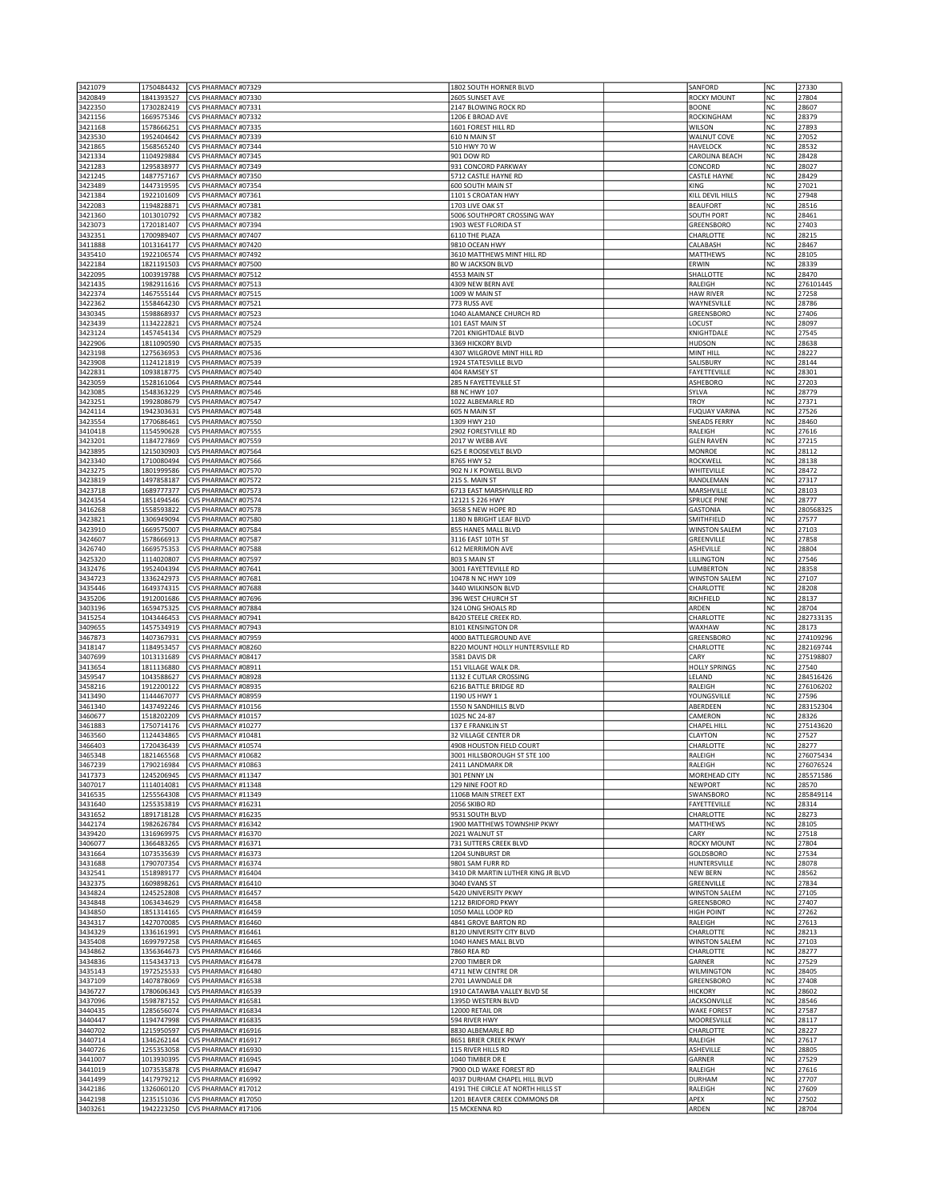| 3421079 | 1750484432 | CVS PHARMACY #07329 | 1802 SOUTH HORNER BLVD | | SANFORD | NC | 27330 |
|---|---|---|---|---|---|---|---|
| 3420849 | 1841393527 | CVS PHARMACY #07330 | 2605 SUNSET AVE | | ROCKY MOUNT | NC | 27804 |
| 3422350 | 1730282419 | CVS PHARMACY #07331 | 2147 BLOWING ROCK RD | | BOONE | NC | 28607 |
| 3421156 | 1669575346 | CVS PHARMACY #07332 | 1206 E BROAD AVE | | ROCKINGHAM | NC | 28379 |
| 3421168 | 1578666251 | CVS PHARMACY #07335 | 1601 FOREST HILL RD | | WILSON | NC | 27893 |
| 3423530 | 1952404642 | CVS PHARMACY #07339 | 610 N MAIN ST | | WALNUT COVE | NC | 27052 |
| 3421865 | 1568565240 | CVS PHARMACY #07344 | 510 HWY 70 W | | HAVELOCK | NC | 28532 |
| 3421334 | 1104929884 | CVS PHARMACY #07345 | 901 DOW RD | | CAROLINA BEACH | NC | 28428 |
| 3421283 | 1295838977 | CVS PHARMACY #07349 | 931 CONCORD PARKWAY | | CONCORD | NC | 28027 |
| 3421245 | 1487757167 | CVS PHARMACY #07350 | 5712 CASTLE HAYNE RD | | CASTLE HAYNE | NC | 28429 |
| 3423489 | 1447319595 | CVS PHARMACY #07354 | 600 SOUTH MAIN ST | | KING | NC | 27021 |
| 3421384 | 1922101609 | CVS PHARMACY #07361 | 1101 S CROATAN HWY | | KILL DEVIL HILLS | NC | 27948 |
| 3422083 | 1194828871 | CVS PHARMACY #07381 | 1703 LIVE OAK ST | | BEAUFORT | NC | 28516 |
| 3421360 | 1013010792 | CVS PHARMACY #07382 | 5006 SOUTHPORT CROSSING WAY | | SOUTH PORT | NC | 28461 |
| 3423073 | 1720181407 | CVS PHARMACY #07394 | 1903 WEST FLORIDA ST | | GREENSBORO | NC | 27403 |
| 3432351 | 1700989407 | CVS PHARMACY #07407 | 6110 THE PLAZA | | CHARLOTTE | NC | 28215 |
| 3411888 | 1013164177 | CVS PHARMACY #07420 | 9810 OCEAN HWY | | CALABASH | NC | 28467 |
| 3435410 | 1922106574 | CVS PHARMACY #07492 | 3610 MATTHEWS MINT HILL RD | | MATTHEWS | NC | 28105 |
| 3422184 | 1821191503 | CVS PHARMACY #07500 | 80 W JACKSON BLVD | | ERWIN | NC | 28339 |
| 3422095 | 1003919788 | CVS PHARMACY #07512 | 4553 MAIN ST | | SHALLOTTE | NC | 28470 |
| 3421435 | 1982911616 | CVS PHARMACY #07513 | 4309 NEW BERN AVE | | RALEIGH | NC | 276101445 |
| 3422374 | 1467555144 | CVS PHARMACY #07515 | 1009 W MAIN ST | | HAW RIVER | NC | 27258 |
| 3422362 | 1558464230 | CVS PHARMACY #07521 | 773 RUSS AVE | | WAYNESVILLE | NC | 28786 |
| 3430345 | 1598868937 | CVS PHARMACY #07523 | 1040 ALAMANCE CHURCH RD | | GREENSBORO | NC | 27406 |
| 3423439 | 1134222821 | CVS PHARMACY #07524 | 101 EAST MAIN ST | | LOCUST | NC | 28097 |
| 3423124 | 1457454134 | CVS PHARMACY #07529 | 7201 KNIGHTDALE BLVD | | KNIGHTDALE | NC | 27545 |
| 3422906 | 1811090590 | CVS PHARMACY #07535 | 3369 HICKORY BLVD | | HUDSON | NC | 28638 |
| 3423198 | 1275636953 | CVS PHARMACY #07536 | 4307 WILGROVE MINT HILL RD | | MINT HILL | NC | 28227 |
| 3423908 | 1124121819 | CVS PHARMACY #07539 | 1924 STATESVILLE BLVD | | SALISBURY | NC | 28144 |
| 3422831 | 1093818775 | CVS PHARMACY #07540 | 404 RAMSEY ST | | FAYETTEVILLE | NC | 28301 |
| 3423059 | 1528161064 | CVS PHARMACY #07544 | 285 N FAYETTEVILLE ST | | ASHEBORO | NC | 27203 |
| 3423085 | 1548363229 | CVS PHARMACY #07546 | 88 NC HWY 107 | | SYLVA | NC | 28779 |
| 3423251 | 1992808679 | CVS PHARMACY #07547 | 1022 ALBEMARLE RD | | TROY | NC | 27371 |
| 3424114 | 1942303631 | CVS PHARMACY #07548 | 605 N MAIN ST | | FUQUAY VARINA | NC | 27526 |
| 3423554 | 1770686461 | CVS PHARMACY #07550 | 1309 HWY 210 | | SNEADS FERRY | NC | 28460 |
| 3410418 | 1154590628 | CVS PHARMACY #07555 | 2902 FORESTVILLE RD | | RALEIGH | NC | 27616 |
| 3423201 | 1184727869 | CVS PHARMACY #07559 | 2017 W WEBB AVE | | GLEN RAVEN | NC | 27215 |
| 3423895 | 1215030903 | CVS PHARMACY #07564 | 625 E ROOSEVELT BLVD | | MONROE | NC | 28112 |
| 3423340 | 1710080494 | CVS PHARMACY #07566 | 8765 HWY 52 | | ROCKWELL | NC | 28138 |
| 3423275 | 1801999586 | CVS PHARMACY #07570 | 902 N J K POWELL BLVD | | WHITEVILLE | NC | 28472 |
| 3423819 | 1497858187 | CVS PHARMACY #07572 | 215 S. MAIN ST | | RANDLEMAN | NC | 27317 |
| 3423718 | 1689777377 | CVS PHARMACY #07573 | 6713 EAST MARSHVILLE RD | | MARSHVILLE | NC | 28103 |
| 3424354 | 1851494546 | CVS PHARMACY #07574 | 12121 S 226 HWY | | SPRUCE PINE | NC | 28777 |
| 3416268 | 1558593822 | CVS PHARMACY #07578 | 3658 S NEW HOPE RD | | GASTONIA | NC | 280568325 |
| 3423821 | 1306949094 | CVS PHARMACY #07580 | 1180 N BRIGHT LEAF BLVD | | SMITHFIELD | NC | 27577 |
| 3423910 | 1669575007 | CVS PHARMACY #07584 | 855 HANES MALL BLVD | | WINSTON SALEM | NC | 27103 |
| 3424607 | 1578666913 | CVS PHARMACY #07587 | 3116 EAST 10TH ST | | GREENVILLE | NC | 27858 |
| 3426740 | 1669575353 | CVS PHARMACY #07588 | 612 MERRIMON AVE | | ASHEVILLE | NC | 28804 |
| 3425320 | 1114020807 | CVS PHARMACY #07597 | 803 S MAIN ST | | LILLINGTON | NC | 27546 |
| 3432476 | 1952404394 | CVS PHARMACY #07641 | 3001 FAYETTEVILLE RD | | LUMBERTON | NC | 28358 |
| 3434723 | 1336242973 | CVS PHARMACY #07681 | 10478 N NC HWY 109 | | WINSTON SALEM | NC | 27107 |
| 3435446 | 1649374315 | CVS PHARMACY #07688 | 3440 WILKINSON BLVD | | CHARLOTTE | NC | 28208 |
| 3435206 | 1912001686 | CVS PHARMACY #07696 | 396 WEST CHURCH ST | | RICHFIELD | NC | 28137 |
| 3403196 | 1659475325 | CVS PHARMACY #07884 | 324 LONG SHOALS RD | | ARDEN | NC | 28704 |
| 3415254 | 1043446453 | CVS PHARMACY #07941 | 8420 STEELE CREEK RD. | | CHARLOTTE | NC | 282733135 |
| 3409655 | 1457534919 | CVS PHARMACY #07943 | 8101 KENSINGTON DR | | WAXHAW | NC | 28173 |
| 3467873 | 1407367931 | CVS PHARMACY #07959 | 4000 BATTLEGROUND AVE | | GREENSBORO | NC | 274109296 |
| 3418147 | 1184953457 | CVS PHARMACY #08260 | 8220 MOUNT HOLLY HUNTERSVILLE RD | | CHARLOTTE | NC | 282169744 |
| 3407699 | 1013131689 | CVS PHARMACY #08417 | 3581 DAVIS DR | | CARY | NC | 275198807 |
| 3413654 | 1811136880 | CVS PHARMACY #08911 | 151 VILLAGE WALK DR. | | HOLLY SPRINGS | NC | 27540 |
| 3459547 | 1043588627 | CVS PHARMACY #08928 | 1132 E CUTLAR CROSSING | | LELAND | NC | 284516426 |
| 3458216 | 1912200122 | CVS PHARMACY #08935 | 6216 BATTLE BRIDGE RD | | RALEIGH | NC | 276106202 |
| 3413490 | 1144467077 | CVS PHARMACY #08959 | 1190 US HWY 1 | | YOUNGSVILLE | NC | 27596 |
| 3461340 | 1437492246 | CVS PHARMACY #10156 | 1550 N SANDHILLS BLVD | | ABERDEEN | NC | 283152304 |
| 3460677 | 1518202209 | CVS PHARMACY #10157 | 1025 NC 24-87 | | CAMERON | NC | 28326 |
| 3461883 | 1750714176 | CVS PHARMACY #10277 | 137 E FRANKLIN ST | | CHAPEL HILL | NC | 275143620 |
| 3463560 | 1124434865 | CVS PHARMACY #10481 | 32 VILLAGE CENTER DR | | CLAYTON | NC | 27527 |
| 3466403 | 1720436439 | CVS PHARMACY #10574 | 4908 HOUSTON FIELD COURT | | CHARLOTTE | NC | 28277 |
| 3465348 | 1821465568 | CVS PHARMACY #10682 | 3001 HILLSBOROUGH ST STE 100 | | RALEIGH | NC | 276075434 |
| 3467239 | 1790216984 | CVS PHARMACY #10863 | 2411 LANDMARK DR | | RALEIGH | NC | 276076524 |
| 3417373 | 1245206945 | CVS PHARMACY #11347 | 301 PENNY LN | | MOREHEAD CITY | NC | 285571586 |
| 3407017 | 1114014081 | CVS PHARMACY #11348 | 129 NINE FOOT RD | | NEWPORT | NC | 28570 |
| 3416535 | 1255564308 | CVS PHARMACY #11349 | 1106B MAIN STREET EXT | | SWANSBORO | NC | 285849114 |
| 3431640 | 1255353819 | CVS PHARMACY #16231 | 2056 SKIBO RD | | FAYETTEVILLE | NC | 28314 |
| 3431652 | 1891718128 | CVS PHARMACY #16235 | 9531 SOUTH BLVD | | CHARLOTTE | NC | 28273 |
| 3442174 | 1982626784 | CVS PHARMACY #16342 | 1900 MATTHEWS TOWNSHIP PKWY | | MATTHEWS | NC | 28105 |
| 3439420 | 1316969975 | CVS PHARMACY #16370 | 2021 WALNUT ST | | CARY | NC | 27518 |
| 3406077 | 1366483265 | CVS PHARMACY #16371 | 731 SUTTERS CREEK BLVD | | ROCKY MOUNT | NC | 27804 |
| 3431664 | 1073535639 | CVS PHARMACY #16373 | 1204 SUNBURST DR | | GOLDSBORO | NC | 27534 |
| 3431688 | 1790707354 | CVS PHARMACY #16374 | 9801 SAM FURR RD | | HUNTERSVILLE | NC | 28078 |
| 3432541 | 1518989177 | CVS PHARMACY #16404 | 3410 DR MARTIN LUTHER KING JR BLVD | | NEW BERN | NC | 28562 |
| 3432375 | 1609898261 | CVS PHARMACY #16410 | 3040 EVANS ST | | GREENVILLE | NC | 27834 |
| 3434824 | 1245252808 | CVS PHARMACY #16457 | 5420 UNIVERSITY PKWY | | WINSTON SALEM | NC | 27105 |
| 3434848 | 1063434629 | CVS PHARMACY #16458 | 1212 BRIDFORD PKWY | | GREENSBORO | NC | 27407 |
| 3434850 | 1851314165 | CVS PHARMACY #16459 | 1050 MALL LOOP RD | | HIGH POINT | NC | 27262 |
| 3434317 | 1427070085 | CVS PHARMACY #16460 | 4841 GROVE BARTON RD | | RALEIGH | NC | 27613 |
| 3434329 | 1336161991 | CVS PHARMACY #16461 | 8120 UNIVERSITY CITY BLVD | | CHARLOTTE | NC | 28213 |
| 3435408 | 1699797258 | CVS PHARMACY #16465 | 1040 HANES MALL BLVD | | WINSTON SALEM | NC | 27103 |
| 3434862 | 1356364673 | CVS PHARMACY #16466 | 7860 REA RD | | CHARLOTTE | NC | 28277 |
| 3434836 | 1154343713 | CVS PHARMACY #16478 | 2700 TIMBER DR | | GARNER | NC | 27529 |
| 3435143 | 1972525533 | CVS PHARMACY #16480 | 4711 NEW CENTRE DR | | WILMINGTON | NC | 28405 |
| 3437109 | 1407878069 | CVS PHARMACY #16538 | 2701 LAWNDALE DR | | GREENSBORO | NC | 27408 |
| 3436727 | 1780606343 | CVS PHARMACY #16539 | 1910 CATAWBA VALLEY BLVD SE | | HICKORY | NC | 28602 |
| 3437096 | 1598787152 | CVS PHARMACY #16581 | 1395D WESTERN BLVD | | JACKSONVILLE | NC | 28546 |
| 3440435 | 1285656074 | CVS PHARMACY #16834 | 12000 RETAIL DR | | WAKE FOREST | NC | 27587 |
| 3440447 | 1194747998 | CVS PHARMACY #16835 | 594 RIVER HWY | | MOORESVILLE | NC | 28117 |
| 3440702 | 1215950597 | CVS PHARMACY #16916 | 8830 ALBEMARLE RD | | CHARLOTTE | NC | 28227 |
| 3440714 | 1346262144 | CVS PHARMACY #16917 | 8651 BRIER CREEK PKWY | | RALEIGH | NC | 27617 |
| 3440726 | 1255353058 | CVS PHARMACY #16930 | 115 RIVER HILLS RD | | ASHEVILLE | NC | 28805 |
| 3441007 | 1013930395 | CVS PHARMACY #16945 | 1040 TIMBER DR E | | GARNER | NC | 27529 |
| 3441019 | 1073535878 | CVS PHARMACY #16947 | 7900 OLD WAKE FOREST RD | | RALEIGH | NC | 27616 |
| 3441499 | 1417979212 | CVS PHARMACY #16992 | 4037 DURHAM CHAPEL HILL BLVD | | DURHAM | NC | 27707 |
| 3442186 | 1326060120 | CVS PHARMACY #17012 | 4191 THE CIRCLE AT NORTH HILLS ST | | RALEIGH | NC | 27609 |
| 3442198 | 1235151036 | CVS PHARMACY #17050 | 1201 BEAVER CREEK COMMONS DR | | APEX | NC | 27502 |
| 3403261 | 1942223250 | CVS PHARMACY #17106 | 15 MCKENNA RD | | ARDEN | NC | 28704 |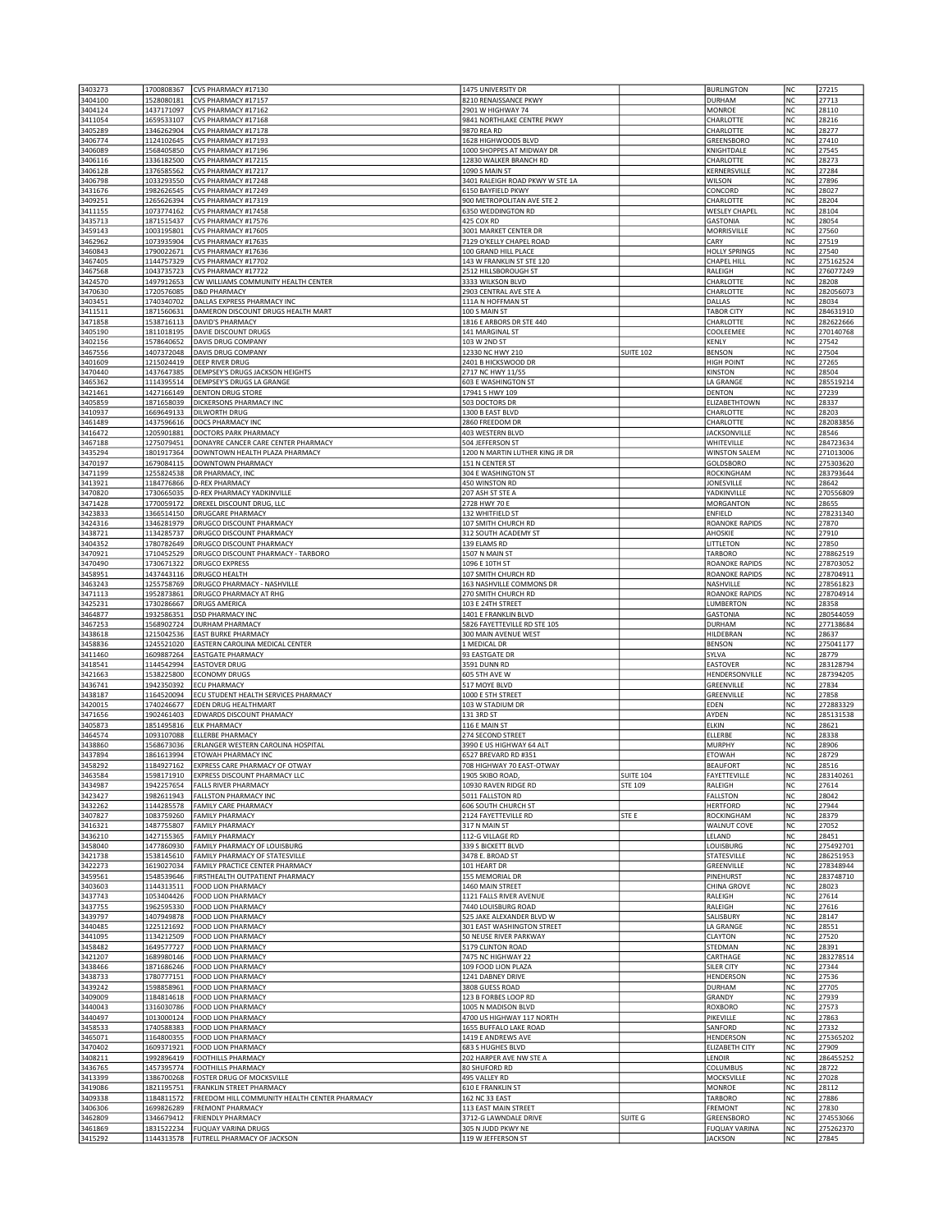| | | | | | | | |
|---|---|---|---|---|---|---|---|
| 3403273 | 1700808367 | CVS PHARMACY #17130 | 1475 UNIVERSITY DR | | BURLINGTON | NC | 27215 |
| 3404100 | 1528080181 | CVS PHARMACY #17157 | 8210 RENAISSANCE PKWY | | DURHAM | NC | 27713 |
| 3404124 | 1437171097 | CVS PHARMACY #17162 | 2901 W HIGHWAY 74 | | MONROE | NC | 28110 |
| 3411054 | 1659533107 | CVS PHARMACY #17168 | 9841 NORTHLAKE CENTRE PKWY | | CHARLOTTE | NC | 28216 |
| 3405289 | 1346262904 | CVS PHARMACY #17178 | 9870 REA RD | | CHARLOTTE | NC | 28277 |
| 3406774 | 1124102645 | CVS PHARMACY #17193 | 1628 HIGHWOODS BLVD | | GREENSBORO | NC | 27410 |
| 3406089 | 1568405850 | CVS PHARMACY #17196 | 1000 SHOPPES AT MIDWAY DR | | KNIGHTDALE | NC | 27545 |
| 3406116 | 1336182500 | CVS PHARMACY #17215 | 12830 WALKER BRANCH RD | | CHARLOTTE | NC | 28273 |
| 3406128 | 1376585562 | CVS PHARMACY #17217 | 1090 S MAIN ST | | KERNERSVILLE | NC | 27284 |
| 3406798 | 1033293550 | CVS PHARMACY #17248 | 3401 RALEIGH ROAD PKWY W STE 1A | | WILSON | NC | 27896 |
| 3431676 | 1982626545 | CVS PHARMACY #17249 | 6150 BAYFIELD PKWY | | CONCORD | NC | 28027 |
| 3409251 | 1265626394 | CVS PHARMACY #17319 | 900 METROPOLITAN AVE STE 2 | | CHARLOTTE | NC | 28204 |
| 3411155 | 1073774162 | CVS PHARMACY #17458 | 6350 WEDDINGTON RD | | WESLEY CHAPEL | NC | 28104 |
| 3435713 | 1871515437 | CVS PHARMACY #17576 | 425 COX RD | | GASTONIA | NC | 28054 |
| 3459143 | 1003195801 | CVS PHARMACY #17605 | 3001 MARKET CENTER DR | | MORRISVILLE | NC | 27560 |
| 3462962 | 1073935904 | CVS PHARMACY #17635 | 7129 O'KELLY CHAPEL ROAD | | CARY | NC | 27519 |
| 3460843 | 1790022671 | CVS PHARMACY #17636 | 100 GRAND HILL PLACE | | HOLLY SPRINGS | NC | 27540 |
| 3467405 | 1144757329 | CVS PHARMACY #17702 | 143 W FRANKLIN ST STE 120 | | CHAPEL HILL | NC | 275162524 |
| 3467568 | 1043735723 | CVS PHARMACY #17722 | 2512 HILLSBOROUGH ST | | RALEIGH | NC | 276077249 |
| 3424570 | 1497912653 | CW WILLIAMS COMMUNITY HEALTH CENTER | 3333 WILKSON BLVD | | CHARLOTTE | NC | 28208 |
| 3470630 | 1720576085 | D&D PHARMACY | 2903 CENTRAL AVE STE A | | CHARLOTTE | NC | 282056073 |
| 3403451 | 1740340702 | DALLAS EXPRESS PHARMACY INC | 111A N HOFFMAN ST | | DALLAS | NC | 28034 |
| 3411511 | 1871560631 | DAMERON DISCOUNT DRUGS HEALTH MART | 100 S MAIN ST | | TABOR CITY | NC | 284631910 |
| 3471858 | 1538716113 | DAVID'S PHARMACY | 1816 E ARBORS DR STE 440 | | CHARLOTTE | NC | 282622666 |
| 3405190 | 1811018195 | DAVIE DISCOUNT DRUGS | 141 MARGINAL ST | | COOLEEMEE | NC | 270140768 |
| 3402156 | 1578640652 | DAVIS DRUG COMPANY | 103 W 2ND ST | | KENLY | NC | 27542 |
| 3467556 | 1407372048 | DAVIS DRUG COMPANY | 12330 NC HWY 210 | SUITE 102 | BENSON | NC | 27504 |
| 3401609 | 1215024419 | DEEP RIVER DRUG | 2401 B HICKSWOOD DR | | HIGH POINT | NC | 27265 |
| 3470440 | 1437647385 | DEMPSEY'S DRUGS JACKSON HEIGHTS | 2717 NC HWY 11/55 | | KINSTON | NC | 28504 |
| 3465362 | 1114395514 | DEMPSEY'S DRUGS LA GRANGE | 603 E WASHINGTON ST | | LA GRANGE | NC | 285519214 |
| 3421461 | 1427166149 | DENTON DRUG STORE | 17941 S HWY 109 | | DENTON | NC | 27239 |
| 3405859 | 1871658039 | DICKERSONS PHARMACY INC | 503 DOCTORS DR | | ELIZABETHTOWN | NC | 28337 |
| 3410937 | 1669649133 | DILWORTH DRUG | 1300 B EAST BLVD | | CHARLOTTE | NC | 28203 |
| 3461489 | 1437596616 | DOCS PHARMACY INC | 2860 FREEDOM DR | | CHARLOTTE | NC | 282083856 |
| 3416472 | 1205901881 | DOCTORS PARK PHARMACY | 403 WESTERN BLVD | | JACKSONVILLE | NC | 28546 |
| 3467188 | 1275079451 | DONAYRE CANCER CARE CENTER PHARMACY | 504 JEFFERSON ST | | WHITEVILLE | NC | 284723634 |
| 3435294 | 1801917364 | DOWNTOWN HEALTH PLAZA PHARMACY | 1200 N MARTIN LUTHER KING JR DR | | WINSTON SALEM | NC | 271013006 |
| 3470197 | 1679084115 | DOWNTOWN PHARMACY | 151 N CENTER ST | | GOLDSBORO | NC | 275303620 |
| 3471199 | 1255824538 | DR PHARMACY, INC | 304 E WASHINGTON ST | | ROCKINGHAM | NC | 283793644 |
| 3413921 | 1184776866 | D-REX PHARMACY | 450 WINSTON RD | | JONESVILLE | NC | 28642 |
| 3470820 | 1730665035 | D-REX PHARMACY YADKINVILLE | 207 ASH ST STE A | | YADKINVILLE | NC | 270556809 |
| 3471428 | 1770059172 | DREXEL DISCOUNT DRUG, LLC | 2728 HWY 70 E | | MORGANTON | NC | 28655 |
| 3423833 | 1366514150 | DRUGCARE PHARMACY | 132 WHITFIELD ST | | ENFIELD | NC | 278231340 |
| 3424316 | 1346281979 | DRUGCO DISCOUNT PHARMACY | 107 SMITH CHURCH RD | | ROANOKE RAPIDS | NC | 27870 |
| 3438721 | 1134285737 | DRUGCO DISCOUNT PHARMACY | 312 SOUTH ACADEMY ST | | AHOSKIE | NC | 27910 |
| 3404352 | 1780782649 | DRUGCO DISCOUNT PHARMACY | 139 ELAMS RD | | LITTLETON | NC | 27850 |
| 3470921 | 1710452529 | DRUGCO DISCOUNT PHARMACY - TARBORO | 1507 N MAIN ST | | TARBORO | NC | 278862519 |
| 3470490 | 1730671322 | DRUGCO EXPRESS | 1096 E 10TH ST | | ROANOKE RAPIDS | NC | 278703052 |
| 3458951 | 1437443116 | DRUGCO HEALTH | 107 SMITH CHURCH RD | | ROANOKE RAPIDS | NC | 278704911 |
| 3463243 | 1255758769 | DRUGCO PHARMACY - NASHVILLE | 163 NASHVILLE COMMONS DR | | NASHVILLE | NC | 278561823 |
| 3471113 | 1952873861 | DRUGCO PHARMACY AT RHG | 270 SMITH CHURCH RD | | ROANOKE RAPIDS | NC | 278704914 |
| 3425231 | 1730286667 | DRUGS AMERICA | 103 E 24TH STREET | | LUMBERTON | NC | 28358 |
| 3464877 | 1932586351 | DSD PHARMACY INC | 1401 E FRANKLIN BLVD | | GASTONIA | NC | 280544059 |
| 3467253 | 1568902724 | DURHAM PHARMACY | 5826 FAYETTEVILLE RD STE 105 | | DURHAM | NC | 277138684 |
| 3438618 | 1215042536 | EAST BURKE PHARMACY | 300 MAIN AVENUE WEST | | HILDEBRAN | NC | 28637 |
| 3458836 | 1245521020 | EASTERN CAROLINA MEDICAL CENTER | 1 MEDICAL DR | | BENSON | NC | 275041177 |
| 3411460 | 1609887264 | EASTGATE PHARMACY | 93 EASTGATE DR | | SYLVA | NC | 28779 |
| 3418541 | 1144542994 | EASTOVER DRUG | 3591 DUNN RD | | EASTOVER | NC | 283128794 |
| 3421663 | 1538225800 | ECONOMY DRUGS | 605 5TH AVE W | | HENDERSONVILLE | NC | 287394205 |
| 3436741 | 1942350392 | ECU PHARMACY | 517 MOYE BLVD | | GREENVILLE | NC | 27834 |
| 3438187 | 1164520094 | ECU STUDENT HEALTH SERVICES PHARMACY | 1000 E 5TH STREET | | GREENVILLE | NC | 27858 |
| 3420015 | 1740246677 | EDEN DRUG HEALTHMART | 103 W STADIUM DR | | EDEN | NC | 272883329 |
| 3471656 | 1902461403 | EDWARDS DISCOUNT PHAMACY | 131 3RD ST | | AYDEN | NC | 285131538 |
| 3405873 | 1851495816 | ELK PHARMACY | 116 E MAIN ST | | ELKIN | NC | 28621 |
| 3464574 | 1093107088 | ELLERBE PHARMACY | 274 SECOND STREET | | ELLERBE | NC | 28338 |
| 3438860 | 1568673036 | ERLANGER WESTERN CAROLINA HOSPITAL | 3990 E US HIGHWAY 64 ALT | | MURPHY | NC | 28906 |
| 3437894 | 1861613994 | ETOWAH PHARMACY INC | 6527 BREVARD RD #351 | | ETOWAH | NC | 28729 |
| 3458292 | 1184927162 | EXPRESS CARE PHARMACY OF OTWAY | 708 HIGHWAY 70 EAST-OTWAY | | BEAUFORT | NC | 28516 |
| 3463584 | 1598171910 | EXPRESS DISCOUNT PHARMACY LLC | 1905 SKIBO ROAD, | SUITE 104 | FAYETTEVILLE | NC | 283140261 |
| 3434987 | 1942257654 | FALLS RIVER PHARMACY | 10930 RAVEN RIDGE RD | STE 109 | RALEIGH | NC | 27614 |
| 3423427 | 1982611943 | FALLSTON PHARMACY INC | 5011 FALLSTON RD | | FALLSTON | NC | 28042 |
| 3432262 | 1144285578 | FAMILY CARE PHARMACY | 606 SOUTH CHURCH ST | | HERTFORD | NC | 27944 |
| 3407827 | 1083759260 | FAMILY PHARMACY | 2124 FAYETTEVILLE RD | STE E | ROCKINGHAM | NC | 28379 |
| 3416321 | 1487755807 | FAMILY PHARMACY | 317 N MAIN ST | | WALNUT COVE | NC | 27052 |
| 3436210 | 1427155365 | FAMILY PHARMACY | 112-G VILLAGE RD | | LELAND | NC | 28451 |
| 3458040 | 1477860930 | FAMILY PHARMACY OF LOUISBURG | 339 S BICKETT BLVD | | LOUISBURG | NC | 275492701 |
| 3421738 | 1538145610 | FAMILY PHARMACY OF STATESVILLE | 3478 E. BROAD ST | | STATESVILLE | NC | 286251953 |
| 3422273 | 1619027034 | FAMILY PRACTICE CENTER PHARMACY | 101 HEART DR | | GREENVILLE | NC | 278348944 |
| 3459561 | 1548539646 | FIRSTHEALTH OUTPATIENT PHARMACY | 155 MEMORIAL DR | | PINEHURST | NC | 283748710 |
| 3403603 | 1144313511 | FOOD LION PHARMACY | 1460 MAIN STREET | | CHINA GROVE | NC | 28023 |
| 3437743 | 1053404426 | FOOD LION PHARMACY | 1121 FALLS RIVER AVENUE | | RALEIGH | NC | 27614 |
| 3437755 | 1962595330 | FOOD LION PHARMACY | 7440 LOUISBURG ROAD | | RALEIGH | NC | 27616 |
| 3439797 | 1407949878 | FOOD LION PHARMACY | 525 JAKE ALEXANDER BLVD W | | SALISBURY | NC | 28147 |
| 3440485 | 1225121692 | FOOD LION PHARMACY | 301 EAST WASHINGTON STREET | | LA GRANGE | NC | 28551 |
| 3441095 | 1134212509 | FOOD LION PHARMACY | 50 NEUSE RIVER PARKWAY | | CLAYTON | NC | 27520 |
| 3458482 | 1649577727 | FOOD LION PHARMACY | 5179 CLINTON ROAD | | STEDMAN | NC | 28391 |
| 3421207 | 1689980146 | FOOD LION PHARMACY | 7475 NC HIGHWAY 22 | | CARTHAGE | NC | 283278514 |
| 3438466 | 1871686246 | FOOD LION PHARMACY | 109 FOOD LION PLAZA | | SILER CITY | NC | 27344 |
| 3438733 | 1780777151 | FOOD LION PHARMACY | 1241 DABNEY DRIVE | | HENDERSON | NC | 27536 |
| 3439242 | 1598858961 | FOOD LION PHARMACY | 3808 GUESS ROAD | | DURHAM | NC | 27705 |
| 3409009 | 1184814618 | FOOD LION PHARMACY | 123 B FORBES LOOP RD | | GRANDY | NC | 27939 |
| 3440043 | 1316030786 | FOOD LION PHARMACY | 1005 N MADISON BLVD | | ROXBORO | NC | 27573 |
| 3440497 | 1013000124 | FOOD LION PHARMACY | 4700 US HIGHWAY 117 NORTH | | PIKEVILLE | NC | 27863 |
| 3458533 | 1740588383 | FOOD LION PHARMACY | 1655 BUFFALO LAKE ROAD | | SANFORD | NC | 27332 |
| 3465071 | 1164800355 | FOOD LION PHARMACY | 1419 E ANDREWS AVE | | HENDERSON | NC | 275365202 |
| 3470402 | 1609371921 | FOOD LION PHARMACY | 683 S HUGHES BLVD | | ELIZABETH CITY | NC | 27909 |
| 3408211 | 1992896419 | FOOTHILLS PHARMACY | 202 HARPER AVE NW STE A | | LENOIR | NC | 286455252 |
| 3436765 | 1457395774 | FOOTHILLS PHARMACY | 80 SHUFORD RD | | COLUMBUS | NC | 28722 |
| 3413399 | 1386700268 | FOSTER DRUG OF MOCKSVILLE | 495 VALLEY RD | | MOCKSVILLE | NC | 27028 |
| 3419086 | 1821195751 | FRANKLIN STREET PHARMACY | 610 E FRANKLIN ST | | MONROE | NC | 28112 |
| 3409338 | 1184811572 | FREEDOM HILL COMMUNITY HEALTH CENTER PHARMACY | 162 NC 33 EAST | | TARBORO | NC | 27886 |
| 3406306 | 1699826289 | FREMONT PHARMACY | 113 EAST MAIN STREET | | FREMONT | NC | 27830 |
| 3462809 | 1346679412 | FRIENDLY PHARMACY | 3712-G LAWNDALE DRIVE | SUITE G | GREENSBORO | NC | 274553066 |
| 3461869 | 1831522234 | FUQUAY VARINA DRUGS | 305 N JUDD PKWY NE | | FUQUAY VARINA | NC | 275262370 |
| 3415292 | 1144313578 | FUTRELL PHARMACY OF JACKSON | 119 W JEFFERSON ST | | JACKSON | NC | 27845 |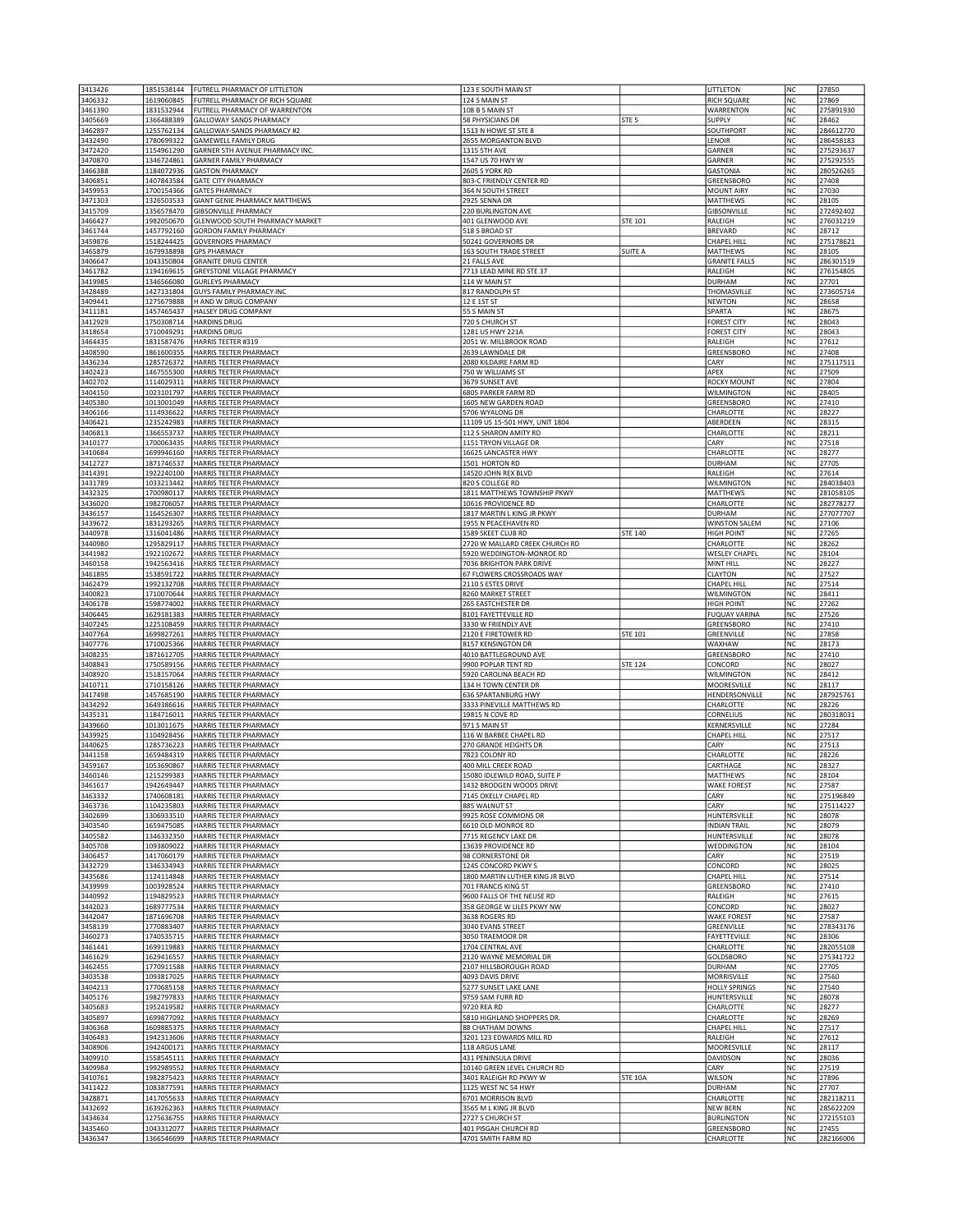| | | | | | | | |
|---|---|---|---|---|---|---|---|
| 3413426 | 1851538144 | FUTRELL PHARMACY OF LITTLETON | 123 E SOUTH MAIN ST | | LITTLETON | NC | 27850 |
| 3406332 | 1619060845 | FUTRELL PHARMACY OF RICH SQUARE | 124 S MAIN ST | | RICH SQUARE | NC | 27869 |
| 3461390 | 1831532944 | FUTRELL PHARMACY OF WARRENTON | 108 B S MAIN ST | | WARRENTON | NC | 275891930 |
| 3405669 | 1366488389 | GALLOWAY SANDS PHARMACY | 58 PHYSICIANS DR | STE 5 | SUPPLY | NC | 28462 |
| 3462897 | 1255762134 | GALLOWAY-SANDS PHARMACY #2 | 1513 N HOWE ST STE 8 | | SOUTHPORT | NC | 284612770 |
| 3432490 | 1780699322 | GAMEWELL FAMILY DRUG | 2655 MORGANTON BLVD | | LENOIR | NC | 286458183 |
| 3472420 | 1154961290 | GARNER 5TH AVENUE PHARMACY INC. | 1315 5TH AVE | | GARNER | NC | 275293637 |
| 3470870 | 1346724861 | GARNER FAMILY PHARMACY | 1547 US 70 HWY W | | GARNER | NC | 275292555 |
| 3466388 | 1184072936 | GASTON PHARMACY | 2605 S YORK RD | | GASTONIA | NC | 280526265 |
| 3406851 | 1407843584 | GATE CITY PHARMACY | 803-C FRIENDLY CENTER RD | | GREENSBORO | NC | 27408 |
| 3459953 | 1700154366 | GATES PHARMACY | 364 N SOUTH STREET | | MOUNT AIRY | NC | 27030 |
| 3471303 | 1326503533 | GIANT GENIE PHARMACY MATTHEWS | 2925 SENNA DR | | MATTHEWS | NC | 28105 |
| 3415709 | 1356578470 | GIBSONVILLE PHARMACY | 220 BURLINGTON AVE | | GIBSONVILLE | NC | 272492402 |
| 3466427 | 1982050670 | GLENWOOD SOUTH PHARMACY MARKET | 401 GLENWOOD AVE | STE 101 | RALEIGH | NC | 276031219 |
| 3461744 | 1457792160 | GORDON FAMILY PHARMACY | 518 S BROAD ST | | BREVARD | NC | 28712 |
| 3459876 | 1518244425 | GOVERNORS PHARMACY | 50241 GOVERNORS DR | | CHAPEL HILL | NC | 275178621 |
| 3465879 | 1679938898 | GPS PHARMACY | 163 SOUTH TRADE STREET | SUITE A | MATTHEWS | NC | 28105 |
| 3406647 | 1043350804 | GRANITE DRUG CENTER | 21 FALLS AVE | | GRANITE FALLS | NC | 286301519 |
| 3461782 | 1194169615 | GREYSTONE VILLAGE PHARMACY | 7713 LEAD MINE RD STE 37 | | RALEIGH | NC | 276154805 |
| 3419985 | 1346566080 | GURLEYS PHARMACY | 114 W MAIN ST | | DURHAM | NC | 27701 |
| 3428489 | 1427131804 | GUYS FAMILY PHARMACY INC | 817 RANDOLPH ST | | THOMASVILLE | NC | 273605714 |
| 3409441 | 1275679888 | H AND W DRUG COMPANY | 12 E 1ST ST | | NEWTON | NC | 28658 |
| 3411181 | 1457465437 | HALSEY DRUG COMPANY | 55 S MAIN ST | | SPARTA | NC | 28675 |
| 3412929 | 1750308714 | HARDINS DRUG | 720 S CHURCH ST | | FOREST CITY | NC | 28043 |
| 3418654 | 1710049291 | HARDINS DRUG | 1281 US HWY 221A | | FOREST CITY | NC | 28043 |
| 3464435 | 1831587476 | HARRIS TEETER #319 | 2051 W. MILLBROOK ROAD | | RALEIGH | NC | 27612 |
| 3408590 | 1861600355 | HARRIS TEETER PHARMACY | 2639 LAWNDALE DR | | GREENSBORO | NC | 27408 |
| 3436234 | 1285726372 | HARRIS TEETER PHARMACY | 2080 KILDAIRE FARM RD | | CARY | NC | 275117511 |
| 3402423 | 1467555300 | HARRIS TEETER PHARMACY | 750 W WILLIAMS ST | | APEX | NC | 27509 |
| 3402702 | 1114029311 | HARRIS TEETER PHARMACY | 3679 SUNSET AVE | | ROCKY MOUNT | NC | 27804 |
| 3404150 | 1023101797 | HARRIS TEETER PHARMACY | 6805 PARKER FARM RD | | WILMINGTON | NC | 28405 |
| 3405380 | 1013001049 | HARRIS TEETER PHARMACY | 1605 NEW GARDEN ROAD | | GREENSBORO | NC | 27410 |
| 3406166 | 1114936622 | HARRIS TEETER PHARMACY | 5706 WYALONG DR | | CHARLOTTE | NC | 28227 |
| 3406421 | 1235242983 | HARRIS TEETER PHARMACY | 11109 US 15-501 HWY, UNIT 1804 | | ABERDEEN | NC | 28315 |
| 3406813 | 1366553737 | HARRIS TEETER PHARMACY | 112 S SHARON AMITY RD | | CHARLOTTE | NC | 28211 |
| 3410177 | 1700063435 | HARRIS TEETER PHARMACY | 1151 TRYON VILLAGE DR | | CARY | NC | 27518 |
| 3410684 | 1699946160 | HARRIS TEETER PHARMACY | 16625 LANCASTER HWY | | CHARLOTTE | NC | 28277 |
| 3412727 | 1871746537 | HARRIS TEETER PHARMACY | 1501 HORTON RD | | DURHAM | NC | 27705 |
| 3414391 | 1922240100 | HARRIS TEETER PHARMACY | 14520 JOHN REX BLVD | | RALEIGH | NC | 27614 |
| 3431789 | 1033213442 | HARRIS TEETER PHARMACY | 820 S COLLEGE RD | | WILMINGTON | NC | 284038403 |
| 3432325 | 1700980117 | HARRIS TEETER PHARMACY | 1811 MATTHEWS TOWNSHIP PKWY | | MATTHEWS | NC | 281058105 |
| 3436020 | 1982706057 | HARRIS TEETER PHARMACY | 10616 PROVIDENCE RD | | CHARLOTTE | NC | 282778277 |
| 3436157 | 1164526307 | HARRIS TEETER PHARMACY | 1817 MARTIN L KING JR PKWY | | DURHAM | NC | 277077707 |
| 3439672 | 1831293265 | HARRIS TEETER PHARMACY | 1955 N PEACEHAVEN RD | | WINSTON SALEM | NC | 27106 |
| 3440978 | 1316041486 | HARRIS TEETER PHARMACY | 1589 SKEET CLUB RD | STE 140 | HIGH POINT | NC | 27265 |
| 3440980 | 1295829117 | HARRIS TEETER PHARMACY | 2720 W MALLARD CREEK CHURCH RD | | CHARLOTTE | NC | 28262 |
| 3441982 | 1922102672 | HARRIS TEETER PHARMACY | 5920 WEDDINGTON-MONROE RD | | WESLEY CHAPEL | NC | 28104 |
| 3460158 | 1942563416 | HARRIS TEETER PHARMACY | 7036 BRIGHTON PARK DRIVE | | MINT HILL | NC | 28227 |
| 3461895 | 1538591722 | HARRIS TEETER PHARMACY | 67 FLOWERS CROSSROADS WAY | | CLAYTON | NC | 27527 |
| 3462479 | 1992132708 | HARRIS TEETER PHARMACY | 2110 S ESTES DRIVE | | CHAPEL HILL | NC | 27514 |
| 3400823 | 1710070644 | HARRIS TEETER PHARMACY | 8260 MARKET STREET | | WILMINGTON | NC | 28411 |
| 3406178 | 1598774002 | HARRIS TEETER PHARMACY | 265 EASTCHESTER DR | | HIGH POINT | NC | 27262 |
| 3406445 | 1629181383 | HARRIS TEETER PHARMACY | 8101 FAYETTEVILLE RD | | FUQUAY VARINA | NC | 27526 |
| 3407245 | 1225108459 | HARRIS TEETER PHARMACY | 3330 W FRIENDLY AVE | | GREENSBORO | NC | 27410 |
| 3407764 | 1699827261 | HARRIS TEETER PHARMACY | 2120 E FIRETOWER RD | STE 101 | GREENVILLE | NC | 27858 |
| 3407776 | 1710025366 | HARRIS TEETER PHARMACY | 8157 KENSINGTON DR | | WAXHAW | NC | 28173 |
| 3408235 | 1871612705 | HARRIS TEETER PHARMACY | 4010 BATTLEGROUND AVE | | GREENSBORO | NC | 27410 |
| 3408843 | 1750589156 | HARRIS TEETER PHARMACY | 9900 POPLAR TENT RD | STE 124 | CONCORD | NC | 28027 |
| 3408920 | 1518157064 | HARRIS TEETER PHARMACY | 5920 CAROLINA BEACH RD | | WILMINGTON | NC | 28412 |
| 3410711 | 1710158126 | HARRIS TEETER PHARMACY | 134 H TOWN CENTER DR | | MOORESVILLE | NC | 28117 |
| 3417498 | 1457685190 | HARRIS TEETER PHARMACY | 636 SPARTANBURG HWY | | HENDERSONVILLE | NC | 287925761 |
| 3434292 | 1649386616 | HARRIS TEETER PHARMACY | 3333 PINEVILLE MATTHEWS RD | | CHARLOTTE | NC | 28226 |
| 3435131 | 1184716011 | HARRIS TEETER PHARMACY | 19815 N COVE RD | | CORNELIUS | NC | 280318031 |
| 3439660 | 1013011675 | HARRIS TEETER PHARMACY | 971 S MAIN ST | | KERNERSVILLE | NC | 27284 |
| 3439925 | 1104928456 | HARRIS TEETER PHARMACY | 116 W BARBEE CHAPEL RD | | CHAPEL HILL | NC | 27517 |
| 3440625 | 1285736223 | HARRIS TEETER PHARMACY | 270 GRANDE HEIGHTS DR | | CARY | NC | 27513 |
| 3441158 | 1659484319 | HARRIS TEETER PHARMACY | 7823 COLONY RD | | CHARLOTTE | NC | 28226 |
| 3459167 | 1053690867 | HARRIS TEETER PHARMACY | 400 MILL CREEK ROAD | | CARTHAGE | NC | 28327 |
| 3460146 | 1215299383 | HARRIS TEETER PHARMACY | 15080 IDLEWILD ROAD, SUITE P | | MATTHEWS | NC | 28104 |
| 3461617 | 1942649447 | HARRIS TEETER PHARMACY | 1432 BRODGEN WOODS DRIVE | | WAKE FOREST | NC | 27587 |
| 3463332 | 1740608181 | HARRIS TEETER PHARMACY | 7145 OKELLY CHAPEL RD | | CARY | NC | 275196849 |
| 3463736 | 1104235803 | HARRIS TEETER PHARMACY | 885 WALNUT ST | | CARY | NC | 275114227 |
| 3402699 | 1306933510 | HARRIS TEETER PHARMACY | 9925 ROSE COMMONS DR | | HUNTERSVILLE | NC | 28078 |
| 3403540 | 1659475085 | HARRIS TEETER PHARMACY | 6610 OLD MONROE RD | | INDIAN TRAIL | NC | 28079 |
| 3405582 | 1346332350 | HARRIS TEETER PHARMACY | 7715 REGENCY LAKE DR | | HUNTERSVILLE | NC | 28078 |
| 3405708 | 1093809022 | HARRIS TEETER PHARMACY | 13639 PROVIDENCE RD | | WEDDINGTON | NC | 28104 |
| 3406457 | 1417060179 | HARRIS TEETER PHARMACY | 98 CORNERSTONE DR | | CARY | NC | 27519 |
| 3432729 | 1346334943 | HARRIS TEETER PHARMACY | 1245 CONCORD PKWY S | | CONCORD | NC | 28025 |
| 3435686 | 1124114848 | HARRIS TEETER PHARMACY | 1800 MARTIN LUTHER KING JR BLVD | | CHAPEL HILL | NC | 27514 |
| 3439999 | 1003928524 | HARRIS TEETER PHARMACY | 701 FRANCIS KING ST | | GREENSBORO | NC | 27410 |
| 3440992 | 1194829523 | HARRIS TEETER PHARMACY | 9600 FALLS OF THE NEUSE RD | | RALEIGH | NC | 27615 |
| 3442023 | 1689777534 | HARRIS TEETER PHARMACY | 358 GEORGE W LILES PKWY NW | | CONCORD | NC | 28027 |
| 3442047 | 1871696708 | HARRIS TEETER PHARMACY | 3638 ROGERS RD | | WAKE FOREST | NC | 27587 |
| 3458139 | 1770883407 | HARRIS TEETER PHARMACY | 3040 EVANS STREET | | GREENVILLE | NC | 278343176 |
| 3460273 | 1740535715 | HARRIS TEETER PHARMACY | 3050 TRAEMOOR DR | | FAYETTEVILLE | NC | 28306 |
| 3461441 | 1699119883 | HARRIS TEETER PHARMACY | 1704 CENTRAL AVE | | CHARLOTTE | NC | 282055108 |
| 3461629 | 1629416557 | HARRIS TEETER PHARMACY | 2120 WAYNE MEMORIAL DR | | GOLDSBORO | NC | 275341722 |
| 3462455 | 1770911588 | HARRIS TEETER PHARMACY | 2107 HILLSBOROUGH ROAD | | DURHAM | NC | 27705 |
| 3403538 | 1093817025 | HARRIS TEETER PHARMACY | 4093 DAVIS DRIVE | | MORRISVILLE | NC | 27560 |
| 3404213 | 1770685158 | HARRIS TEETER PHARMACY | 5277 SUNSET LAKE LANE | | HOLLY SPRINGS | NC | 27540 |
| 3405176 | 1982797833 | HARRIS TEETER PHARMACY | 9759 SAM FURR RD | | HUNTERSVILLE | NC | 28078 |
| 3405683 | 1952419582 | HARRIS TEETER PHARMACY | 9720 REA RD | | CHARLOTTE | NC | 28277 |
| 3405897 | 1699877092 | HARRIS TEETER PHARMACY | 5810 HIGHLAND SHOPPERS DR. | | CHARLOTTE | NC | 28269 |
| 3406368 | 1609885375 | HARRIS TEETER PHARMACY | 88 CHATHAM DOWNS | | CHAPEL HILL | NC | 27517 |
| 3406483 | 1942313606 | HARRIS TEETER PHARMACY | 3201 123 EDWARDS MILL RD | | RALEIGH | NC | 27612 |
| 3408906 | 1942400171 | HARRIS TEETER PHARMACY | 118 ARGUS LANE | | MOORESVILLE | NC | 28117 |
| 3409910 | 1558545111 | HARRIS TEETER PHARMACY | 431 PENINSULA DRIVE | | DAVIDSON | NC | 28036 |
| 3409984 | 1992989552 | HARRIS TEETER PHARMACY | 10140 GREEN LEVEL CHURCH RD | | CARY | NC | 27519 |
| 3410761 | 1982875423 | HARRIS TEETER PHARMACY | 3401 RALEIGH RD PKWY W | STE 10A | WILSON | NC | 27896 |
| 3411422 | 1083877591 | HARRIS TEETER PHARMACY | 1125 WEST NC 54 HWY | | DURHAM | NC | 27707 |
| 3428871 | 1417055633 | HARRIS TEETER PHARMACY | 6701 MORRISON BLVD | | CHARLOTTE | NC | 282118211 |
| 3432692 | 1639262363 | HARRIS TEETER PHARMACY | 3565 M L KING JR BLVD | | NEW BERN | NC | 285622209 |
| 3434634 | 1275636755 | HARRIS TEETER PHARMACY | 2727 S CHURCH ST | | BURLINGTON | NC | 272155103 |
| 3435460 | 1043312077 | HARRIS TEETER PHARMACY | 401 PISGAH CHURCH RD | | GREENSBORO | NC | 27455 |
| 3436347 | 1366546699 | HARRIS TEETER PHARMACY | 4701 SMITH FARM RD | | CHARLOTTE | NC | 282166006 |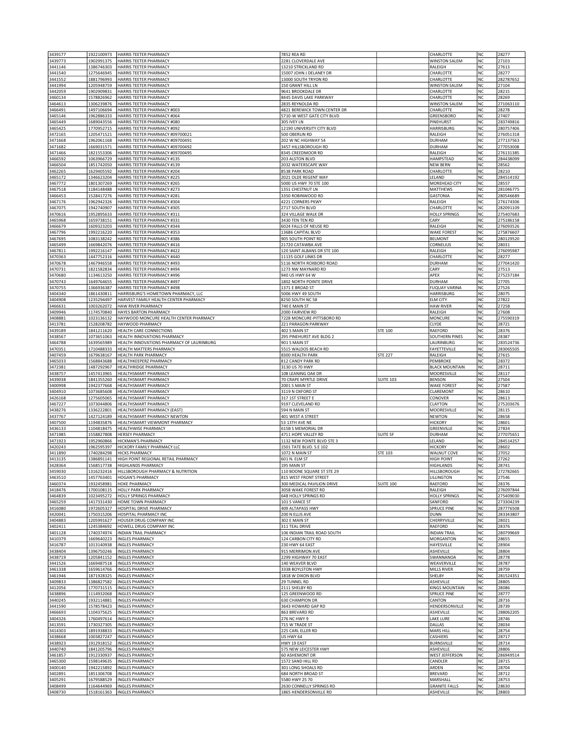| | | | | | | | |
|---|---|---|---|---|---|---|---|
| 3439177 | 1922100973 | HARRIS TEETER PHARMACY | 7852 REA RD | | CHARLOTTE | NC | 28277 |
| 3439773 | 1902991375 | HARRIS TEETER PHARMACY | 2281 CLOVERDALE AVE | | WINSTON SALEM | NC | 27103 |
| 3441146 | 1386746303 | HARRIS TEETER PHARMACY | 13210 STRICKLAND RD | | RALEIGH | NC | 27613 |
| 3441540 | 1275646945 | HARRIS TEETER PHARMACY | 15007 JOHN J DELANEY DR | | CHARLOTTE | NC | 28277 |
| 3441552 | 1881796993 | HARRIS TEETER PHARMACY | 13000 SOUTH TRYON RD | | CHARLOTTE | NC | 282787652 |
| 3441994 | 1205948759 | HARRIS TEETER PHARMACY | 150 GRANT HILL LN | | WINSTON SALEM | NC | 27104 |
| 3442059 | 1902909831 | HARRIS TEETER PHARMACY | 9641 BROOKDALE DR | | CHARLOTTE | NC | 28215 |
| 3460134 | 1578826962 | HARRIS TEETER PHARMACY | 8445 DAVIS LAKE PARKWAY | | CHARLOTTE | NC | 28269 |
| 3464613 | 1306239876 | HARRIS TEETER PHARMACY | 2835 REYNOLDA RD | | WINSTON SALEM | NC | 271063110 |
| 3466491 | 1497106694 | HARRIS TEETER PHARMACY #003 | 4821 BEREWICK TOWN CENTER DR | | CHARLOTTE | NC | 28278 |
| 3465146 | 1962886333 | HARRIS TEETER PHARMACY #064 | 5710-W WEST GATE CITY BLVD | | GREENSBORO | NC | 27407 |
| 3465449 | 1689043556 | HARRIS TEETER PHARMACY #080 | 305 IVEY LN | | PINEHURST | NC | 283749816 |
| 3465425 | 1770952715 | HARRIS TEETER PHARMACY #092 | 12190 UNIVERSITY CITY BLVD | | HARRISBURG | NC | 280757406 |
| 3472165 | 1205471521 | HARRIS TEETER PHARMACY #09700021 | 500 OBERLIN RD | | RALEIGH | NC | 276051318 |
| 3471668 | 1962061168 | HARRIS TEETER PHARMACY #09700491 | 202 W NC HIGHWAY 54 | | DURHAM | NC | 277137563 |
| 3471682 | 1669031571 | HARRIS TEETER PHARMACY #09700492 | 3457 HILLSBOROUGH RD | | DURHAM | NC | 277053008 |
| 3471466 | 1821553306 | HARRIS TEETER PHARMACY #09700495 | 8345 CREEDMOOR RD | | RALEIGH | NC | 276131385 |
| 3466592 | 1063966729 | HARRIS TEETER PHARMACY #135 | 203 ALSTON BLVD | | HAMPSTEAD | NC | 284438099 |
| 3466504 | 1851742050 | HARRIS TEETER PHARMACY #139 | 2032 WATERSCAPE WAY | | NEW BERN | NC | 28562 |
| 3462265 | 1629405592 | HARRIS TEETER PHARMACY #204 | 8538 PARK ROAD | | CHARLOTTE | NC | 28210 |
| 3465172 | 1346623204 | HARRIS TEETER PHARMACY #225 | 2021 OLDE REGENT WAY | | LELAND | NC | 284514192 |
| 3467772 | 1801307269 | HARRIS TEETER PHARMACY #265 | 5000 US HWY 70 STE 100 | | MOREHEAD CITY | NC | 28557 |
| 3467518 | 1184148488 | HARRIS TEETER PHARMACY #273 | 1351 CHESTNUT LN | | MATTHEWS | NC | 281046775 |
| 3466453 | 1528417276 | HARRIS TEETER PHARMACY #281 | 3350 ROBINWOOD RD | | GASTONIA | NC | 280546689 |
| 3467176 | 1962942326 | HARRIS TEETER PHARMACY #304 | 4221 CORNERS PKWY | | RALEIGH | NC | 276174306 |
| 3467075 | 1942740907 | HARRIS TEETER PHARMACY #305 | 2717 SOUTH BLVD | | CHARLOTTE | NC | 282091109 |
| 3470616 | 1952895633 | HARRIS TEETER PHARMACY #311 | 324 VILLAGE WALK DR | | HOLLY SPRINGS | NC | 275407683 |
| 3465968 | 1659738151 | HARRIS TEETER PHARMACY #331 | 3430 TEN TEN RD | | CARY | NC | 275186158 |
| 3466679 | 1609323203 | HARRIS TEETER PHARMACY #344 | 6024 FALLS OF NEUSE RD | | RALEIGH | NC | 276093526 |
| 3467796 | 1992216220 | HARRIS TEETER PHARMACY #353 | 13686 CAPITAL BLVD | | WAKE FOREST | NC | 275876607 |
| 3467695 | 1083138242 | HARRIS TEETER PHARMACY #386 | 905 SOUTH POINT RD | | BELMONT | NC | 280129520 |
| 3465499 | 1669842076 | HARRIS TEETER PHARMACY #416 | 21720 CATAWBA AVE | | CORNELIUS | NC | 28031 |
| 3467811 | 1992216147 | HARRIS TEETER PHARMACY #422 | 120 SAINT ALBANS DR STE 100 | | RALEIGH | NC | 276095987 |
| 3470363 | 1447752316 | HARRIS TEETER PHARMACY #440 | 11135 GOLF LINKS DR | | CHARLOTTE | NC | 28277 |
| 3470678 | 1467946558 | HARRIS TEETER PHARMACY #493 | 5116 NORTH ROXBORO ROAD | | DURHAM | NC | 277041420 |
| 3470731 | 1821582834 | HARRIS TEETER PHARMACY #494 | 1273 NW MAYNARD RD | | CARY | NC | 27513 |
| 3470680 | 1134613250 | HARRIS TEETER PHARMACY #496 | 940 US HWY 64 W | | APEX | NC | 275237184 |
| 3470743 | 1649764655 | HARRIS TEETER PHARMACY #497 | 1802 NORTH POINTE DRIVE | | DURHAM | NC | 27705 |
| 3470755 | 1366936387 | HARRIS TEETER PHARMACY #498 | 1371 E BROAD ST | | FUQUAY VARINA | NC | 27526 |
| 3404340 | 1861430811 | HARRISBURG'S HOMETOWN PHARMACY, LLC | 5006 HWY 49 SOUTH | | HARRISBURG | NC | 28075 |
| 3404908 | 1235294497 | HARVEST FAMILY HEALTH CENTER PHARMACY | 8250 SOUTH NC 58 | | ELM CITY | NC | 27822 |
| 3466631 | 1003262072 | HAW RIVER PHARMACY | 740 E MAIN ST | | HAW RIVER | NC | 27258 |
| 3409946 | 1174570840 | HAYES BARTON PHARMACY | 2000 FAIRVIEW RD | | RALEIGH | NC | 27608 |
| 3408881 | 1023136132 | HAYWOOD MONCURE HEALTH CENTER PHARMACY | 7228 MONCURE-PITTSBORO RD | | MONCURE | NC | 275590319 |
| 3413781 | 1528208782 | HAYWOOD PHARMACY | 221 PARAGON PARKWAY | | CLYDE | NC | 28721 |
| 3439189 | 1841211620 | HEALTH CARE CONNECTIONS | 402 S MAIN ST | STE 100 | RAEFORD | NC | 28376 |
| 3438567 | 1073651063 | HEALTH INNOVATIONS PHARMACY | 295 PINEHURST AVE BLDG 2 | | SOUTHERN PINES | NC | 28387 |
| 3464788 | 1639565989 | HEALTH INNOVATIONS PHARMACY OF LAURINBURG | 901 S MAIN ST | | LAURINBURG | NC | 283524736 |
| 3470351 | 1710488333 | HEALTH MATTERS PHARMACY | 5515 WALDOS BEACH RD | | FAYETTEVILLE | NC | 283065505 |
| 3407459 | 1679638167 | HEALTH PARK PHARMACY | 8300 HEALTH PARK | STE 227 | RALEIGH | NC | 27615 |
| 3465033 | 1568843688 | HEALTHKEEPERZ PHARMACY | 812 CANDY PARK RD | | PEMBROKE | NC | 28372 |
| 3472381 | 1487292967 | HEALTHRIDGE PHARMACY | 3130 US 70 HWY | | BLACK MOUNTAIN | NC | 28711 |
| 3438757 | 1457413965 | HEALTHSMART PHARMACY | 108 LEANING OAK DR | | MOORESVILLE | NC | 28117 |
| 3439038 | 1841355260 | HEALTHSMART PHARMACY | 70 CRAPE MYRTLE DRIVE | SUITE 103 | BENSON | NC | 27504 |
| 3400998 | 1942377668 | HEALTHSMART PHARMACY | 2001 S MAIN ST | | WAKE FOREST | NC | 27587 |
| 3404910 | 1073685608 | HEALTHSMART PHARMACY | 3119 N OXFORD ST | | CLAREMONT | NC | 28610 |
| 3426168 | 1275605065 | HEALTHSMART PHARMACY | 317 1ST STREET E | | CONOVER | NC | 28613 |
| 3467227 | 1073044806 | HEALTHSMART PHARMACY | 9197 CLEVELAND RD | | CLAYTON | NC | 275203676 |
| 3438276 | 1336222801 | HEALTHSMART PHARMACY (EAST) | 594 N MAIN ST | | MOORESVILLE | NC | 28115 |
| 3437767 | 1427124189 | HEALTHSMART PHARMACY NEWTON | 401 WEST A STREET | | NEWTON | NC | 28658 |
| 3407500 | 1194835876 | HEALTHSMART VIEWMONT PHARMACY | 53 13TH AVE NE | | HICKORY | NC | 28601 |
| 3436133 | 1104818475 | HEALTHWISE PHARMACY | 615B S MEMORIAL DR | | GREENVILLE | NC | 27834 |
| 3471985 | 1558827808 | HERSEY PHARMACY | 4711 HOPE VALLEY RD | SUITE 5F | DURHAM | NC | 277075651 |
| 3471923 | 1952960866 | HICKMAN'S PHARMACY | 1132 NEW POINTE BLVD STE 3 | | LELAND | NC | 284514257 |
| 3420243 | 1962595397 | HICKORY FAMILY PHARMACY LLC | 1501 TATE BLVD. S.E 102 | | HICKORY | NC | 28602 |
| 3411890 | 1740284298 | HICKS PHARMACY | 1072 N MAIN ST | STE 103 | WALNUT COVE | NC | 27052 |
| 3413135 | 1386891141 | HIGH POINT REGIONAL RETAIL PHARMACY | 601 N. ELM ST | | HIGH POINT | NC | 27262 |
| 3428364 | 1568517738 | HIGHLANDS PHARMACY | 195 MAIN ST | | HIGHLANDS | NC | 28741 |
| 3459030 | 1316232416 | HILLSBOROUGH PHARMACY & NUTRITION | 110 BOONE SQUARE ST STE 29 | | HILLSBOROUGH | NC | 272782665 |
| 3463510 | 1457763401 | HOGAN'S PHARMACY | 815 WEST FRONT STREET | | LILLINGTON | NC | 27546 |
| 3460374 | 1932458981 | HOKE PHARMACY | 300 MEDICAL PAVILION DRIVE | SUITE 100 | RAEFORD | NC | 28376 |
| 3418476 | 1700108115 | HOLLY PARK PHARMACY | 3058 WAKE FOREST RD | | RALEIGH | NC | 276097844 |
| 3464839 | 1023495272 | HOLLY SPRINGS PHARMACY | 648 HOLLY SPRINGS RD | | HOLLY SPRINGS | NC | 275409030 |
| 3465259 | 1417331430 | HOME TOWN PHARMACY | 101 S VANCE ST | | SANFORD | NC | 273304239 |
| 3416080 | 1972605327 | HOSPITAL DRIVE PHARMACY | 409 ALTAPASS HWY | | SPRUCE PINE | NC | 287776508 |
| 3420041 | 1750315206 | HOSPITAL PHARMACY INC | 200 N ELLIS AVE | | DUNN | NC | 283343807 |
| 3404883 | 1205991627 | HOUSER DRUG COMPANY INC | 302 E MAIN ST | | CHERRYVILLE | NC | 28021 |
| 3402411 | 1245384692 | HOWELL DRUG COMPANY INC | 311 TEAL DRIVE | | RAEFORD | NC | 28376 |
| 3401128 | 1740374974 | INDIAN TRAIL PHARMACY | 106 INDIAN TRAIL ROAD SOUTH | | INDIAN TRAIL | NC | 280799669 |
| 3410379 | 1669640223 | INGLES PHARMACY | 124 CARBON CITY RD | | MORGANTON | NC | 28655 |
| 3416787 | 1013140938 | INGLES PHARMACY | 230 HWY 64 EAST | | HAYESVILLE | NC | 28904 |
| 3438404 | 1396750246 | INGLES PHARMACY | 915 MERRIMON AVE | | ASHEVILLE | NC | 28804 |
| 3438719 | 1205841152 | INGLES PHARMACY | 2299 HIGHWAY 70 EAST | | SWANNANOA | NC | 28778 |
| 3441526 | 1669487518 | INGLES PHARMACY | 140 WEAVER BLVD | | WEAVERVILLE | NC | 28787 |
| 3461338 | 1659614766 | INGLES PHARMACY | 3338 BOYLSTON HWY | | MILLS RIVER | NC | 28759 |
| 3461946 | 1871928325 | INGLES PHARMACY | 1818 W DIXON BLVD | | SHELBY | NC | 281524351 |
| 3409833 | 1386827582 | INGLES PHARMACY | 29 TUNNEL RD | | ASHEVILLE | NC | 28805 |
| 3412056 | 1770731515 | INGLES PHARMACY | 2111 SHELBY RD | | KINGS MOUNTAIN | NC | 28086 |
| 3438896 | 1114932068 | INGLES PHARMACY | 125 GREENWOOD RD | | SPRUCE PINE | NC | 28777 |
| 3440245 | 1932114881 | INGLES PHARMACY | 630 CHAMPION DR | | CANTON | NC | 28716 |
| 3441590 | 1578578423 | INGLES PHARMACY | 3643 HOWARD GAP RD | | HENDERSONVILLE | NC | 28739 |
| 3466693 | 1104375625 | INGLES PHARMACY | 863 BREVARD RD | | ASHEVILLE | NC | 288062205 |
| 3404326 | 1760497614 | INGLES PHARMACY | 276 NC HWY 9 | | LAKE LURE | NC | 28746 |
| 3413591 | 1730327305 | INGLES PHARMACY | 715 W TRADE ST | | DALLAS | NC | 28034 |
| 3414303 | 1891938833 | INGLES PHARMACY | 225 CARL ELLER RD | | MARS HILL | NC | 28754 |
| 3438668 | 1003827247 | INGLES PHARMACY | US HWY 64 | | CASHIERS | NC | 28717 |
| 3438923 | 1912918152 | INGLES PHARMACY | HWY 19 EAST | | BURNSVILLE | NC | 28714 |
| 3440740 | 1841205796 | INGLES PHARMACY | 575 NEW LEICESTER HWY | | ASHEVILLE | NC | 28806 |
| 3461857 | 1912330937 | INGLES PHARMACY | 60 ASHEMONT DR | | WEST JEFFERSON | NC | 286949514 |
| 3465300 | 1598149635 | INGLES PHARMACY | 1572 SAND HILL RD | | CANDLER | NC | 28715 |
| 3400140 | 1942215892 | INGLES PHARMACY | 301 LONG SHOALS RD | | ARDEN | NC | 28704 |
| 3402891 | 1851306708 | INGLES PHARMACY | 684 NORTH BROAD ST | | BREVARD | NC | 28712 |
| 3405291 | 1679588529 | INGLES PHARMACY | 5580 HWY 25 70 | | MARSHALL | NC | 28753 |
| 3408499 | 1164644969 | INGLES PHARMACY | 2630 CONNELLY SPRINGS RD | | GRANITE FALLS | NC | 28630 |
| 3408730 | 1518161363 | INGLES PHARMACY | 1865 HENDERSONVILLE RD | | ASHEVILLE | NC | 28803 |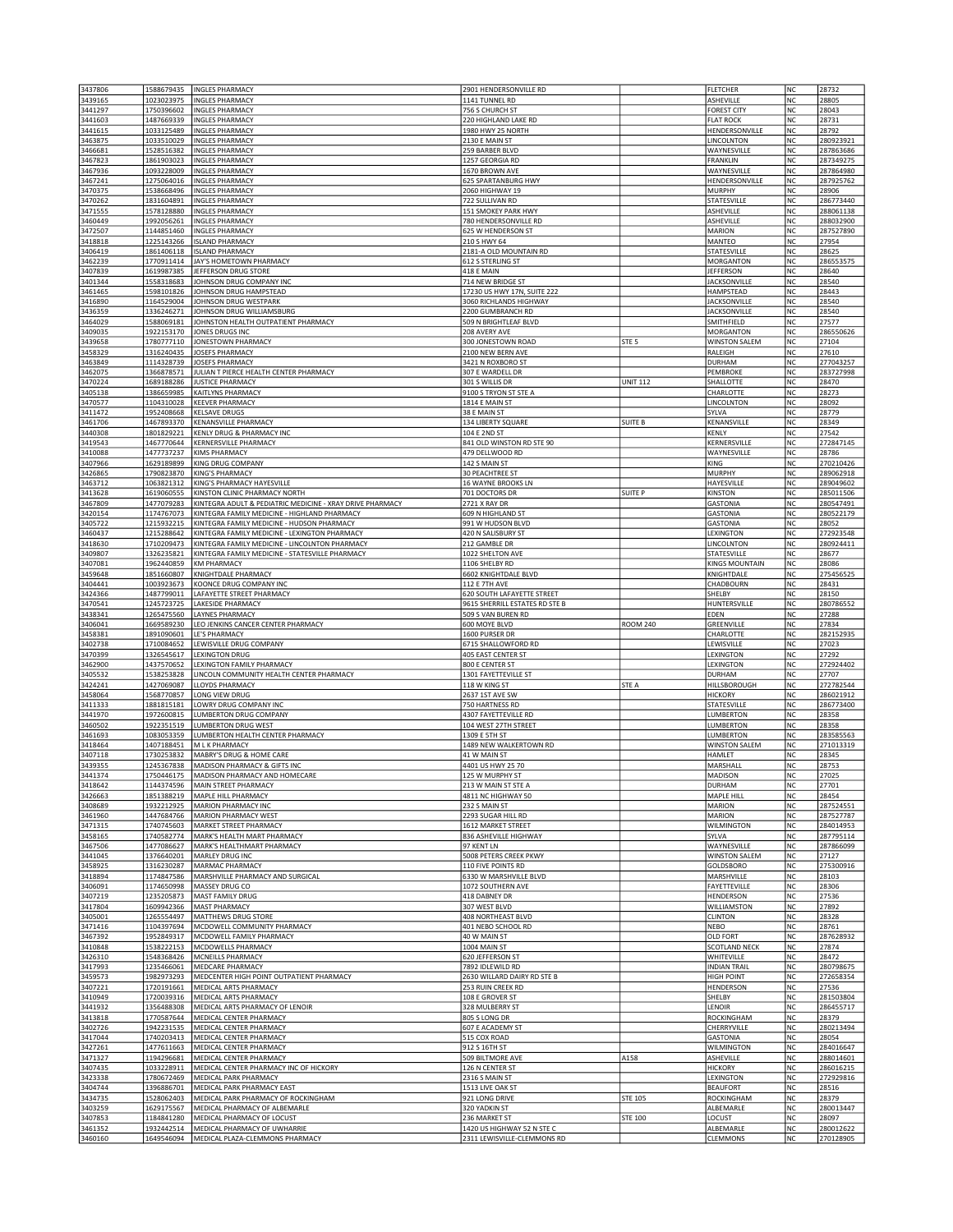| | | | | | | | |
|---|---|---|---|---|---|---|---|
| 3437806 | 1588679435 | INGLES PHARMACY | 2901 HENDERSONVILLE RD | | FLETCHER | NC | 28732 |
| 3439165 | 1023023975 | INGLES PHARMACY | 1141 TUNNEL RD | | ASHEVILLE | NC | 28805 |
| 3441297 | 1750396602 | INGLES PHARMACY | 756 S CHURCH ST | | FOREST CITY | NC | 28043 |
| 3441603 | 1487669339 | INGLES PHARMACY | 220 HIGHLAND LAKE RD | | FLAT ROCK | NC | 28731 |
| 3441615 | 1033125489 | INGLES PHARMACY | 1980 HWY 25 NORTH | | HENDERSONVILLE | NC | 28792 |
| 3463875 | 1033510029 | INGLES PHARMACY | 2130 E MAIN ST | | LINCOLNTON | NC | 280923921 |
| 3466681 | 1528516382 | INGLES PHARMACY | 259 BARBER BLVD | | WAYNESVILLE | NC | 287863686 |
| 3467823 | 1861903023 | INGLES PHARMACY | 1257 GEORGIA RD | | FRANKLIN | NC | 287349275 |
| 3467936 | 1093228009 | INGLES PHARMACY | 1670 BROWN AVE | | WAYNESVILLE | NC | 287864980 |
| 3467241 | 1275064016 | INGLES PHARMACY | 625 SPARTANBURG HWY | | HENDERSONVILLE | NC | 287925762 |
| 3470375 | 1538668496 | INGLES PHARMACY | 2060 HIGHWAY 19 | | MURPHY | NC | 28906 |
| 3470262 | 1831604891 | INGLES PHARMACY | 722 SULLIVAN RD | | STATESVILLE | NC | 286773440 |
| 3471555 | 1578128880 | INGLES PHARMACY | 151 SMOKEY PARK HWY | | ASHEVILLE | NC | 288061138 |
| 3460449 | 1992056261 | INGLES PHARMACY | 780 HENDERSONVILLE RD | | ASHEVILLE | NC | 288032900 |
| 3472507 | 1144851460 | INGLES PHARMACY | 625 W HENDERSON ST | | MARION | NC | 287527890 |
| 3418818 | 1225143266 | ISLAND PHARMACY | 210 S HWY 64 | | MANTEO | NC | 27954 |
| 3406419 | 1861406118 | ISLAND PHARMACY | 2181-A OLD MOUNTAIN RD | | STATESVILLE | NC | 28625 |
| 3462239 | 1770911414 | JAY'S HOMETOWN PHARMACY | 612 S STERLING ST | | MORGANTON | NC | 286553575 |
| 3407839 | 1619987385 | JEFFERSON DRUG STORE | 418 E MAIN | | JEFFERSON | NC | 28640 |
| 3401344 | 1558318683 | JOHNSON DRUG COMPANY INC | 714 NEW BRIDGE ST | | JACKSONVILLE | NC | 28540 |
| 3461465 | 1598101826 | JOHNSON DRUG HAMPSTEAD | 17230 US HWY 17N, SUITE 222 | | HAMPSTEAD | NC | 28443 |
| 3416890 | 1164529004 | JOHNSON DRUG WESTPARK | 3060 RICHLANDS HIGHWAY | | JACKSONVILLE | NC | 28540 |
| 3436359 | 1336246271 | JOHNSON DRUG WILLIAMSBURG | 2200 GUMBRANCH RD | | JACKSONVILLE | NC | 28540 |
| 3464029 | 1588069181 | JOHNSTON HEALTH OUTPATIENT PHARMACY | 509 N BRIGHTLEAF BLVD | | SMITHFIELD | NC | 27577 |
| 3409035 | 1922153170 | JONES DRUGS INC | 208 AVERY AVE | | MORGANTON | NC | 286550626 |
| 3439658 | 1780777110 | JONESTOWN PHARMACY | 300 JONESTOWN ROAD | STE 5 | WINSTON SALEM | NC | 27104 |
| 3458329 | 1316240435 | JOSEFS PHARMACY | 2100 NEW BERN AVE | | RALEIGH | NC | 27610 |
| 3463849 | 1114328739 | JOSEFS PHARMACY | 3421 N ROXBORO ST | | DURHAM | NC | 277043257 |
| 3462075 | 1366878571 | JULIAN T PIERCE HEALTH CENTER PHARMACY | 307 E WARDELL DR | | PEMBROKE | NC | 283727998 |
| 3470224 | 1689188286 | JUSTICE PHARMACY | 301 S WILLIS DR | UNIT 112 | SHALLOTTE | NC | 28470 |
| 3405138 | 1386659985 | KAITLYNS PHARMACY | 9100 S TRYON ST STE A | | CHARLOTTE | NC | 28273 |
| 3470577 | 1104310028 | KEEVER PHARMACY | 1814 E MAIN ST | | LINCOLNTON | NC | 28092 |
| 3411472 | 1952408668 | KELSAVE DRUGS | 38 E MAIN ST | | SYLVA | NC | 28779 |
| 3461706 | 1467893370 | KENANSVILLE PHARMACY | 134 LIBERTY SQUARE | SUITE B | KENANSVILLE | NC | 28349 |
| 3440308 | 1801829221 | KENLY DRUG & PHARMACY INC | 104 E 2ND ST | | KENLY | NC | 27542 |
| 3419543 | 1467770644 | KERNERSVILLE PHARMACY | 841 OLD WINSTON RD STE 90 | | KERNERSVILLE | NC | 272847145 |
| 3410088 | 1477737237 | KIMS PHARMACY | 479 DELLWOOD RD | | WAYNESVILLE | NC | 28786 |
| 3407966 | 1629189899 | KING DRUG COMPANY | 142 S MAIN ST | | KING | NC | 270210426 |
| 3426865 | 1790823870 | KING'S PHARMACY | 30 PEACHTREE ST | | MURPHY | NC | 289062918 |
| 3463712 | 1063821312 | KING'S PHARMACY HAYESVILLE | 16 WAYNE BROOKS LN | | HAYESVILLE | NC | 289049602 |
| 3413628 | 1619060555 | KINSTON CLINIC PHARMACY NORTH | 701 DOCTORS DR | SUITE P | KINSTON | NC | 285011506 |
| 3467809 | 1477079283 | KINTEGRA ADULT & PEDIATRIC MEDICINE - XRAY DRIVE PHARMACY | 2721 X RAY DR | | GASTONIA | NC | 280547491 |
| 3420154 | 1174767073 | KINTEGRA FAMILY MEDICINE - HIGHLAND PHARMACY | 609 N HIGHLAND ST | | GASTONIA | NC | 280522179 |
| 3405722 | 1215932215 | KINTEGRA FAMILY MEDICINE - HUDSON PHARMACY | 991 W HUDSON BLVD | | GASTONIA | NC | 28052 |
| 3460437 | 1215288642 | KINTEGRA FAMILY MEDICINE - LEXINGTON PHARMACY | 420 N SALISBURY ST | | LEXINGTON | NC | 272923548 |
| 3418630 | 1710209473 | KINTEGRA FAMILY MEDICINE - LINCOLNTON PHARMACY | 212 GAMBLE DR | | LINCOLNTON | NC | 280924411 |
| 3409807 | 1326235821 | KINTEGRA FAMILY MEDICINE - STATESVILLE PHARMACY | 1022 SHELTON AVE | | STATESVILLE | NC | 28677 |
| 3407081 | 1962440859 | KM PHARMACY | 1106 SHELBY RD | | KINGS MOUNTAIN | NC | 28086 |
| 3459648 | 1851660807 | KNIGHTDALE PHARMACY | 6602 KNIGHTDALE BLVD | | KNIGHTDALE | NC | 275456525 |
| 3404441 | 1003923673 | KOONCE DRUG COMPANY INC | 112 E 7TH AVE | | CHADBOURN | NC | 28431 |
| 3424366 | 1487799011 | LAFAYETTE STREET PHARMACY | 620 SOUTH LAFAYETTE STREET | | SHELBY | NC | 28150 |
| 3470541 | 1245723725 | LAKESIDE PHARMACY | 9615 SHERRILL ESTATES RD STE B | | HUNTERSVILLE | NC | 280786552 |
| 3438341 | 1265475560 | LAYNES PHARMACY | 509 S VAN BUREN RD | | EDEN | NC | 27288 |
| 3406041 | 1669589230 | LEO JENKINS CANCER CENTER PHARMACY | 600 MOYE BLVD | ROOM 240 | GREENVILLE | NC | 27834 |
| 3458381 | 1891090601 | LE'S PHARMACY | 1600 PURSER DR | | CHARLOTTE | NC | 282152935 |
| 3402738 | 1710084652 | LEWISVILLE DRUG COMPANY | 6715 SHALLOWFORD RD | | LEWISVILLE | NC | 27023 |
| 3470399 | 1326545617 | LEXINGTON DRUG | 405 EAST CENTER ST | | LEXINGTON | NC | 27292 |
| 3462900 | 1437570652 | LEXINGTON FAMILY PHARMACY | 800 E CENTER ST | | LEXINGTON | NC | 272924402 |
| 3405532 | 1538253828 | LINCOLN COMMUNITY HEALTH CENTER PHARMACY | 1301 FAYETTEVILLE ST | | DURHAM | NC | 27707 |
| 3424241 | 1427069087 | LLOYDS PHARMACY | 118 W KING ST | STE A | HILLSBOROUGH | NC | 272782544 |
| 3458064 | 1568770857 | LONG VIEW DRUG | 2637 1ST AVE SW | | HICKORY | NC | 286021912 |
| 3411333 | 1881815181 | LOWRY DRUG COMPANY INC | 750 HARTNESS RD | | STATESVILLE | NC | 286773400 |
| 3441970 | 1972600815 | LUMBERTON DRUG COMPANY | 4307 FAYETTEVILLE RD | | LUMBERTON | NC | 28358 |
| 3460502 | 1922351519 | LUMBERTON DRUG WEST | 104 WEST 27TH STREET | | LUMBERTON | NC | 28358 |
| 3461693 | 1083053359 | LUMBERTON HEALTH CENTER PHARMACY | 1309 E 5TH ST | | LUMBERTON | NC | 283585563 |
| 3418464 | 1407188451 | M L K PHARMACY | 1489 NEW WALKERTOWN RD | | WINSTON SALEM | NC | 271013319 |
| 3407118 | 1730253832 | MABRY'S DRUG & HOME CARE | 41 W MAIN ST | | HAMLET | NC | 28345 |
| 3439355 | 1245367838 | MADISON PHARMACY & GIFTS INC | 4401 US HWY 25 70 | | MARSHALL | NC | 28753 |
| 3441374 | 1750446175 | MADISON PHARMACY AND HOMECARE | 125 W MURPHY ST | | MADISON | NC | 27025 |
| 3418642 | 1144374596 | MAIN STREET PHARMACY | 213 W MAIN ST STE A | | DURHAM | NC | 27701 |
| 3426663 | 1851388219 | MAPLE HILL PHARMACY | 4811 NC HIGHWAY 50 | | MAPLE HILL | NC | 28454 |
| 3408689 | 1932212925 | MARION PHARMACY INC | 232 S MAIN ST | | MARION | NC | 287524551 |
| 3461960 | 1447684766 | MARION PHARMACY WEST | 2293 SUGAR HILL RD | | MARION | NC | 287527787 |
| 3471315 | 1740745603 | MARKET STREET PHARMACY | 1612 MARKET STREET | | WILMINGTON | NC | 284014953 |
| 3458165 | 1740582774 | MARK'S HEALTH MART PHARMACY | 836 ASHEVILLE HIGHWAY | | SYLVA | NC | 287795114 |
| 3467506 | 1477086627 | MARK'S HEALTHMART PHARMACY | 97 KENT LN | | WAYNESVILLE | NC | 287866099 |
| 3441045 | 1376640201 | MARLEY DRUG INC | 5008 PETERS CREEK PKWY | | WINSTON SALEM | NC | 27127 |
| 3458925 | 1316230287 | MARMAC PHARMACY | 110 FIVE POINTS RD | | GOLDSBORO | NC | 275300916 |
| 3418894 | 1174847586 | MARSHVILLE PHARMACY AND SURGICAL | 6330 W MARSHVILLE BLVD | | MARSHVILLE | NC | 28103 |
| 3406091 | 1174650998 | MASSEY DRUG CO | 1072 SOUTHERN AVE | | FAYETTEVILLE | NC | 28306 |
| 3407219 | 1235205873 | MAST FAMILY DRUG | 418 DABNEY DR | | HENDERSON | NC | 27536 |
| 3417804 | 1609942366 | MAST PHARMACY | 307 WEST BLVD | | WILLIAMSTON | NC | 27892 |
| 3405001 | 1265554497 | MATTHEWS DRUG STORE | 408 NORTHEAST BLVD | | CLINTON | NC | 28328 |
| 3471416 | 1104397694 | MCDOWELL COMMUNITY PHARMACY | 401 NEBO SCHOOL RD | | NEBO | NC | 28761 |
| 3467392 | 1952849317 | MCDOWELL FAMILY PHARMACY | 40 W MAIN ST | | OLD FORT | NC | 287628932 |
| 3410848 | 1538222153 | MCDOWELLS PHARMACY | 1004 MAIN ST | | SCOTLAND NECK | NC | 27874 |
| 3426310 | 1548368426 | MCNEILLS PHARMACY | 620 JEFFERSON ST | | WHITEVILLE | NC | 28472 |
| 3417993 | 1235466061 | MEDCARE PHARMACY | 7892 IDLEWILD RD | | INDIAN TRAIL | NC | 280798675 |
| 3459573 | 1982973293 | MEDCENTER HIGH POINT OUTPATIENT PHARMACY | 2630 WILLARD DAIRY RD STE B | | HIGH POINT | NC | 272658354 |
| 3407221 | 1720191661 | MEDICAL ARTS PHARMACY | 253 RUIN CREEK RD | | HENDERSON | NC | 27536 |
| 3410949 | 1720039316 | MEDICAL ARTS PHARMACY | 108 E GROVER ST | | SHELBY | NC | 281503804 |
| 3441932 | 1356488308 | MEDICAL ARTS PHARMACY OF LENOIR | 328 MULBERRY ST | | LENOIR | NC | 286455717 |
| 3413818 | 1770587644 | MEDICAL CENTER PHARMACY | 805 S LONG DR | | ROCKINGHAM | NC | 28379 |
| 3402726 | 1942231535 | MEDICAL CENTER PHARMACY | 607 E ACADEMY ST | | CHERRYVILLE | NC | 280213494 |
| 3417044 | 1740203413 | MEDICAL CENTER PHARMACY | 515 COX ROAD | | GASTONIA | NC | 28054 |
| 3427261 | 1477611663 | MEDICAL CENTER PHARMACY | 912 S 16TH ST | | WILMINGTON | NC | 284016647 |
| 3471327 | 1194296681 | MEDICAL CENTER PHARMACY | 509 BILTMORE AVE | A158 | ASHEVILLE | NC | 288014601 |
| 3407435 | 1033228911 | MEDICAL CENTER PHARMACY INC OF HICKORY | 126 N CENTER ST | | HICKORY | NC | 286016215 |
| 3423338 | 1780672469 | MEDICAL PARK PHARMACY | 2316 S MAIN ST | | LEXINGTON | NC | 272929816 |
| 3404744 | 1396886701 | MEDICAL PARK PHARMACY EAST | 1513 LIVE OAK ST | | BEAUFORT | NC | 28516 |
| 3434735 | 1528062403 | MEDICAL PARK PHARMACY OF ROCKINGHAM | 921 LONG DRIVE | STE 105 | ROCKINGHAM | NC | 28379 |
| 3403259 | 1629175567 | MEDICAL PHARMACY OF ALBEMARLE | 320 YADKIN ST | | ALBEMARLE | NC | 280013447 |
| 3407853 | 1184841280 | MEDICAL PHARMACY OF LOCUST | 236 MARKET ST | STE 100 | LOCUST | NC | 28097 |
| 3461352 | 1932442514 | MEDICAL PHARMACY OF UWHARRIE | 1420 US HIGHWAY 52 N STE C | | ALBEMARLE | NC | 280012622 |
| 3460160 | 1649546094 | MEDICAL PLAZA-CLEMMONS PHARMACY | 2311 LEWISVILLE-CLEMMONS RD | | CLEMMONS | NC | 270128905 |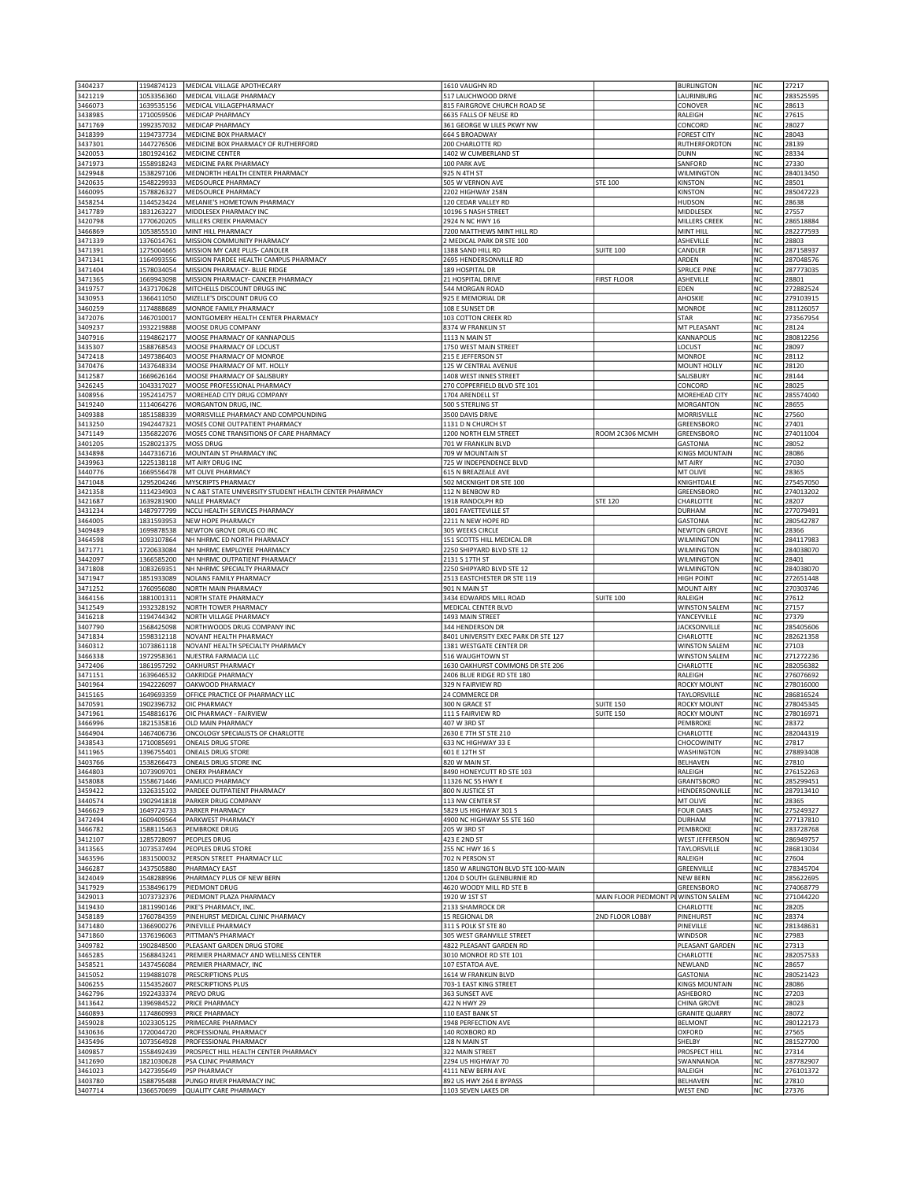| | | | | | | | |
|---|---|---|---|---|---|---|---|
| 3404237 | 1194874123 | MEDICAL VILLAGE APOTHECARY | 1610 VAUGHN RD | | BURLINGTON | NC | 27217 |
| 3421219 | 1053356360 | MEDICAL VILLAGE PHARMACY | 517 LAUCHWOOD DRIVE | | LAURINBURG | NC | 283525595 |
| 3466073 | 1639535156 | MEDICAL VILLAGEPHARMACY | 815 FAIRGROVE CHURCH ROAD SE | | CONOVER | NC | 28613 |
| 3438985 | 1710059506 | MEDICAP PHARMACY | 6635 FALLS OF NEUSE RD | | RALEIGH | NC | 27615 |
| 3471769 | 1992357032 | MEDICAP PHARMACY | 361 GEORGE W LILES PKWY NW | | CONCORD | NC | 28027 |
| 3418399 | 1194737734 | MEDICINE BOX PHARMACY | 664 S BROADWAY | | FOREST CITY | NC | 28043 |
| 3437301 | 1447276506 | MEDICINE BOX PHARMACY OF RUTHERFORD | 200 CHARLOTTE RD | | RUTHERFORDTON | NC | 28139 |
| 3420053 | 1801924162 | MEDICINE CENTER | 1402 W CUMBERLAND ST | | DUNN | NC | 28334 |
| 3471973 | 1558918243 | MEDICINE PARK PHARMACY | 100 PARK AVE | | SANFORD | NC | 27330 |
| 3429948 | 1538297106 | MEDNORTH HEALTH CENTER PHARMACY | 925 N 4TH ST | | WILMINGTON | NC | 284013450 |
| 3420635 | 1548229933 | MEDSOURCE PHARMACY | 505 W VERNON AVE | STE 100 | KINSTON | NC | 28501 |
| 3460095 | 1578826327 | MEDSOURCE PHARMACY | 2202 HIGHWAY 258N | | KINSTON | NC | 285047223 |
| 3458254 | 1144523424 | MELANIE'S HOMETOWN PHARMACY | 120 CEDAR VALLEY RD | | HUDSON | NC | 28638 |
| 3417789 | 1831263227 | MIDDLESEX PHARMACY INC | 10196 S NASH STREET | | MIDDLESEX | NC | 27557 |
| 3420798 | 1770620205 | MILLERS CREEK PHARMACY | 2924 N NC HWY 16 | | MILLERS CREEK | NC | 286518884 |
| 3466869 | 1053855510 | MINT HILL PHARMACY | 7200 MATTHEWS MINT HILL RD | | MINT HILL | NC | 282277593 |
| 3471339 | 1376014761 | MISSION COMMUNITY PHARMACY | 2 MEDICAL PARK DR STE 100 | | ASHEVILLE | NC | 28803 |
| 3471391 | 1275004665 | MISSION MY CARE PLUS- CANDLER | 1388 SAND HILL RD | SUITE 100 | CANDLER | NC | 287158937 |
| 3471341 | 1164993556 | MISSION PARDEE HEALTH CAMPUS PHARMACY | 2695 HENDERSONVILLE RD | | ARDEN | NC | 287048576 |
| 3471404 | 1578034054 | MISSION PHARMACY- BLUE RIDGE | 189 HOSPITAL DR | | SPRUCE PINE | NC | 287773035 |
| 3471365 | 1669943098 | MISSION PHARMACY- CANCER PHARMACY | 21 HOSPITAL DRIVE | FIRST FLOOR | ASHEVILLE | NC | 28801 |
| 3419757 | 1437170628 | MITCHELLS DISCOUNT DRUGS INC | 544 MORGAN ROAD | | EDEN | NC | 272882524 |
| 3430953 | 1366411050 | MIZELLE'S DISCOUNT DRUG CO | 925 E MEMORIAL DR | | AHOSKIE | NC | 279103915 |
| 3460259 | 1174888689 | MONROE FAMILY PHARMACY | 108 E SUNSET DR | | MONROE | NC | 281126057 |
| 3472076 | 1467010017 | MONTGOMERY HEALTH CENTER PHARMACY | 103 COTTON CREEK RD | | STAR | NC | 273567954 |
| 3409237 | 1932219888 | MOOSE DRUG COMPANY | 8374 W FRANKLIN ST | | MT PLEASANT | NC | 28124 |
| 3407916 | 1194862177 | MOOSE PHARMACY OF KANNAPOLIS | 1113 N MAIN ST | | KANNAPOLIS | NC | 280812256 |
| 3435307 | 1588768543 | MOOSE PHARMACY OF LOCUST | 1750 WEST MAIN STREET | | LOCUST | NC | 28097 |
| 3472418 | 1497386403 | MOOSE PHARMACY OF MONROE | 215 E JEFFERSON ST | | MONROE | NC | 28112 |
| 3470476 | 1437648334 | MOOSE PHARMACY OF MT. HOLLY | 125 W CENTRAL AVENUE | | MOUNT HOLLY | NC | 28120 |
| 3412587 | 1669626164 | MOOSE PHARMACY OF SALISBURY | 1408 WEST INNES STREET | | SALISBURY | NC | 28144 |
| 3426245 | 1043317027 | MOOSE PROFESSIONAL PHARMACY | 270 COPPERFIELD BLVD STE 101 | | CONCORD | NC | 28025 |
| 3408956 | 1952414757 | MOREHEAD CITY DRUG COMPANY | 1704 ARENDELL ST | | MOREHEAD CITY | NC | 285574040 |
| 3419240 | 1114064276 | MORGANTON DRUG, INC. | 500 S STERLING ST | | MORGANTON | NC | 28655 |
| 3409388 | 1851588339 | MORRISVILLE PHARMACY AND COMPOUNDING | 3500 DAVIS DRIVE | | MORRISVILLE | NC | 27560 |
| 3413250 | 1942447321 | MOSES CONE OUTPATIENT PHARMACY | 1131 D N CHURCH ST | | GREENSBORO | NC | 27401 |
| 3471149 | 1356822076 | MOSES CONE TRANSITIONS OF CARE PHARMACY | 1200 NORTH ELM STREET | ROOM 2C306 MCMH | GREENSBORO | NC | 274011004 |
| 3401205 | 1528021375 | MOSS DRUG | 701 W FRANKLIN BLVD | | GASTONIA | NC | 28052 |
| 3434898 | 1447316716 | MOUNTAIN ST PHARMACY INC | 709 W MOUNTAIN ST | | KINGS MOUNTAIN | NC | 28086 |
| 3439963 | 1225138118 | MT AIRY DRUG INC | 725 W INDEPENDENCE BLVD | | MT AIRY | NC | 27030 |
| 3440776 | 1669556478 | MT OLIVE PHARMACY | 615 N BREAZEALE AVE | | MT OLIVE | NC | 28365 |
| 3471048 | 1295204246 | MYSCRIPTS PHARMACY | 502 MCKNIGHT DR STE 100 | | KNIGHTDALE | NC | 275457050 |
| 3421358 | 1114234903 | N C A&T STATE UNIVERSITY STUDENT HEALTH CENTER PHARMACY | 112 N BENBOW RD | | GREENSBORO | NC | 274013202 |
| 3421687 | 1639281900 | NALLE PHARMACY | 1918 RANDOLPH RD | STE 120 | CHARLOTTE | NC | 28207 |
| 3431234 | 1487977799 | NCCU HEALTH SERVICES PHARMACY | 1801 FAYETTEVILLE ST | | DURHAM | NC | 277079491 |
| 3464005 | 1831593953 | NEW HOPE PHARMACY | 2211 N NEW HOPE RD | | GASTONIA | NC | 280542787 |
| 3409489 | 1699878538 | NEWTON GROVE DRUG CO INC | 305 WEEKS CIRCLE | | NEWTON GROVE | NC | 28366 |
| 3464598 | 1093107864 | NH NHRMC ED NORTH PHARMACY | 151 SCOTTS HILL MEDICAL DR | | WILMINGTON | NC | 284117983 |
| 3471771 | 1720633084 | NH NHRMC EMPLOYEE PHARMACY | 2250 SHIPYARD BLVD STE 12 | | WILMINGTON | NC | 284038070 |
| 3442097 | 1366585200 | NH NHRMC OUTPATIENT PHARMACY | 2131 S 17TH ST | | WILMINGTON | NC | 28401 |
| 3471808 | 1083269351 | NH NHRMC SPECIALTY PHARMACY | 2250 SHIPYARD BLVD STE 12 | | WILMINGTON | NC | 284038070 |
| 3471947 | 1851933089 | NOLANS FAMILY PHARMACY | 2513 EASTCHESTER DR STE 119 | | HIGH POINT | NC | 272651448 |
| 3471252 | 1760956080 | NORTH MAIN PHARMACY | 901 N MAIN ST | | MOUNT AIRY | NC | 270303746 |
| 3464156 | 1881001311 | NORTH STATE PHARMACY | 3434 EDWARDS MILL ROAD | SUITE 100 | RALEIGH | NC | 27612 |
| 3412549 | 1932328192 | NORTH TOWER PHARMACY | MEDICAL CENTER BLVD | | WINSTON SALEM | NC | 27157 |
| 3416218 | 1194744342 | NORTH VILLAGE PHARMACY | 1493 MAIN STREET | | YANCEYVILLE | NC | 27379 |
| 3407790 | 1568425098 | NORTHWOODS DRUG COMPANY INC | 344 HENDERSON DR | | JACKSONVILLE | NC | 285405606 |
| 3471834 | 1598312118 | NOVANT HEALTH PHARMACY | 8401 UNIVERSITY EXEC PARK DR STE 127 | | CHARLOTTE | NC | 282621358 |
| 3460312 | 1073861118 | NOVANT HEALTH SPECIALTY PHARMACY | 1381 WESTGATE CENTER DR | | WINSTON SALEM | NC | 27103 |
| 3466338 | 1972958361 | NUESTRA FARMACIA LLC | 516 WAUGHTOWN ST | | WINSTON SALEM | NC | 271272236 |
| 3472406 | 1861957292 | OAKHURST PHARMACY | 1630 OAKHURST COMMONS DR STE 206 | | CHARLOTTE | NC | 282056382 |
| 3471151 | 1639646532 | OAKRIDGE PHARMACY | 2406 BLUE RIDGE RD STE 180 | | RALEIGH | NC | 276076692 |
| 3401964 | 1942226097 | OAKWOOD PHARMACY | 329 N FAIRVIEW RD | | ROCKY MOUNT | NC | 278016000 |
| 3415165 | 1649693359 | OFFICE PRACTICE OF PHARMACY LLC | 24 COMMERCE DR | | TAYLORSVILLE | NC | 286816524 |
| 3470591 | 1902396732 | OIC PHARMACY | 300 N GRACE ST | SUITE 150 | ROCKY MOUNT | NC | 278045345 |
| 3471961 | 1548816176 | OIC PHARMACY - FAIRVIEW | 111 S FAIRVIEW RD | SUITE 150 | ROCKY MOUNT | NC | 278016971 |
| 3466996 | 1821535816 | OLD MAIN PHARMACY | 407 W 3RD ST | | PEMBROKE | NC | 28372 |
| 3464904 | 1467406736 | ONCOLOGY SPECIALISTS OF CHARLOTTE | 2630 E 7TH ST STE 210 | | CHARLOTTE | NC | 282044319 |
| 3438543 | 1710085691 | ONEALS DRUG STORE | 633 NC HIGHWAY 33 E | | CHOCOWINITY | NC | 27817 |
| 3411965 | 1396755401 | ONEALS DRUG STORE | 601 E 12TH ST | | WASHINGTON | NC | 278893408 |
| 3403766 | 1538266473 | ONEALS DRUG STORE INC | 820 W MAIN ST. | | BELHAVEN | NC | 27810 |
| 3464803 | 1073909701 | ONERX PHARMACY | 8490 HONEYCUTT RD STE 103 | | RALEIGH | NC | 276152263 |
| 3458088 | 1558671446 | PAMLICO PHARMACY | 11326 NC 55 HWY E | | GRANTSBORO | NC | 285299451 |
| 3459422 | 1326315102 | PARDEE OUTPATIENT PHARMACY | 800 N JUSTICE ST | | HENDERSONVILLE | NC | 287913410 |
| 3440574 | 1902941818 | PARKER DRUG COMPANY | 113 NW CENTER ST | | MT OLIVE | NC | 28365 |
| 3466629 | 1649724733 | PARKER PHARMACY | 5829 US HIGHWAY 301 S | | FOUR OAKS | NC | 275249327 |
| 3472494 | 1609409564 | PARKWEST PHARMACY | 4900 NC HIGHWAY 55 STE 160 | | DURHAM | NC | 277137810 |
| 3466782 | 1588115463 | PEMBROKE DRUG | 205 W 3RD ST | | PEMBROKE | NC | 283728768 |
| 3412107 | 1285728097 | PEOPLES DRUG | 423 E 2ND ST | | WEST JEFFERSON | NC | 286949757 |
| 3413565 | 1073537494 | PEOPLES DRUG STORE | 255 NC HWY 16 S | | TAYLORSVILLE | NC | 286813034 |
| 3463596 | 1831500032 | PERSON STREET PHARMACY LLC | 702 N PERSON ST | | RALEIGH | NC | 27604 |
| 3466287 | 1437505880 | PHARMACY EAST | 1850 W ARLINGTON BLVD STE 100-MAIN | | GREENVILLE | NC | 278345704 |
| 3424049 | 1548288996 | PHARMACY PLUS OF NEW BERN | 1204 D SOUTH GLENBURNIE RD | | NEW BERN | NC | 285622695 |
| 3417929 | 1538496179 | PIEDMONT DRUG | 4620 WOODY MILL RD STE B | | GREENSBORO | NC | 274068779 |
| 3429013 | 1073732376 | PIEDMONT PLAZA PHARMACY | 1920 W 1ST ST | MAIN FLOOR PIEDMONT PL | WINSTON SALEM | NC | 271044220 |
| 3419430 | 1811990146 | PIKE'S PHARMACY, INC. | 2133 SHAMROCK DR | | CHARLOTTE | NC | 28205 |
| 3458189 | 1760784359 | PINEHURST MEDICAL CLINIC PHARMACY | 15 REGIONAL DR | 2ND FLOOR LOBBY | PINEHURST | NC | 28374 |
| 3471480 | 1366900276 | PINEVILLE PHARMACY | 311 S POLK ST STE 80 | | PINEVILLE | NC | 281348631 |
| 3471860 | 1376196063 | PITTMAN'S PHARMACY | 305 WEST GRANVILLE STREET | | WINDSOR | NC | 27983 |
| 3409782 | 1902848500 | PLEASANT GARDEN DRUG STORE | 4822 PLEASANT GARDEN RD | | PLEASANT GARDEN | NC | 27313 |
| 3465285 | 1568843241 | PREMIER PHARMACY AND WELLNESS CENTER | 3010 MONROE RD STE 101 | | CHARLOTTE | NC | 282057533 |
| 3458521 | 1437456084 | PREMIER PHARMACY, INC | 107 ESTATOA AVE. | | NEWLAND | NC | 28657 |
| 3415052 | 1194881078 | PRESCRIPTIONS PLUS | 1614 W FRANKLIN BLVD | | GASTONIA | NC | 280521423 |
| 3406255 | 1154352607 | PRESCRIPTIONS PLUS | 703-1 EAST KING STREET | | KINGS MOUNTAIN | NC | 28086 |
| 3462796 | 1922433374 | PREVO DRUG | 363 SUNSET AVE | | ASHEBORO | NC | 27203 |
| 3413642 | 1396984522 | PRICE PHARMACY | 422 N HWY 29 | | CHINA GROVE | NC | 28023 |
| 3460893 | 1174860993 | PRICE PHARMACY | 110 EAST BANK ST | | GRANITE QUARRY | NC | 28072 |
| 3459028 | 1023305125 | PRIMECARE PHARMACY | 1948 PERFECTION AVE | | BELMONT | NC | 280122173 |
| 3430636 | 1720044720 | PROFESSIONAL PHARMACY | 140 ROXBORO RD | | OXFORD | NC | 27565 |
| 3435496 | 1073564928 | PROFESSIONAL PHARMACY | 128 N MAIN ST | | SHELBY | NC | 281527700 |
| 3409857 | 1558492439 | PROSPECT HILL HEALTH CENTER PHARMACY | 322 MAIN STREET | | PROSPECT HILL | NC | 27314 |
| 3412690 | 1821030628 | PSA CLINIC PHARMACY | 2294 US HIGHWAY 70 | | SWANNANOA | NC | 287782907 |
| 3461023 | 1427395649 | PSP PHARMACY | 4111 NEW BERN AVE | | RALEIGH | NC | 276101372 |
| 3403780 | 1588795488 | PUNGO RIVER PHARMACY INC | 892 US HWY 264 E BYPASS | | BELHAVEN | NC | 27810 |
| 3407714 | 1366570699 | QUALITY CARE PHARMACY | 1103 SEVEN LAKES DR | | WEST END | NC | 27376 |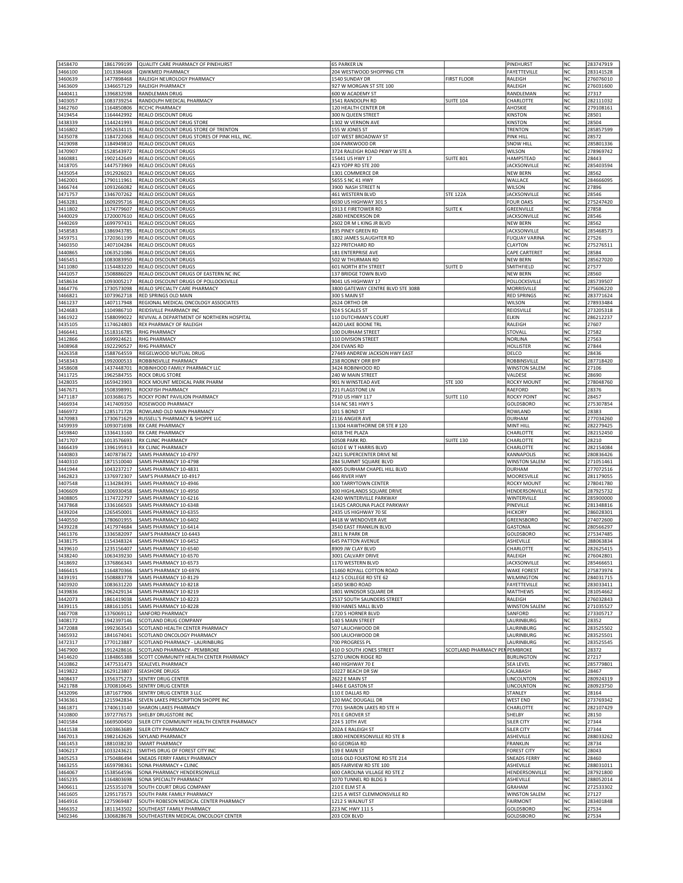| | | | | | | | |
|---|---|---|---|---|---|---|---|
| 3458470 | 1861799199 | QUALITY CARE PHARMACY OF PINEHURST | 65 PARKER LN | | PINEHURST | NC | 283747919 |
| 3466100 | 1013384668 | QWIKMED PHARMACY | 204 WESTWOOD SHOPPING CTR | | FAYETTEVILLE | NC | 283141528 |
| 3460639 | 1477898468 | RALEIGH NEUROLOGY PHARMACY | 1540 SUNDAY DR | FIRST FLOOR | RALEIGH | NC | 276076010 |
| 3463609 | 1346657129 | RALEIGH PHARMACY | 927 W MORGAN ST STE 100 | | RALEIGH | NC | 276031600 |
| 3440411 | 1396832598 | RANDLEMAN DRUG | 600 W ACADEMY ST | | RANDLEMAN | NC | 27317 |
| 3403057 | 1083739254 | RANDOLPH MEDICAL PHARMACY | 3541 RANDOLPH RD | SUITE 104 | CHARLOTTE | NC | 282111032 |
| 3462760 | 1164850806 | RCCHC PHARMACY | 120 HEALTH CENTER DR | | AHOSKIE | NC | 279108161 |
| 3419454 | 1164442992 | REALO DISCOUNT DRUG | 300 N QUEEN STREET | | KINSTON | NC | 28501 |
| 3438339 | 1144241993 | REALO DISCOUNT DRUG STORE | 1302 W VERNON AVE | | KINSTON | NC | 28504 |
| 3416802 | 1952634115 | REALO DISCOUNT DRUG STORE OF TRENTON | 155 W JONES ST | | TRENTON | NC | 285857599 |
| 3435078 | 1184722068 | REALO DISCOUNT DRUG STORES OF PINK HILL, INC. | 107 WEST BROADWAY ST | | PINK HILL | NC | 28572 |
| 3419098 | 1184949810 | REALO DISCOUNT DRUGS | 104 PARKWOOD DR | | SNOW HILL | NC | 285801336 |
| 3470907 | 1528543972 | REALO DISCOUNT DRUGS | 3724 RALEIGH ROAD PKWY W STE A | | WILSON | NC | 278969742 |
| 3460881 | 1902142649 | REALO DISCOUNT DRUGS | 15441 US HWY 17 | SUITE 801 | HAMPSTEAD | NC | 28443 |
| 3418705 | 1447573969 | REALO DISCOUNT DRUGS | 423 YOPP RD STE 200 | | JACKSONVILLE | NC | 285403594 |
| 3435054 | 1912926023 | REALO DISCOUNT DRUGS | 1301 COMMERCE DR | | NEW BERN | NC | 28562 |
| 3462001 | 1790111961 | REALO DISCOUNT DRUGS | 5655 S NC 41 HWY | | WALLACE | NC | 284666095 |
| 3466744 | 1093266082 | REALO DISCOUNT DRUGS | 3900 NASH STREET N | | WILSON | NC | 27896 |
| 3471757 | 1346707262 | REALO DISCOUNT DRUGS | 461 WESTERN BLVD | STE 122A | JACKSONVILLE | NC | 28546 |
| 3463281 | 1609295716 | REALO DISCOUNT DRUGS | 6030 US HIGHWAY 301 S | | FOUR OAKS | NC | 275247420 |
| 3411802 | 1174779607 | REALO DISCOUNT DRUGS | 1913 E FIRETOWER RD | SUITE K | GREENVILLE | NC | 27858 |
| 3440029 | 1720007610 | REALO DISCOUNT DRUGS | 2680 HENDERSON DR | | JACKSONVILLE | NC | 28546 |
| 3440269 | 1699797431 | REALO DISCOUNT DRUGS | 2602 DR M L KING JR BLVD | | NEW BERN | NC | 28562 |
| 3458583 | 1386943785 | REALO DISCOUNT DRUGS | 835 PINEY GREEN RD | | JACKSONVILLE | NC | 285468573 |
| 3459751 | 1720361199 | REALO DISCOUNT DRUGS | 1802 JAMES SLAUGHTER RD | | FUQUAY VARINA | NC | 27526 |
| 3460350 | 1407104284 | REALO DISCOUNT DRUGS | 322 PRITCHARD RD | | CLAYTON | NC | 275276511 |
| 3440865 | 1063521086 | REALO DISCOUNT DRUGS | 181 ENTERPRISE AVE | | CAPE CARTERET | NC | 28584 |
| 3465451 | 1083083950 | REALO DISCOUNT DRUGS | 502 W THURMAN RD | | NEW BERN | NC | 285627020 |
| 3411080 | 1154483220 | REALO DISCOUNT DRUGS | 601 NORTH 8TH STREET | SUITE D | SMITHFIELD | NC | 27577 |
| 3441057 | 1508886029 | REALO DISCOUNT DRUGS OF EASTERN NC INC | 137 BRIDGE TOWN BLVD | | NEW BERN | NC | 28560 |
| 3458634 | 1093005217 | REALO DISCOUNT DRUGS OF POLLOCKSVILLE | 9041 US HIGHWAY 17 | | POLLOCKSVILLE | NC | 285739507 |
| 3464776 | 1730573098 | REALO SPECIALTY CARE PHARMACY | 3800 GATEWAY CENTRE BLVD STE 308B | | MORRISVILLE | NC | 275606220 |
| 3466821 | 1073962718 | RED SPRINGS OLD MAIN | 300 S MAIN ST | | RED SPRINGS | NC | 283771624 |
| 3461237 | 1407117948 | REGIONAL MEDICAL ONCOLOGY ASSOCIATES | 2624 ORTHO DR | | WILSON | NC | 278933484 |
| 3424683 | 1104986710 | REIDSVILLE PHARMACY INC | 924 S SCALES ST | | REIDSVILLE | NC | 273205318 |
| 3461922 | 1588099022 | REVIVAL A DEPARTMENT OF NORTHERN HOSPITAL | 110 DUTCHMAN'S COURT | | ELKIN | NC | 286212237 |
| 3435105 | 1174624803 | REX PHARMACY OF RALEIGH | 4420 LAKE BOONE TRL | | RALEIGH | NC | 27607 |
| 3466441 | 1518316785 | RHG PHARMACY | 100 DURHAM STREET | | STOVALL | NC | 27582 |
| 3412866 | 1699924621 | RHG PHARMACY | 110 DIVISION STREET | | NORLINA | NC | 27563 |
| 3408968 | 1922290527 | RHG PHARMACY | 204 EVANS RD | | HOLLISTER | NC | 27844 |
| 3426358 | 1588764559 | RIEGELWOOD MUTUAL DRUG | 27449 ANDREW JACKSON HWY EAST | | DELCO | NC | 28436 |
| 3458343 | 1992000533 | ROBBINSVILLE PHARMACY | 238 RODNEY ORR BYP | | ROBBINSVILLE | NC | 287718420 |
| 3458608 | 1437448701 | ROBINHOOD FAMILY PHARMACY LLC | 3424 ROBINHOOD RD | | WINSTON SALEM | NC | 27106 |
| 3411725 | 1962584755 | ROCK DRUG STORE | 240 W MAIN STREET | | VALDESE | NC | 28690 |
| 3428035 | 1659423903 | ROCK MOUNT MEDICAL PARK PHARM | 901 N WINSTEAD AVE | STE 100 | ROCKY MOUNT | NC | 278048760 |
| 3467671 | 1508398991 | ROCKFISH PHARMACY | 221 FLAGSTONE LN | | RAEFORD | NC | 28376 |
| 3471187 | 1033686175 | ROCKY POINT PAVILION PHARMACY | 7910 US HWY 117 | SUITE 110 | ROCKY POINT | NC | 28457 |
| 3466934 | 1417409350 | ROSEWOOD PHARMACY | 514 NC 581 HWY S | | GOLDSBORO | NC | 275307854 |
| 3466972 | 1285171728 | ROWLAND OLD MAIN PHARMACY | 101 S BOND ST | | ROWLAND | NC | 28383 |
| 3470983 | 1730671629 | RUSSELL'S PHARMACY & SHOPPE LLC | 2116 ANGIER AVE | | DURHAM | NC | 277034260 |
| 3459939 | 1093071698 | RX CARE PHARMACY | 11304 HAWTHORNE DR STE # 120 | | MINT HILL | NC | 282279425 |
| 3459840 | 1336413160 | RX CARE PHARMACY | 6018 THE PLAZA | | CHARLOTTE | NC | 282152450 |
| 3471707 | 1013576693 | RX CLINIC PHARMACY | 10508 PARK RD. | SUITE 130 | CHARLOTTE | NC | 28210 |
| 3466439 | 1396195913 | RX CLINIC PHARMACY | 6010 E W T HARRIS BLVD | | CHARLOTTE | NC | 282154084 |
| 3440803 | 1407873672 | SAMS PHARMACY 10-4797 | 2421 SUPERCENTER DRIVE NE | | KANNAPOLIS | NC | 280836426 |
| 3440310 | 1871510040 | SAMS PHARMACY 10-4798 | 284 SUMMIT SQUARE BLVD | | WINSTON SALEM | NC | 271051461 |
| 3441944 | 1043237217 | SAMS PHARMACY 10-4831 | 4005 DURHAM CHAPEL HILL BLVD | | DURHAM | NC | 277072516 |
| 3462823 | 1376972307 | SAM'S PHARMACY 10-4917 | 646 RIVER HWY | | MOORESVILLE | NC | 281179055 |
| 3407548 | 1134284391 | SAMS PHARMACY 10-4946 | 300 TARRYTOWN CENTER | | ROCKY MOUNT | NC | 278041780 |
| 3406609 | 1306930458 | SAMS PHARMACY 10-4950 | 300 HIGHLANDS SQUARE DRIVE | | HENDERSONVILLE | NC | 287925732 |
| 3408805 | 1174722797 | SAMS PHARMACY 10-6216 | 4240 WINTERVILLE PARKWAY | | WINTERVILLE | NC | 285900000 |
| 3437868 | 1336166503 | SAMS PHARMACY 10-6348 | 11425 CAROLINA PLACE PARKWAY | | PINEVILLE | NC | 281348816 |
| 3439204 | 1265450001 | SAMS PHARMACY 10-6355 | 2435 US HIGHWAY 70 SE | | HICKORY | NC | 286028301 |
| 3440550 | 1780601955 | SAMS PHARMACY 10-6402 | 4418 W WENDOVER AVE | | GREENSBORO | NC | 274072600 |
| 3439228 | 1417974684 | SAMS PHARMACY 10-6414 | 3540 EAST FRANKLIN BLVD | | GASTONIA | NC | 280566297 |
| 3461376 | 1336582097 | SAM'S PHARMACY 10-6443 | 2811 N PARK DR | | GOLDSBORO | NC | 275347485 |
| 3438175 | 1154348324 | SAMS PHARMACY 10-6452 | 645 PATTON AVENUE | | ASHEVILLE | NC | 288063834 |
| 3439610 | 1235156407 | SAMS PHARMACY 10-6540 | 8909 JW CLAY BLVD | | CHARLOTTE | NC | 282625415 |
| 3438240 | 1063439230 | SAMS PHARMACY 10-6570 | 3001 CALVARY DRIVE | | RALEIGH | NC | 276042801 |
| 3418692 | 1376866343 | SAMS PHARMACY 10-6573 | 1170 WESTERN BLVD | | JACKSONVILLE | NC | 285466651 |
| 3466415 | 1164870366 | SAM'S PHARMACY 10-6976 | 11460 ROYALL COTTON ROAD | | WAKE FOREST | NC | 275873974 |
| 3439191 | 1508883778 | SAMS PHARMACY 10-8129 | 412 S COLLEGE RD STE 62 | | WILMINGTON | NC | 284031715 |
| 3403920 | 1083631220 | SAMS PHARMACY 10-8218 | 1450 SKIBO ROAD | | FAYETTEVILLE | NC | 283033411 |
| 3439836 | 1962429134 | SAMS PHARMACY 10-8219 | 1801 WINDSOR SQUARE DR | | MATTHEWS | NC | 281054662 |
| 3442073 | 1861419038 | SAMS PHARMACY 10-8223 | 2537 SOUTH SAUNDERS STREET | | RALEIGH | NC | 276032843 |
| 3439115 | 1881611051 | SAMS PHARMACY 10-8228 | 930 HANES MALL BLVD | | WINSTON SALEM | NC | 271035527 |
| 3467708 | 1376069112 | SANFORD PHARMACY | 1720 S HORNER BLVD | | SANFORD | NC | 273305717 |
| 3408172 | 1942397146 | SCOTLAND DRUG COMPANY | 140 S MAIN STREET | | LAURINBURG | NC | 28352 |
| 3472088 | 1992363543 | SCOTLAND HEALTH CENTER PHARMACY | 507 LAUCHWOOD DR | | LAURINBURG | NC | 283525502 |
| 3465932 | 1841674041 | SCOTLAND ONCOLOGY PHARMACY | 500 LAUCHWOOD DR | | LAURINBURG | NC | 283525501 |
| 3472317 | 1770123887 | SCOTLAND PHARMACY - LAURINBURG | 700 PROGRESS PL | | LAURINBURG | NC | 283525545 |
| 3467900 | 1912428616 | SCOTLAND PHARMACY - PEMBROKE | 410 D SOUTH JONES STREET | SCOTLAND PHARMACY PEM | PEMBROKE | NC | 28372 |
| 3414620 | 1184865388 | SCOTT COMMUNITY HEALTH CENTER PHARMACY | 5270 UNION RIDGE RD | | BURLINGTON | NC | 27217 |
| 3410862 | 1477531473 | SEALEVEL PHARMACY | 440 HIGHWAY 70 E | | SEA LEVEL | NC | 285779801 |
| 3419822 | 1629123807 | SEASHORE DRUGS | 10227 BEACH DR SW | | CALABASH | NC | 28467 |
| 3408437 | 1356375273 | SENTRY DRUG CENTER | 2622 E MAIN ST | | LINCOLNTON | NC | 280924319 |
| 3421788 | 1700810645 | SENTRY DRUG CENTER | 1446 E GASTON ST | | LINCOLNTON | NC | 280923750 |
| 3432096 | 1871677906 | SENTRY DRUG CENTER 3 LLC | 110 E DALLAS RD | | STANLEY | NC | 28164 |
| 3436361 | 1215942834 | SEVEN LAKES PRESCRIPTION SHOPPE INC | 120 MAC DOUGALL DR | | WEST END | NC | 273769342 |
| 3461871 | 1740613140 | SHARON LAKES PHARMACY | 7701 SHARON LAKES RD STE H | | CHARLOTTE | NC | 282107429 |
| 3410800 | 1972776573 | SHELBY DRUGSTORE INC | 701 E GROVER ST | | SHELBY | NC | 28150 |
| 3401584 | 1669500450 | SILER CITY COMMUNITY HEALTH CENTER PHARMACY | 224 S 10TH AVE | | SILER CITY | NC | 27344 |
| 3441538 | 1003863689 | SILER CITY PHARMACY | 202A E RALEIGH ST | | SILER CITY | NC | 27344 |
| 3467013 | 1982142626 | SKYLAND PHARMACY | 1800 HENDERSONVILLE RD STE 8 | | ASHEVILLE | NC | 288033262 |
| 3461453 | 1881038230 | SMART PHARMACY | 60 GEORGIA RD | | FRANKLIN | NC | 28734 |
| 3406217 | 1033243621 | SMITHS DRUG OF FOREST CITY INC | 139 E MAIN ST | | FOREST CITY | NC | 28043 |
| 3405253 | 1750486494 | SNEADS FERRY FAMILY PHARMACY | 1016 OLD FOLKSTONE RD STE 214 | | SNEADS FERRY | NC | 28460 |
| 3463255 | 1659798361 | SONA PHARMACY + CLINIC | 805 FAIRVIEW RD STE 100 | | ASHEVILLE | NC | 288031011 |
| 3464067 | 1538564596 | SONA PHARMACY HENDERSONVILLE | 600 CAROLINA VILLAGE RD STE Z | | HENDERSONVILLE | NC | 287921800 |
| 3465235 | 1164803698 | SONA SPECIALTY PHARMACY | 1070 TUNNEL RD BLDG 3 | | ASHEVILLE | NC | 288052014 |
| 3406611 | 1255351078 | SOUTH COURT DRUG COMPANY | 210 E ELM ST A | | GRAHAM | NC | 272533302 |
| 3461605 | 1295173573 | SOUTH PARK FAMILY PHARMACY | 1215 A WEST CLEMMONSVILLE RD | | WINSTON SALEM | NC | 27127 |
| 3464916 | 1275969487 | SOUTH ROBESON MEDICAL CENTER PHARMACY | 1212 S WALNUT ST | | FAIRMONT | NC | 283401848 |
| 3466352 | 1811343502 | SOUTHEAST FAMILY PHARMACY | 223 NC HWY 111 S | | GOLDSBORO | NC | 27534 |
| 3402346 | 1306828678 | SOUTHEASTERN MEDICAL ONCOLOGY CENTER | 203 COX BLVD | | GOLDSBORO | NC | 27534 |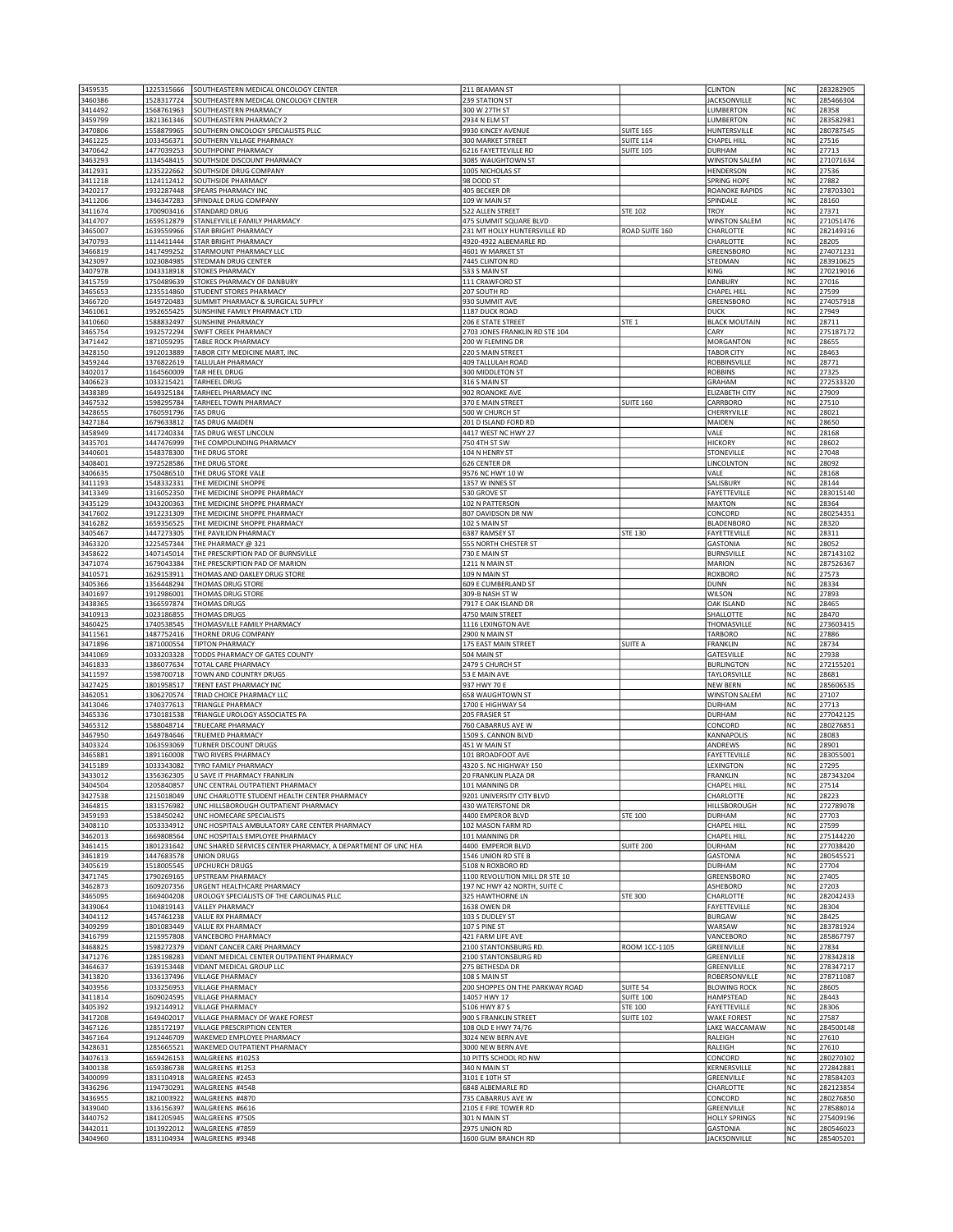| | | | | | | | |
|---|---|---|---|---|---|---|---|
| 3459535 | 1225315666 | SOUTHEASTERN MEDICAL ONCOLOGY CENTER | 211 BEAMAN ST | | CLINTON | NC | 283282905 |
| 3460386 | 1528317724 | SOUTHEASTERN MEDICAL ONCOLOGY CENTER | 239 STATION ST | | JACKSONVILLE | NC | 285466304 |
| 3414492 | 1568761963 | SOUTHEASTERN PHARMACY | 300 W 27TH ST | | LUMBERTON | NC | 28358 |
| 3459799 | 1821361346 | SOUTHEASTERN PHARMACY 2 | 2934 N ELM ST | | LUMBERTON | NC | 283582981 |
| 3470806 | 1558879965 | SOUTHERN ONCOLOGY SPECIALISTS PLLC | 9930 KINCEY AVENUE | SUITE 165 | HUNTERSVILLE | NC | 280787545 |
| 3461225 | 1033456371 | SOUTHERN VILLAGE PHARMACY | 300 MARKET STREET | SUITE 114 | CHAPEL HILL | NC | 27516 |
| 3470642 | 1477039253 | SOUTHPOINT PHARMACY | 6216 FAYETTEVILLE RD | SUITE 105 | DURHAM | NC | 27713 |
| 3463293 | 1134548415 | SOUTHSIDE DISCOUNT PHARMACY | 3085 WAUGHTOWN ST | | WINSTON SALEM | NC | 271071634 |
| 3412931 | 1235222662 | SOUTHSIDE DRUG COMPANY | 1005 NICHOLAS ST | | HENDERSON | NC | 27536 |
| 3411218 | 1124112412 | SOUTHSIDE PHARMACY | 98 DODD ST | | SPRING HOPE | NC | 27882 |
| 3420217 | 1932287448 | SPEARS PHARMACY INC | 405 BECKER DR | | ROANOKE RAPIDS | NC | 278703301 |
| 3411206 | 1346347283 | SPINDALE DRUG COMPANY | 109 W MAIN ST | | SPINDALE | NC | 28160 |
| 3411674 | 1700903416 | STANDARD DRUG | 522 ALLEN STREET | STE 102 | TROY | NC | 27371 |
| 3414707 | 1659512879 | STANLEYVILLE FAMILY PHARMACY | 475 SUMMIT SQUARE BLVD | | WINSTON SALEM | NC | 271051476 |
| 3465007 | 1639559966 | STAR BRIGHT PHARMACY | 231 MT HOLLY HUNTERSVILLE RD | ROAD SUITE 160 | CHARLOTTE | NC | 282149316 |
| 3470793 | 1114411444 | STAR BRIGHT PHARMACY | 4920-4922 ALBEMARLE RD | | CHARLOTTE | NC | 28205 |
| 3466819 | 1417499252 | STARMOUNT PHARMACY LLC | 4601 W MARKET ST | | GREENSBORO | NC | 274071231 |
| 3423097 | 1023084985 | STEDMAN DRUG CENTER | 7445 CLINTON RD | | STEDMAN | NC | 283910625 |
| 3407978 | 1043318918 | STOKES PHARMACY | 533 S MAIN ST | | KING | NC | 270219016 |
| 3415759 | 1750489639 | STOKES PHARMACY OF DANBURY | 111 CRAWFORD ST | | DANBURY | NC | 27016 |
| 3465653 | 1235514860 | STUDENT STORES PHARMACY | 207 SOUTH RD | | CHAPEL HILL | NC | 27599 |
| 3466720 | 1649720483 | SUMMIT PHARMACY & SURGICAL SUPPLY | 930 SUMMIT AVE | | GREENSBORO | NC | 274057918 |
| 3461061 | 1952655425 | SUNSHINE FAMILY PHARMACY LTD | 1187 DUCK ROAD | | DUCK | NC | 27949 |
| 3410660 | 1588832497 | SUNSHINE PHARMACY | 206 E STATE STREET | STE 1 | BLACK MOUTAIN | NC | 28711 |
| 3465754 | 1932572294 | SWIFT CREEK PHARMACY | 2703 JONES FRANKLIN RD STE 104 | | CARY | NC | 275187172 |
| 3471442 | 1871059295 | TABLE ROCK PHARMACY | 200 W FLEMING DR | | MORGANTON | NC | 28655 |
| 3428150 | 1912013889 | TABOR CITY MEDICINE MART, INC | 220 S MAIN STREET | | TABOR CITY | NC | 28463 |
| 3459244 | 1376822619 | TALLULAH PHARMACY | 409 TALLULAH ROAD | | ROBBINSVILLE | NC | 28771 |
| 3402017 | 1164560009 | TAR HEEL DRUG | 300 MIDDLETON ST | | ROBBINS | NC | 27325 |
| 3406623 | 1033215421 | TARHEEL DRUG | 316 S MAIN ST | | GRAHAM | NC | 272533320 |
| 3438389 | 1649325184 | TARHEEL PHARMACY INC | 902 ROANOKE AVE | | ELIZABETH CITY | NC | 27909 |
| 3467532 | 1598295784 | TARHEEL TOWN PHARMACY | 370 E MAIN STREET | SUITE 160 | CARRBORO | NC | 27510 |
| 3428655 | 1760591796 | TAS DRUG | 500 W CHURCH ST | | CHERRYVILLE | NC | 28021 |
| 3427184 | 1679633812 | TAS DRUG MAIDEN | 201 D ISLAND FORD RD | | MAIDEN | NC | 28650 |
| 3458949 | 1417240334 | TAS DRUG WEST LINCOLN | 4417 WEST NC HWY 27 | | VALE | NC | 28168 |
| 3435701 | 1447476999 | THE COMPOUNDING PHARMACY | 750 4TH ST SW | | HICKORY | NC | 28602 |
| 3440601 | 1548378300 | THE DRUG STORE | 104 N HENRY ST | | STONEVILLE | NC | 27048 |
| 3408401 | 1972528586 | THE DRUG STORE | 626 CENTER DR | | LINCOLNTON | NC | 28092 |
| 3406635 | 1750486510 | THE DRUG STORE VALE | 9576 NC HWY 10 W | | VALE | NC | 28168 |
| 3411193 | 1548332331 | THE MEDICINE SHOPPE | 1357 W INNES ST | | SALISBURY | NC | 28144 |
| 3413349 | 1316052350 | THE MEDICINE SHOPPE PHARMACY | 530 GROVE ST | | FAYETTEVILLE | NC | 283015140 |
| 3435129 | 1043200363 | THE MEDICINE SHOPPE PHARMACY | 102 N PATTERSON | | MAXTON | NC | 28364 |
| 3417602 | 1912231309 | THE MEDICINE SHOPPE PHARMACY | 807 DAVIDSON DR NW | | CONCORD | NC | 280254351 |
| 3416282 | 1659356525 | THE MEDICINE SHOPPE PHARMACY | 102 S MAIN ST | | BLADENBORO | NC | 28320 |
| 3405467 | 1447273305 | THE PAVILION PHARMACY | 6387 RAMSEY ST | STE 130 | FAYETTEVILLE | NC | 28311 |
| 3463320 | 1225457344 | THE PHARMACY @ 321 | 555 NORTH CHESTER ST | | GASTONIA | NC | 28052 |
| 3458622 | 1407145014 | THE PRESCRIPTION PAD OF BURNSVILLE | 730 E MAIN ST | | BURNSVILLE | NC | 287143102 |
| 3471074 | 1679043384 | THE PRESCRIPTION PAD OF MARION | 1211 N MAIN ST | | MARION | NC | 287526367 |
| 3410571 | 1629153911 | THOMAS AND OAKLEY DRUG STORE | 109 N MAIN ST | | ROXBORO | NC | 27573 |
| 3405366 | 1356448294 | THOMAS DRUG STORE | 609 E CUMBERLAND ST | | DUNN | NC | 28334 |
| 3401697 | 1912986001 | THOMAS DRUG STORE | 309-B NASH ST W | | WILSON | NC | 27893 |
| 3438365 | 1366597874 | THOMAS DRUGS | 7917 E OAK ISLAND DR | | OAK ISLAND | NC | 28465 |
| 3410913 | 1023186855 | THOMAS DRUGS | 4750 MAIN STREET | | SHALLOTTE | NC | 28470 |
| 3460425 | 1740538545 | THOMASVILLE FAMILY PHARMACY | 1116 LEXINGTON AVE | | THOMASVILLE | NC | 273603415 |
| 3411561 | 1487752416 | THORNE DRUG COMPANY | 2900 N MAIN ST | | TARBORO | NC | 27886 |
| 3471896 | 1871000554 | TIPTON PHARMACY | 175 EAST MAIN STREET | SUITE A | FRANKLIN | NC | 28734 |
| 3441069 | 1033203328 | TODDS PHARMACY OF GATES COUNTY | 504 MAIN ST | | GATESVILLE | NC | 27938 |
| 3461833 | 1386077634 | TOTAL CARE PHARMACY | 2479 S CHURCH ST | | BURLINGTON | NC | 272155201 |
| 3411597 | 1598700718 | TOWN AND COUNTRY DRUGS | 53 E MAIN AVE | | TAYLORSVILLE | NC | 28681 |
| 3427425 | 1801958517 | TRENT EAST PHARMACY INC | 937 HWY 70 E | | NEW BERN | NC | 285606535 |
| 3462051 | 1306270574 | TRIAD CHOICE PHARMACY LLC | 658 WAUGHTOWN ST | | WINSTON SALEM | NC | 27107 |
| 3413046 | 1740377613 | TRIANGLE PHARMACY | 1700 E HIGHWAY 54 | | DURHAM | NC | 27713 |
| 3465336 | 1730181538 | TRIANGLE UROLOGY ASSOCIATES PA | 205 FRASIER ST | | DURHAM | NC | 277042125 |
| 3465312 | 1588048714 | TRUECARE PHARMACY | 760 CABARRUS AVE W | | CONCORD | NC | 280276851 |
| 3467950 | 1649784646 | TRUEMED PHARMACY | 1509 S. CANNON BLVD | | KANNAPOLIS | NC | 28083 |
| 3403324 | 1063593069 | TURNER DISCOUNT DRUGS | 451 W MAIN ST | | ANDREWS | NC | 28901 |
| 3465881 | 1891160008 | TWO RIVERS PHARMACY | 101 BROADFOOT AVE | | FAYETTEVILLE | NC | 283055001 |
| 3415189 | 1033343082 | TYRO FAMILY PHARMACY | 4320 S. NC HIGHWAY 150 | | LEXINGTON | NC | 27295 |
| 3433012 | 1356362305 | U SAVE IT PHARMACY FRANKLIN | 20 FRANKLIN PLAZA DR | | FRANKLIN | NC | 287343204 |
| 3404504 | 1205840857 | UNC CENTRAL OUTPATIENT PHARMACY | 101 MANNING DR | | CHAPEL HILL | NC | 27514 |
| 3427538 | 1215018049 | UNC CHARLOTTE STUDENT HEALTH CENTER PHARMACY | 9201 UNIVERSITY CITY BLVD | | CHARLOTTE | NC | 28223 |
| 3464815 | 1831576982 | UNC HILLSBOROUGH OUTPATIENT PHARMACY | 430 WATERSTONE DR | | HILLSBOROUGH | NC | 272789078 |
| 3459193 | 1538450242 | UNC HOMECARE SPECIALISTS | 4400 EMPEROR BLVD | STE 100 | DURHAM | NC | 27703 |
| 3408110 | 1053334912 | UNC HOSPITALS AMBULATORY CARE CENTER PHARMACY | 102 MASON FARM RD | | CHAPEL HILL | NC | 27599 |
| 3462013 | 1669808564 | UNC HOSPITALS EMPLOYEE PHARMACY | 101 MANNING DR | | CHAPEL HILL | NC | 275144220 |
| 3461415 | 1801231642 | UNC SHARED SERVICES CENTER PHARMACY, A DEPARTMENT OF UNC HEA | 4400 EMPEROR BLVD | SUITE 200 | DURHAM | NC | 277038420 |
| 3461819 | 1447683578 | UNION DRUGS | 1546 UNION RD STE B | | GASTONIA | NC | 280545521 |
| 3405619 | 1518005545 | UPCHURCH DRUGS | 5108 N ROXBORO RD | | DURHAM | NC | 27704 |
| 3471745 | 1790269165 | UPSTREAM PHARMACY | 1100 REVOLUTION MILL DR STE 10 | | GREENSBORO | NC | 27405 |
| 3462873 | 1609207356 | URGENT HEALTHCARE PHARMACY | 197 NC HWY 42 NORTH, SUITE C | | ASHEBORO | NC | 27203 |
| 3465095 | 1669404208 | UROLOGY SPECIALISTS OF THE CAROLINAS PLLC | 325 HAWTHORNE LN | STE 300 | CHARLOTTE | NC | 282042433 |
| 3439064 | 1104819143 | VALLEY PHARMACY | 1638 OWEN DR | | FAYETTEVILLE | NC | 28304 |
| 3404112 | 1457461238 | VALUE RX PHARMACY | 103 S DUDLEY ST | | BURGAW | NC | 28425 |
| 3409299 | 1801083449 | VALUE RX PHARMACY | 107 S PINE ST | | WARSAW | NC | 283781924 |
| 3416799 | 1215957808 | VANCEBORO PHARMACY | 421 FARM LIFE AVE | | VANCEBORO | NC | 285867797 |
| 3468825 | 1598272379 | VIDANT CANCER CARE PHARMACY | 2100 STANTONSBURG RD. | ROOM 1CC-1105 | GREENVILLE | NC | 27834 |
| 3471276 | 1285198283 | VIDANT MEDICAL CENTER OUTPATIENT PHARMACY | 2100 STANTONSBURG RD | | GREENVILLE | NC | 278342818 |
| 3464637 | 1639153448 | VIDANT MEDICAL GROUP LLC | 275 BETHESDA DR | | GREENVILLE | NC | 278347217 |
| 3413820 | 1336137496 | VILLAGE PHARMACY | 108 S MAIN ST | | ROBERSONVILLE | NC | 278711087 |
| 3403956 | 1033256953 | VILLAGE PHARMACY | 200 SHOPPES ON THE PARKWAY ROAD | SUITE 54 | BLOWING ROCK | NC | 28605 |
| 3411814 | 1609024595 | VILLAGE PHARMACY | 14057 HWY 17 | SUITE 100 | HAMPSTEAD | NC | 28443 |
| 3405392 | 1932144912 | VILLAGE PHARMACY | 5106 HWY 87 S | STE 100 | FAYETTEVILLE | NC | 28306 |
| 3417208 | 1649402017 | VILLAGE PHARMACY OF WAKE FOREST | 900 S FRANKLIN STREET | SUITE 102 | WAKE FOREST | NC | 27587 |
| 3467126 | 1285172197 | VILLAGE PRESCRIPTION CENTER | 108 OLD E HWY 74/76 | | LAKE WACCAMAW | NC | 284500148 |
| 3467164 | 1912446709 | WAKEMED EMPLOYEE PHARMACY | 3024 NEW BERN AVE | | RALEIGH | NC | 27610 |
| 3428631 | 1285665521 | WAKEMED OUTPATIENT PHARMACY | 3000 NEW BERN AVE | | RALEIGH | NC | 27610 |
| 3407613 | 1659426153 | WALGREENS #10253 | 10 PITTS SCHOOL RD NW | | CONCORD | NC | 280270302 |
| 3400138 | 1659386738 | WALGREENS #1253 | 340 N MAIN ST | | KERNERSVILLE | NC | 272842881 |
| 3400099 | 1831104918 | WALGREENS #2453 | 3101 E 10TH ST | | GREENVILLE | NC | 278584203 |
| 3436296 | 1194730291 | WALGREENS #4548 | 6848 ALBEMARLE RD | | CHARLOTTE | NC | 282123854 |
| 3436955 | 1821003922 | WALGREENS #4870 | 735 CABARRUS AVE W | | CONCORD | NC | 280276850 |
| 3439040 | 1336156397 | WALGREENS #6616 | 2105 E FIRE TOWER RD | | GREENVILLE | NC | 278588014 |
| 3440752 | 1841205945 | WALGREENS #7505 | 301 N MAIN ST | | HOLLY SPRINGS | NC | 275409196 |
| 3442011 | 1013922012 | WALGREENS #7859 | 2975 UNION RD | | GASTONIA | NC | 280546023 |
| 3404960 | 1831104934 | WALGREENS #9348 | 1600 GUM BRANCH RD | | JACKSONVILLE | NC | 285405201 |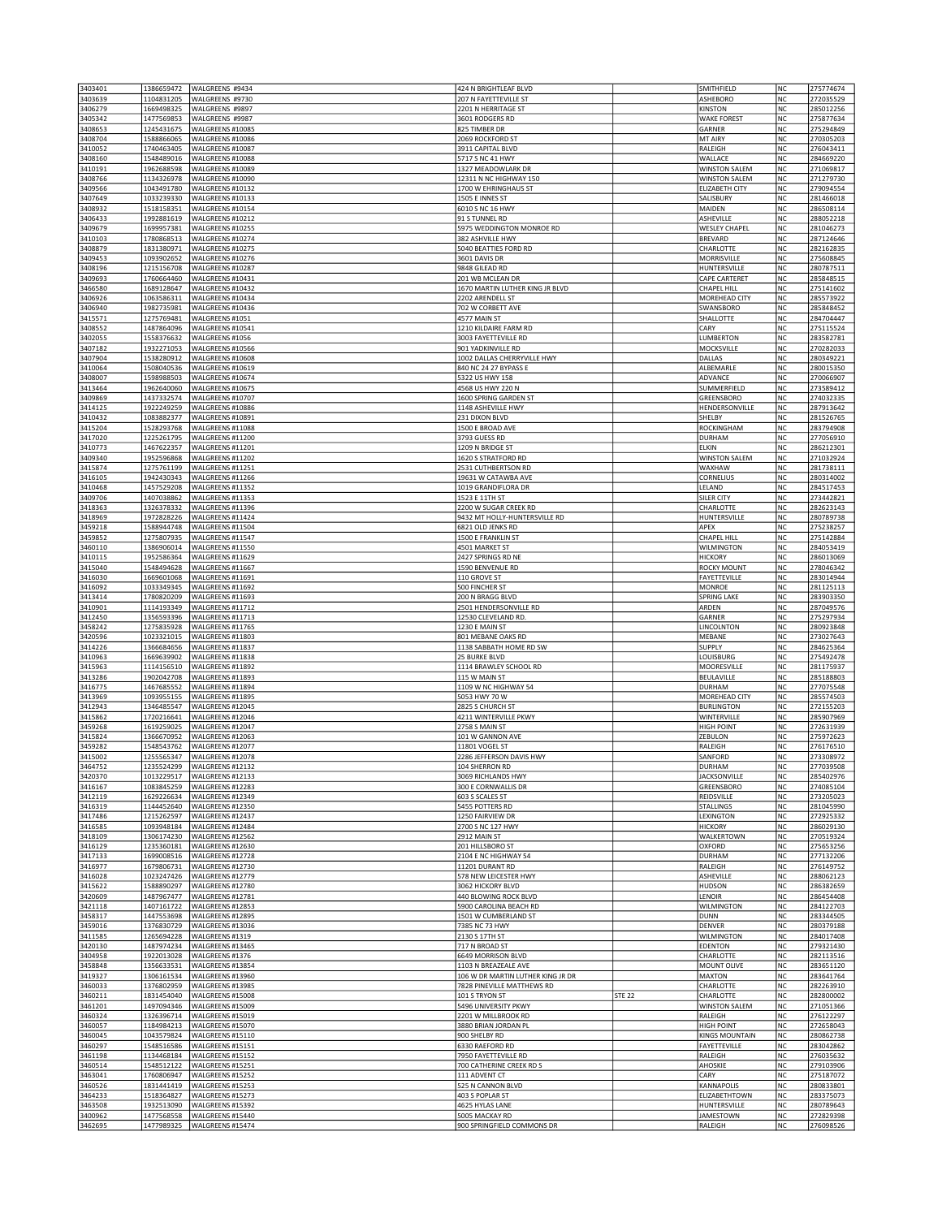| | | | | | | | |
|---|---|---|---|---|---|---|---|
| 3403401 | 1386659472 | WALGREENS #9434 | 424 N BRIGHTLEAF BLVD | | SMITHFIELD | NC | 275774674 |
| 3403639 | 1104831205 | WALGREENS #9730 | 207 N FAYETTEVILLE ST | | ASHEBORO | NC | 272035529 |
| 3406279 | 1669498325 | WALGREENS #9897 | 2201 N HERITAGE ST | | KINSTON | NC | 285012256 |
| 3405342 | 1477569853 | WALGREENS #9987 | 3601 RODGERS RD | | WAKE FOREST | NC | 275877634 |
| 3408653 | 1245431675 | WALGREENS #10085 | 825 TIMBER DR | | GARNER | NC | 275294849 |
| 3408704 | 1588866065 | WALGREENS #10086 | 2069 ROCKFORD ST | | MT AIRY | NC | 270305203 |
| 3410052 | 1740463405 | WALGREENS #10087 | 3911 CAPITAL BLVD | | RALEIGH | NC | 276043411 |
| 3408160 | 1548489016 | WALGREENS #10088 | 5717 S NC 41 HWY | | WALLACE | NC | 284669220 |
| 3410191 | 1962688598 | WALGREENS #10089 | 1327 MEADOWLARK DR | | WINSTON SALEM | NC | 271069817 |
| 3408766 | 1134326978 | WALGREENS #10090 | 12311 N NC HIGHWAY 150 | | WINSTON SALEM | NC | 271279730 |
| 3409566 | 1043491780 | WALGREENS #10132 | 1700 W EHRINGHAUS ST | | ELIZABETH CITY | NC | 279094554 |
| 3407649 | 1033239330 | WALGREENS #10133 | 1505 E INNES ST | | SALISBURY | NC | 281466018 |
| 3408932 | 1518158351 | WALGREENS #10154 | 6010 S NC 16 HWY | | MAIDEN | NC | 286508114 |
| 3406433 | 1992881619 | WALGREENS #10212 | 91 S TUNNEL RD | | ASHEVILLE | NC | 288052218 |
| 3409679 | 1699957381 | WALGREENS #10255 | 5975 WEDDINGTON MONROE RD | | WESLEY CHAPEL | NC | 281046273 |
| 3410103 | 1780868513 | WALGREENS #10274 | 382 ASHVILLE HWY | | BREVARD | NC | 287124646 |
| 3408879 | 1831380971 | WALGREENS #10275 | 5040 BEATTIES FORD RD | | CHARLOTTE | NC | 282162835 |
| 3409453 | 1093902652 | WALGREENS #10276 | 3601 DAVIS DR | | MORRISVILLE | NC | 275608845 |
| 3408196 | 1215156708 | WALGREENS #10287 | 9848 GILEAD RD | | HUNTERSVILLE | NC | 280787511 |
| 3409693 | 1760664460 | WALGREENS #10431 | 201 WB MCLEAN DR | | CAPE CARTERET | NC | 285848515 |
| 3466580 | 1689128647 | WALGREENS #10432 | 1670 MARTIN LUTHER KING JR BLVD | | CHAPEL HILL | NC | 275141602 |
| 3406926 | 1063586311 | WALGREENS #10434 | 2202 ARENDELL ST | | MOREHEAD CITY | NC | 285573922 |
| 3406940 | 1982735981 | WALGREENS #10436 | 702 W CORBETT AVE | | SWANSBORO | NC | 285848452 |
| 3415571 | 1275769481 | WALGREENS #1051 | 4577 MAIN ST | | SHALLOTTE | NC | 284704447 |
| 3408552 | 1487864096 | WALGREENS #10541 | 1210 KILDAIRE FARM RD | | CARY | NC | 275115524 |
| 3402055 | 1558376632 | WALGREENS #1056 | 3003 FAYETTEVILLE RD | | LUMBERTON | NC | 283582781 |
| 3407182 | 1932271053 | WALGREENS #10566 | 901 YADKINVILLE RD | | MOCKSVILLE | NC | 270282033 |
| 3407904 | 1538280912 | WALGREENS #10608 | 1002 DALLAS CHERRYVILLE HWY | | DALLAS | NC | 280349221 |
| 3410064 | 1508040536 | WALGREENS #10619 | 840 NC 24 27 BYPASS E | | ALBEMARLE | NC | 280015350 |
| 3408007 | 1598988503 | WALGREENS #10674 | 5322 US HWY 158 | | ADVANCE | NC | 270066907 |
| 3413464 | 1962640060 | WALGREENS #10675 | 4568 US HWY 220 N | | SUMMERFIELD | NC | 273589412 |
| 3409869 | 1437332574 | WALGREENS #10707 | 1600 SPRING GARDEN ST | | GREENSBORO | NC | 274032335 |
| 3414125 | 1922249259 | WALGREENS #10886 | 1148 ASHEVILLE HWY | | HENDERSONVILLE | NC | 287913642 |
| 3410432 | 1083882377 | WALGREENS #10891 | 231 DIXON BLVD | | SHELBY | NC | 281526765 |
| 3415204 | 1528293768 | WALGREENS #11088 | 1500 E BROAD AVE | | ROCKINGHAM | NC | 283794908 |
| 3417020 | 1225261795 | WALGREENS #11200 | 3793 GUESS RD | | DURHAM | NC | 277056910 |
| 3410773 | 1467622357 | WALGREENS #11201 | 1209 N BRIDGE ST | | ELKIN | NC | 286212301 |
| 3409340 | 1952596868 | WALGREENS #11202 | 1620 S STRATFORD RD | | WINSTON SALEM | NC | 271032924 |
| 3415874 | 1275761199 | WALGREENS #11251 | 2531 CUTHBERTSON RD | | WAXHAW | NC | 281738111 |
| 3416105 | 1942430343 | WALGREENS #11266 | 19631 W CATAWBA AVE | | CORNELIUS | NC | 280314002 |
| 3410468 | 1457529208 | WALGREENS #11352 | 1019 GRANDIFLORA DR | | LELAND | NC | 284517453 |
| 3409706 | 1407038862 | WALGREENS #11353 | 1523 E 11TH ST | | SILER CITY | NC | 273442821 |
| 3418363 | 1326378332 | WALGREENS #11396 | 2200 W SUGAR CREEK RD | | CHARLOTTE | NC | 282623143 |
| 3418969 | 1972828226 | WALGREENS #11424 | 9432 MT HOLLY-HUNTERSVILLE RD | | HUNTERSVILLE | NC | 280789738 |
| 3459218 | 1588944748 | WALGREENS #11504 | 6821 OLD JENKS RD | | APEX | NC | 275238257 |
| 3459852 | 1275807935 | WALGREENS #11547 | 1500 E FRANKLIN ST | | CHAPEL HILL | NC | 275142884 |
| 3460110 | 1386906014 | WALGREENS #11550 | 4501 MARKET ST | | WILMINGTON | NC | 284053419 |
| 3410115 | 1952586364 | WALGREENS #11629 | 2427 SPRINGS RD NE | | HICKORY | NC | 286013069 |
| 3415040 | 1548494628 | WALGREENS #11667 | 1590 BENVENUE RD | | ROCKY MOUNT | NC | 278046342 |
| 3416030 | 1669601068 | WALGREENS #11691 | 110 GROVE ST | | FAYETTEVILLE | NC | 283014944 |
| 3416092 | 1033349345 | WALGREENS #11692 | 500 FINCHER ST | | MONROE | NC | 281125113 |
| 3413414 | 1780820209 | WALGREENS #11693 | 200 N BRAGG BLVD | | SPRING LAKE | NC | 283903350 |
| 3410901 | 1114193349 | WALGREENS #11712 | 2501 HENDERSONVILLE RD | | ARDEN | NC | 287049576 |
| 3412450 | 1356593396 | WALGREENS #11713 | 12530 CLEVELAND RD. | | GARNER | NC | 275297934 |
| 3458242 | 1275835928 | WALGREENS #11765 | 1230 E MAIN ST | | LINCOLNTON | NC | 280923848 |
| 3420596 | 1023321015 | WALGREENS #11803 | 801 MEBANE OAKS RD | | MEBANE | NC | 273027643 |
| 3414226 | 1366684656 | WALGREENS #11837 | 1138 SABBATH HOME RD SW | | SUPPLY | NC | 284625364 |
| 3410963 | 1669639902 | WALGREENS #11838 | 25 BURKE BLVD | | LOUISBURG | NC | 275492478 |
| 3415963 | 1114156510 | WALGREENS #11892 | 1114 BRAWLEY SCHOOL RD | | MOORESVILLE | NC | 281175937 |
| 3413286 | 1902042708 | WALGREENS #11893 | 115 W MAIN ST | | BEULAVILLE | NC | 285188803 |
| 3416775 | 1467685552 | WALGREENS #11894 | 1109 W NC HIGHWAY 54 | | DURHAM | NC | 277075548 |
| 3413969 | 1093955155 | WALGREENS #11895 | 5053 HWY 70 W | | MOREHEAD CITY | NC | 285574503 |
| 3412943 | 1346485547 | WALGREENS #12045 | 2825 S CHURCH ST | | BURLINGTON | NC | 272155203 |
| 3415862 | 1720216641 | WALGREENS #12046 | 4211 WINTERVILLE PKWY | | WINTERVILLE | NC | 285907969 |
| 3459268 | 1619259025 | WALGREENS #12047 | 2758 S MAIN ST | | HIGH POINT | NC | 272631939 |
| 3415824 | 1366670952 | WALGREENS #12063 | 101 W GANNON AVE | | ZEBULON | NC | 275972623 |
| 3459282 | 1548543762 | WALGREENS #12077 | 11801 VOGEL ST | | RALEIGH | NC | 276176510 |
| 3415002 | 1255565347 | WALGREENS #12078 | 2286 JEFFERSON DAVIS HWY | | SANFORD | NC | 273308972 |
| 3464752 | 1235524299 | WALGREENS #12132 | 104 SHERRON RD | | DURHAM | NC | 277039508 |
| 3420370 | 1013229517 | WALGREENS #12133 | 3069 RICHLANDS HWY | | JACKSONVILLE | NC | 285402976 |
| 3416167 | 1083845259 | WALGREENS #12283 | 300 E CORNWALLIS DR | | GREENSBORO | NC | 274085104 |
| 3412119 | 1629226634 | WALGREENS #12349 | 603 S SCALES ST | | REIDSVILLE | NC | 273205023 |
| 3416319 | 1144452640 | WALGREENS #12350 | 5455 POTTERS RD | | STALLINGS | NC | 281045990 |
| 3417486 | 1215262597 | WALGREENS #12437 | 1250 FAIRVIEW DR | | LEXINGTON | NC | 272925332 |
| 3416585 | 1093948184 | WALGREENS #12484 | 2700 S NC 127 HWY | | HICKORY | NC | 286029130 |
| 3418109 | 1306174230 | WALGREENS #12562 | 2912 MAIN ST | | WALKERTOWN | NC | 270519324 |
| 3416129 | 1235360181 | WALGREENS #12630 | 201 HILLSBORO ST | | OXFORD | NC | 275653256 |
| 3417133 | 1699008516 | WALGREENS #12728 | 2104 E NC HIGHWAY 54 | | DURHAM | NC | 277132206 |
| 3416977 | 1679806731 | WALGREENS #12730 | 11201 DURANT RD | | RALEIGH | NC | 276149752 |
| 3416028 | 1023247426 | WALGREENS #12779 | 578 NEW LEICESTER HWY | | ASHEVILLE | NC | 288062123 |
| 3415622 | 1588890297 | WALGREENS #12780 | 3062 HICKORY BLVD | | HUDSON | NC | 286382659 |
| 3420609 | 1487967477 | WALGREENS #12781 | 440 BLOWING ROCK BLVD | | LENOIR | NC | 286454408 |
| 3421118 | 1407161722 | WALGREENS #12853 | 5900 CAROLINA BEACH RD | | WILMINGTON | NC | 284122703 |
| 3458317 | 1447553698 | WALGREENS #12895 | 1501 W CUMBERLAND ST | | DUNN | NC | 283344505 |
| 3459016 | 1376830729 | WALGREENS #13036 | 7385 NC 73 HWY | | DENVER | NC | 280379188 |
| 3411585 | 1265694228 | WALGREENS #1319 | 2130 S 17TH ST | | WILMINGTON | NC | 284017408 |
| 3420130 | 1487974234 | WALGREENS #13465 | 717 N BROAD ST | | EDENTON | NC | 279321430 |
| 3404958 | 1922013028 | WALGREENS #1376 | 6649 MORRISON BLVD | | CHARLOTTE | NC | 282113516 |
| 3458848 | 1356633531 | WALGREENS #13854 | 1103 N BREAZEALE AVE | | MOUNT OLIVE | NC | 283651120 |
| 3419327 | 1306161534 | WALGREENS #13960 | 106 W DR MARTIN LUTHER KING JR DR | | MAXTON | NC | 283641764 |
| 3460033 | 1376802959 | WALGREENS #13985 | 7828 PINEVILLE MATTHEWS RD | | CHARLOTTE | NC | 282263910 |
| 3460211 | 1831454040 | WALGREENS #15008 | 101 S TRYON ST | STE 22 | CHARLOTTE | NC | 282800002 |
| 3461201 | 1497094346 | WALGREENS #15009 | 5496 UNIVERSITY PKWY | | WINSTON SALEM | NC | 271051366 |
| 3460324 | 1326396714 | WALGREENS #15019 | 2201 W MILLBROOK RD | | RALEIGH | NC | 276122297 |
| 3460057 | 1184984213 | WALGREENS #15070 | 3880 BRIAN JORDAN PL | | HIGH POINT | NC | 272658043 |
| 3460045 | 1043579824 | WALGREENS #15110 | 900 SHELBY RD | | KINGS MOUNTAIN | NC | 280862738 |
| 3460297 | 1548516586 | WALGREENS #15151 | 6330 RAEFORD RD | | FAYETTEVILLE | NC | 283042862 |
| 3461198 | 1134468184 | WALGREENS #15152 | 7950 FAYETTEVILLE RD | | RALEIGH | NC | 276035632 |
| 3460514 | 1548512122 | WALGREENS #15251 | 700 CATHERINE CREEK RD S | | AHOSKIE | NC | 279103906 |
| 3463041 | 1760806947 | WALGREENS #15252 | 111 ADVENT CT | | CARY | NC | 275187072 |
| 3460526 | 1831441419 | WALGREENS #15253 | 525 N CANNON BLVD | | KANNAPOLIS | NC | 280833801 |
| 3464233 | 1518364827 | WALGREENS #15273 | 403 S POPLAR ST | | ELIZABETHTOWN | NC | 283375073 |
| 3463508 | 1932513090 | WALGREENS #15392 | 4625 HYLAS LANE | | HUNTERSVILLE | NC | 280789643 |
| 3400962 | 1477568558 | WALGREENS #15440 | 5005 MACKAY RD | | JAMESTOWN | NC | 272829398 |
| 3462695 | 1477989325 | WALGREENS #15474 | 900 SPRINGFIELD COMMONS DR | | RALEIGH | NC | 276098526 |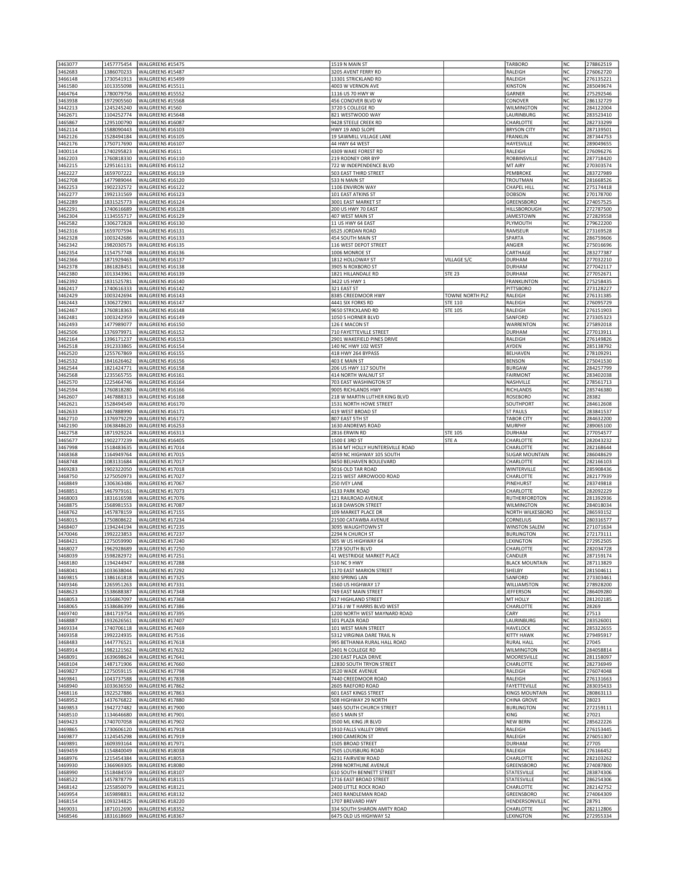| 3463077 | 1457775454 | WALGREENS #15475 | 1519 N MAIN ST | | TARBORO | NC | 278862519 |
|---|---|---|---|---|---|---|---|
| 3462683 | 1386070233 | WALGREENS #15487 | 3205 AVENT FERRY RD | | RALEIGH | NC | 276062720 |
| 3466148 | 1730541913 | WALGREENS #15499 | 13301 STRICKLAND RD | | RALEIGH | NC | 276135221 |
| 3461580 | 1013355098 | WALGREENS #15511 | 4003 W VERNON AVE | | KINSTON | NC | 285049674 |
| 3464764 | 1780079756 | WALGREENS #15552 | 1116 US 70 HWY W | | GARNER | NC | 275292546 |
| 3463938 | 1972905560 | WALGREENS #15568 | 456 CONOVER BLVD W | | CONOVER | NC | 286132729 |
| 3442213 | 1245245240 | WALGREENS #1560 | 3720 S COLLEGE RD | | WILMINGTON | NC | 284122004 |
| 3462671 | 1104252774 | WALGREENS #15648 | 821 WESTWOOD WAY | | LAURINBURG | NC | 283523410 |
| 3465867 | 1295100790 | WALGREENS #16087 | 9428 STEELE CREEK RD | | CHARLOTTE | NC | 282733299 |
| 3462114 | 1588090443 | WALGREENS #16103 | HWY 19 AND SLOPE | | BRYSON CITY | NC | 287139501 |
| 3462126 | 1528494184 | WALGREENS #16105 | 19 SAWMILL VILLAGE LANE | | FRANKLIN | NC | 287344753 |
| 3462176 | 1750717690 | WALGREENS #16107 | 44 HWY 64 WEST | | HAYESVILLE | NC | 289049655 |
| 3400114 | 1740295823 | WALGREENS #1611 | 4309 WAKE FOREST RD | | RALEIGH | NC | 276096276 |
| 3462203 | 1760818330 | WALGREENS #16110 | 219 RODNEY ORR BYP | | ROBBINSVILLE | NC | 287718420 |
| 3462215 | 1295161131 | WALGREENS #16112 | 722 W INDEPENDENCE BLVD | | MT AIRY | NC | 270303574 |
| 3462227 | 1659707222 | WALGREENS #16119 | 503 EAST THIRD STREET | | PEMBROKE | NC | 283727989 |
| 3462708 | 1477989044 | WALGREENS #16120 | 533 N MAIN ST | | TROUTMAN | NC | 281668526 |
| 3462253 | 1902232572 | WALGREENS #16122 | 1106 ENVIRON WAY | | CHAPEL HILL | NC | 275174418 |
| 3462277 | 1992131569 | WALGREENS #16123 | 101 EAST ATKINS ST | | DOBSON | NC | 270178700 |
| 3462289 | 1831525773 | WALGREENS #16124 | 3001 EAST MARKET ST | | GREENSBORO | NC | 274057525 |
| 3462291 | 1740616689 | WALGREENS #16128 | 200 US HWY 70 EAST | | HILLSBOROUGH | NC | 272787500 |
| 3462304 | 1134555717 | WALGREENS #16129 | 407 WEST MAIN ST | | JAMESTOWN | NC | 272829558 |
| 3462582 | 1306272828 | WALGREENS #16130 | 11 US HWY 64 EAST | | PLYMOUTH | NC | 279622200 |
| 3462316 | 1659707594 | WALGREENS #16131 | 6525 JORDAN ROAD | | RAMSEUR | NC | 273169528 |
| 3462328 | 1003242686 | WALGREENS #16133 | 454 SOUTH MAIN ST | | SPARTA | NC | 286759606 |
| 3462342 | 1982030573 | WALGREENS #16135 | 116 WEST DEPOT STREET | | ANGIER | NC | 275016696 |
| 3462354 | 1154757748 | WALGREENS #16136 | 1006 MONROE ST | | CARTHAGE | NC | 283277387 |
| 3462366 | 1871929463 | WALGREENS #16137 | 1812 HOLLOWAY ST | VILLAGE S/C | DURHAM | NC | 277032210 |
| 3462378 | 1861828451 | WALGREENS #16138 | 3905 N ROXBORO ST | | DURHAM | NC | 277042117 |
| 3462380 | 1013343961 | WALGREENS #16139 | 1821 HILLANDALE RD | STE 23 | DURHAM | NC | 277052671 |
| 3462392 | 1831525781 | WALGREENS #16140 | 3422 US HWY 1 | | FRANKLINTON | NC | 275258435 |
| 3462417 | 1740616333 | WALGREENS #16142 | 321 EAST ST | | PITTSBORO | NC | 273128227 |
| 3462429 | 1003242694 | WALGREENS #16143 | 8385 CREEDMOOR HWY | TOWNE NORTH PLZ | RALEIGH | NC | 276131385 |
| 3462443 | 1306272901 | WALGREENS #16147 | 4441 SIX FORKS RD | STE 110 | RALEIGH | NC | 276095729 |
| 3462467 | 1760818363 | WALGREENS #16148 | 9650 STRICKLAND RD | STE 105 | RALEIGH | NC | 276151903 |
| 3462481 | 1003242959 | WALGREENS #16149 | 1050 S HORNER BLVD | | SANFORD | NC | 273305323 |
| 3462493 | 1477989077 | WALGREENS #16150 | 126 E MACON ST | | WARRENTON | NC | 275892018 |
| 3462506 | 1376979971 | WALGREENS #16152 | 710 FAYETTEVILLE STREET | | DURHAM | NC | 277013911 |
| 3462164 | 1396171237 | WALGREENS #16153 | 2901 WAKEFIELD PINES DRIVE | | RALEIGH | NC | 276149826 |
| 3462518 | 1912333865 | WALGREENS #16154 | 140 NC HWY 102 WEST | | AYDEN | NC | 285138792 |
| 3462520 | 1255767869 | WALGREENS #16155 | 418 HWY 264 BYPASS | | BELHAVEN | NC | 278109291 |
| 3462532 | 1841626462 | WALGREENS #16156 | 403 E MAIN ST | | BENSON | NC | 275041530 |
| 3462544 | 1821424771 | WALGREENS #16158 | 206 US HWY 117 SOUTH | | BURGAW | NC | 284257799 |
| 3462568 | 1235565755 | WALGREENS #16161 | 414 NORTH WALNUT ST | | FAIRMONT | NC | 283402038 |
| 3462570 | 1225464746 | WALGREENS #16164 | 703 EAST WASHINGTON ST | | NASHVILLE | NC | 278561713 |
| 3462594 | 1760818280 | WALGREENS #16166 | 9005 RICHLANDS HWY | | RICHLANDS | NC | 285746380 |
| 3462607 | 1467888313 | WALGREENS #16168 | 218 W MARTIN LUTHER KING BLVD | | ROSEBORO | NC | 28382 |
| 3462621 | 1528494549 | WALGREENS #16170 | 1531 NORTH HOWE STREET | | SOUTHPORT | NC | 284612608 |
| 3462633 | 1467888990 | WALGREENS #16171 | 419 WEST BROAD ST | | ST PAULS | NC | 283841537 |
| 3462710 | 1376979229 | WALGREENS #16172 | 807 EAST 5TH ST | | TABOR CITY | NC | 284632200 |
| 3462190 | 1063848620 | WALGREENS #16253 | 1630 ANDREWS ROAD | | MURPHY | NC | 289065100 |
| 3462758 | 1871929224 | WALGREENS #16313 | 2816 ERWIN RD | STE 105 | DURHAM | NC | 277054577 |
| 3465677 | 1902277239 | WALGREENS #16405 | 1500 E 3RD ST | STE A | CHARLOTTE | NC | 282043232 |
| 3467998 | 1518483635 | WALGREENS #17014 | 3534 MT HOLLY HUNTERSVILLE ROAD | | CHARLOTTE | NC | 282168644 |
| 3468368 | 1164949764 | WALGREENS #17015 | 4059 NC HIGHWAY 105 SOUTH | | SUGAR MOUNTAIN | NC | 286048629 |
| 3468748 | 1083131684 | WALGREENS #17017 | 8450 BELHAVEN BOULEVARD | | CHARLOTTE | NC | 282166103 |
| 3469283 | 1902322050 | WALGREENS #17018 | 5016 OLD TAR ROAD | | WINTERVILLE | NC | 285908436 |
| 3468750 | 1275050973 | WALGREENS #17027 | 2215 WEST ARROWOOD ROAD | | CHARLOTTE | NC | 282177939 |
| 3468849 | 1306363486 | WALGREENS #17067 | 250 IVEY LANE | | PINEHURST | NC | 283749818 |
| 3468851 | 1467979161 | WALGREENS #17073 | 4133 PARK ROAD | | CHARLOTTE | NC | 282092229 |
| 3468003 | 1831616598 | WALGREENS #17076 | 121 RAILROAD AVENUE | | RUTHERFORDTON | NC | 281392936 |
| 3468875 | 1568981553 | WALGREENS #17087 | 1618 DAWSON STREET | | WILMINGTON | NC | 284018034 |
| 3468762 | 1457878159 | WALGREENS #17155 | 109 MARKET PLACE DR | | NORTH WILKESBORO | NC | 286593152 |
| 3468015 | 1750808622 | WALGREENS #17234 | 21500 CATAWBA AVENUE | | CORNELIUS | NC | 280316577 |
| 3468407 | 1194244194 | WALGREENS #17235 | 3095 WAUGHTOWN ST | | WINSTON SALEM | NC | 271071634 |
| 3470046 | 1992223853 | WALGREENS #17237 | 2294 N CHURCH ST | | BURLINGTON | NC | 272173111 |
| 3468421 | 1275059990 | WALGREENS #17240 | 305 W US HIGHWAY 64 | | LEXINGTON | NC | 272952505 |
| 3468027 | 1962928689 | WALGREENS #17250 | 1728 SOUTH BLVD | | CHARLOTTE | NC | 282034728 |
| 3468039 | 1598282972 | WALGREENS #17251 | 41 WESTRIDGE MARKET PLACE | | CANDLER | NC | 287159174 |
| 3468180 | 1194244947 | WALGREENS #17288 | 510 NC 9 HWY | | BLACK MOUNTAIN | NC | 287113829 |
| 3468041 | 1033638044 | WALGREENS #17292 | 1170 EAST MARION STREET | | SHELBY | NC | 281504611 |
| 3469815 | 1386161818 | WALGREENS #17325 | 830 SPRING LAN | | SANFORD | NC | 273303461 |
| 3469346 | 1265951263 | WALGREENS #17331 | 1560 US HIGHWAY 17 | | WILLIAMSTON | NC | 278928200 |
| 3468623 | 1538688387 | WALGREENS #17348 | 749 EAST MAIN STREET | | JEFFERSON | NC | 286409280 |
| 3468053 | 1356867097 | WALGREENS #17368 | 617 HIGHLAND STREET | | MT HOLLY | NC | 281202185 |
| 3468065 | 1538686399 | WALGREENS #17386 | 3716 J W T HARRIS BLVD WEST | | CHARLOTTE | NC | 28269 |
| 3469740 | 1841719754 | WALGREENS #17395 | 1200 NORTH WEST MAYNARD ROAD | | CARY | NC | 27513 |
| 3468887 | 1932626561 | WALGREENS #17407 | 101 PLAZA ROAD | | LAURINBURG | NC | 283526001 |
| 3469334 | 1740706118 | WALGREENS #17469 | 101 WEST MAIN STREET | | HAVELOCK | NC | 285322655 |
| 3469358 | 1992224935 | WALGREENS #17516 | 5312 VIRGINIA DARE TRAIL N | | KITTY HAWK | NC | 279495917 |
| 3468483 | 1447776521 | WALGREENS #17618 | 995 BETHANIA RURAL HALL ROAD | | RURAL HALL | NC | 27045 |
| 3468914 | 1982121562 | WALGREENS #17632 | 2401 N COLLEGE RD | | WILMINGTON | NC | 284058814 |
| 3468091 | 1639698624 | WALGREENS #17641 | 230 EAST PLAZA DRIVE | | MOORESVILLE | NC | 281158097 |
| 3468104 | 1487171906 | WALGREENS #17660 | 12830 SOUTH TRYON STREET | | CHARLOTTE | NC | 282736949 |
| 3469827 | 1275059115 | WALGREENS #17798 | 3520 WADE AVENUE | | RALEIGH | NC | 276074048 |
| 3469841 | 1043737588 | WALGREENS #17838 | 7440 CREEDMOOR ROAD | | RALEIGH | NC | 276131663 |
| 3468940 | 1033636550 | WALGREENS #17862 | 2605 RAEFORD ROAD | | FAYETTEVILLE | NC | 283035433 |
| 3468116 | 1922527886 | WALGREENS #17863 | 601 EAST KINGS STREET | | KINGS MOUNTAIN | NC | 280863113 |
| 3468952 | 1437676822 | WALGREENS #17880 | 508 HIGHWAY 29 NORTH | | CHINA GROVE | NC | 28023 |
| 3469853 | 1942727482 | WALGREENS #17900 | 3465 SOUTH CHURCH STREET | | BURLINGTON | NC | 272159111 |
| 3468510 | 1134646680 | WALGREENS #17901 | 650 S MAIN ST | | KING | NC | 27021 |
| 3469423 | 1740707058 | WALGREENS #17902 | 3500 ML KING JR BLVD | | NEW BERN | NC | 285622226 |
| 3469865 | 1730606120 | WALGREENS #17918 | 1910 FALLS VALLEY DRIVE | | RALEIGH | NC | 276153445 |
| 3469877 | 1124545298 | WALGREENS #17919 | 1900 CAMERON ST | | RALEIGH | NC | 276051307 |
| 3469891 | 1609393164 | WALGREENS #17971 | 1505 BROAD STREET | | DURHAM | NC | 27705 |
| 3469459 | 1154840049 | WALGREENS #18038 | 7505 LOUISBURG ROAD | | RALEIGH | NC | 276166452 |
| 3468976 | 1215454384 | WALGREENS #18053 | 6231 FAIRVIEW ROAD | | CHARLOTTE | NC | 282103262 |
| 3469930 | 1366969305 | WALGREENS #18080 | 2998 NORTHLINE AVENUE | | GREENSBORO | NC | 274087800 |
| 3468990 | 1518484559 | WALGREENS #18107 | 610 SOUTH BENNETT STREET | | STATESVILLE | NC | 283874306 |
| 3468522 | 1457878779 | WALGREENS #18115 | 1716 EAST BROAD STREET | | STATESVILLE | NC | 286254306 |
| 3468142 | 1255850079 | WALGREENS #18121 | 2400 LITTLE ROCK ROAD | | CHARLOTTE | NC | 282142752 |
| 3469954 | 1659898831 | WALGREENS #18132 | 2403 RANDLEMAN ROAD | | GREENSBORO | NC | 274064309 |
| 3468154 | 1093234825 | WALGREENS #18220 | 1707 BREVARD HWY | | HENDERSONVILLE | NC | 28791 |
| 3469031 | 1871012690 | WALGREENS #18352 | 334 SOUTH SHARON AMITY ROAD | | CHARLOTTE | NC | 282112806 |
| 3468546 | 1831618669 | WALGREENS #18367 | 6475 OLD US HIGHWAY 52 | | LEXINGTON | NC | 272955334 |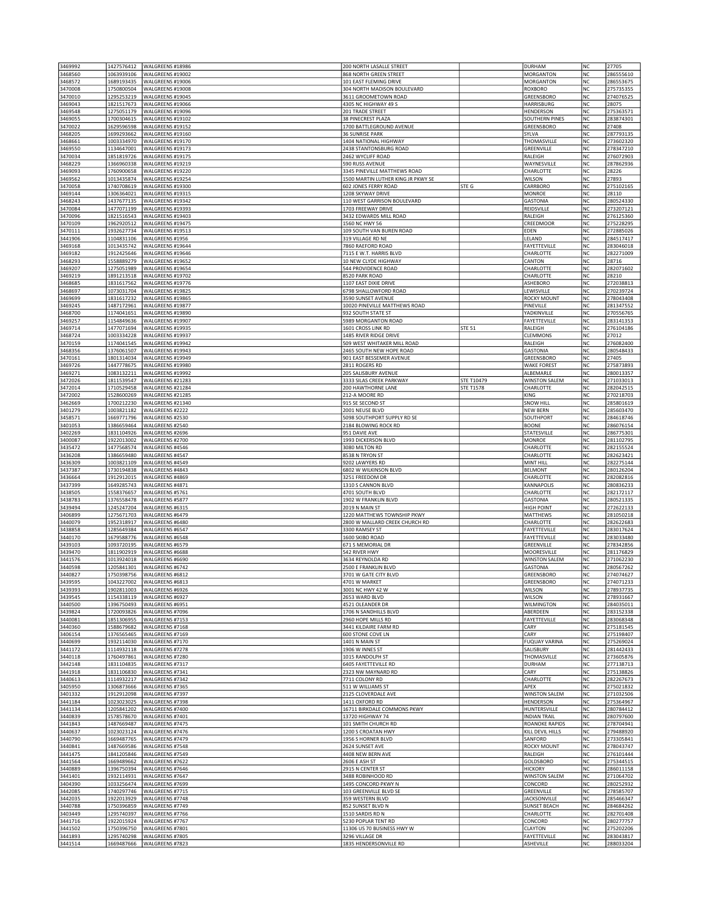| | | | | | | | |
|---|---|---|---|---|---|---|---|
| 3469992 | 1427576412 | WALGREENS #18986 | 200 NORTH LASALLE STREET | | DURHAM | NC | 27705 |
| 3468560 | 1063939106 | WALGREENS #19002 | 868 NORTH GREEN STREET | | MORGANTON | NC | 286555610 |
| 3468572 | 1689193435 | WALGREENS #19006 | 101 EAST FLEMING DRIVE | | MORGANTON | NC | 286553675 |
| 3470008 | 1750800504 | WALGREENS #19008 | 304 NORTH MADISON BOULEVARD | | ROXBORO | NC | 275735355 |
| 3470010 | 1295253219 | WALGREENS #19045 | 3611 GROOMETOWN ROAD | | GREENSBORO | NC | 274076525 |
| 3469043 | 1821517673 | WALGREENS #19066 | 4305 NC HIGHWAY 49 S | | HARRISBURG | NC | 28075 |
| 3469548 | 1275051179 | WALGREENS #19096 | 201 TRADE STREET | | HENDERSON | NC | 275363571 |
| 3469055 | 1700304615 | WALGREENS #19102 | 38 PINECREST PLAZA | | SOUTHERN PINES | NC | 283874301 |
| 3470022 | 1629596598 | WALGREENS #19152 | 1700 BATTLEGROUND AVENUE | | GREENSBORO | NC | 27408 |
| 3468205 | 1699293662 | WALGREENS #19160 | 36 SUNRISE PARK | | SYLVA | NC | 287793135 |
| 3468661 | 1003334970 | WALGREENS #19170 | 1404 NATIONAL HIGHWAY | | THOMASVILLE | NC | 273602320 |
| 3469550 | 1134647001 | WALGREENS #19173 | 2438 STANTONSBURG ROAD | | GREENVILLE | NC | 278347210 |
| 3470034 | 1851819726 | WALGREENS #19175 | 2462 WYCLIFF ROAD | | RALEIGH | NC | 276072903 |
| 3468229 | 1366960338 | WALGREENS #19219 | 590 RUSS AVENUE | | WAYNESVILLE | NC | 287862936 |
| 3469093 | 1760900658 | WALGREENS #19220 | 3345 PINEVILLE MATTHEWS ROAD | | CHARLOTTE | NC | 28226 |
| 3469562 | 1013435874 | WALGREENS #19254 | 1500 MARTIN LUTHER KING JR PKWY SE | | WILSON | NC | 27893 |
| 3470058 | 1740708619 | WALGREENS #19300 | 602 JONES FERRY ROAD | STE G | CARRBORO | NC | 275102165 |
| 3469144 | 1306364021 | WALGREENS #19315 | 1208 SKYWAY DRIVE | | MONROE | NC | 28110 |
| 3468243 | 1437677135 | WALGREENS #19342 | 110 WEST GARRISON BOULEVARD | | GASTONIA | NC | 280524330 |
| 3470084 | 1477071199 | WALGREENS #19393 | 1703 FREEWAY DRIVE | | REIDSVILLE | NC | 273207121 |
| 3470096 | 1821516543 | WALGREENS #19403 | 3432 EDWARDS MILL ROAD | | RALEIGH | NC | 276125360 |
| 3470109 | 1962920512 | WALGREENS #19475 | 1560 NC HWY 56 | | CREEDMOOR | NC | 275228295 |
| 3470111 | 1932627734 | WALGREENS #19513 | 109 SOUTH VAN BUREN ROAD | | EDEN | NC | 272885026 |
| 3441906 | 1104831106 | WALGREENS #1956 | 319 VILLAGE RD NE | | LELAND | NC | 284517417 |
| 3469168 | 1013435742 | WALGREENS #19644 | 7860 RAEFORD ROAD | | FAYETTEVILLE | NC | 283046018 |
| 3469182 | 1912425646 | WALGREENS #19646 | 7115 E W.T. HARRIS BLVD | | CHARLOTTE | NC | 282271009 |
| 3468293 | 1558889279 | WALGREENS #19652 | 10 NEW CLYDE HIGHWAY | | CANTON | NC | 28716 |
| 3469207 | 1275051989 | WALGREENS #19654 | 544 PROVIDENCE ROAD | | CHARLOTTE | NC | 282071602 |
| 3469219 | 1891213518 | WALGREENS #19702 | 8520 PARK ROAD | | CHARLOTTE | NC | 28210 |
| 3468685 | 1831617562 | WALGREENS #19776 | 1107 EAST DIXIE DRIVE | | ASHEBORO | NC | 272038813 |
| 3468697 | 1073031704 | WALGREENS #19825 | 6798 SHALLOWFORD ROAD | | LEWISVILLE | NC | 270239724 |
| 3469699 | 1831617232 | WALGREENS #19865 | 3590 SUNSET AVENUE | | ROCKY MOUNT | NC | 278043408 |
| 3469245 | 1487172961 | WALGREENS #19877 | 10020 PINEVILLE MATTHEWS ROAD | | PINEVILLE | NC | 281347552 |
| 3468700 | 1174041651 | WALGREENS #19890 | 932 SOUTH STATE ST | | YADKINVILLE | NC | 270556765 |
| 3469257 | 1154849636 | WALGREENS #19907 | 5989 MORGANTON ROAD | | FAYETTEVILLE | NC | 283141353 |
| 3469714 | 1477071694 | WALGREENS #19935 | 1601 CROSS LINK RD | STE 51 | RALEIGH | NC | 276104186 |
| 3468724 | 1003334228 | WALGREENS #19937 | 1485 RIVER RIDGE DRIVE | | CLEMMONS | NC | 27012 |
| 3470159 | 1174041545 | WALGREENS #19942 | 509 WEST WHITAKER MILL ROAD | | RALEIGH | NC | 276082400 |
| 3468356 | 1376061507 | WALGREENS #19943 | 2465 SOUTH NEW HOPE ROAD | | GASTONIA | NC | 280548433 |
| 3470161 | 1801314034 | WALGREENS #19949 | 901 EAST BESSEMER AVENUE | | GREENSBORO | NC | 27405 |
| 3469726 | 1447778675 | WALGREENS #19980 | 2811 ROGERS RD | | WAKE FOREST | NC | 275873893 |
| 3469271 | 1083132211 | WALGREENS #19992 | 205 SALISBURY AVENUE | | ALBEMARLE | NC | 280013357 |
| 3472026 | 1811539547 | WALGREENS #21283 | 3333 SILAS CREEK PARKWAY | STE T10479 | WINSTON SALEM | NC | 271033013 |
| 3472014 | 1710529458 | WALGREENS #21284 | 200 HAWTHORNE LANE | STE T1578 | CHARLOTTE | NC | 282042515 |
| 3472002 | 1528600269 | WALGREENS #21285 | 212-A MOORE RD | | KING | NC | 270218703 |
| 3462669 | 1700212230 | WALGREENS #21340 | 915 SE SECOND ST | | SNOW HILL | NC | 285801619 |
| 3401279 | 1003821182 | WALGREENS #2222 | 2001 NEUSE BLVD | | NEW BERN | NC | 285603470 |
| 3458571 | 1669771796 | WALGREENS #2530 | 5098 SOUTHPORT SUPPLY RD SE | | SOUTHPORT | NC | 284618746 |
| 3401053 | 1386659464 | WALGREENS #2540 | 2184 BLOWING ROCK RD | | BOONE | NC | 286076154 |
| 3402269 | 1831104926 | WALGREENS #2696 | 951 DAVIE AVE | | STATESVILLE | NC | 286775301 |
| 3400087 | 1922013002 | WALGREENS #2700 | 1993 DICKERSON BLVD | | MONROE | NC | 281102795 |
| 3435472 | 1477568574 | WALGREENS #4546 | 3080 MILTON RD | | CHARLOTTE | NC | 282155524 |
| 3436208 | 1386659480 | WALGREENS #4547 | 8538 N TRYON ST | | CHARLOTTE | NC | 282623421 |
| 3436309 | 1003821109 | WALGREENS #4549 | 9202 LAWYERS RD | | MINT HILL | NC | 282275144 |
| 3437387 | 1730194838 | WALGREENS #4843 | 6802 W WILKINSON BLVD | | BELMONT | NC | 280126204 |
| 3436664 | 1912912015 | WALGREENS #4869 | 3251 FREEDOM DR | | CHARLOTTE | NC | 282082816 |
| 3437399 | 1649285743 | WALGREENS #4871 | 1310 S CANNON BLVD | | KANNAPOLIS | NC | 280836233 |
| 3438505 | 1558376657 | WALGREENS #5761 | 4701 SOUTH BLVD | | CHARLOTTE | NC | 282172117 |
| 3438783 | 1376558478 | WALGREENS #5877 | 1902 W FRANKLIN BLVD | | GASTONIA | NC | 280521335 |
| 3439494 | 1245247204 | WALGREENS #6315 | 2019 N MAIN ST | | HIGH POINT | NC | 272622133 |
| 3406899 | 1275671703 | WALGREENS #6479 | 1220 MATTHEWS TOWNSHIP PKWY | | MATTHEWS | NC | 281050218 |
| 3440079 | 1952318917 | WALGREENS #6480 | 2800 W MALLARD CREEK CHURCH RD | | CHARLOTTE | NC | 282622683 |
| 3438858 | 1285649384 | WALGREENS #6547 | 3300 RAMSEY ST | | FAYETTEVILLE | NC | 283017624 |
| 3440170 | 1679588776 | WALGREENS #6548 | 1600 SKIBO ROAD | | FAYETTEVILLE | NC | 283033480 |
| 3439103 | 1093720195 | WALGREENS #6579 | 671 S MEMORIAL DR | | GREENVILLE | NC | 278342856 |
| 3439470 | 1811902919 | WALGREENS #6688 | 542 RIVER HWY | | MOORESVILLE | NC | 281176829 |
| 3441576 | 1013924018 | WALGREENS #6690 | 3634 REYNOLDA RD | | WINSTON SALEM | NC | 271062230 |
| 3440598 | 1205841301 | WALGREENS #6742 | 2500 E FRANKLIN BLVD | | GASTONIA | NC | 280567262 |
| 3440827 | 1750398756 | WALGREENS #6812 | 3701 W GATE CITY BLVD | | GREENSBORO | NC | 274074627 |
| 3439595 | 1043227002 | WALGREENS #6813 | 4701 W MARKET | | GREENSBORO | NC | 274071233 |
| 3439393 | 1902811003 | WALGREENS #6926 | 3001 NC HWY 42 W | | WILSON | NC | 278937735 |
| 3439545 | 1154338119 | WALGREENS #6927 | 2653 WARD BLVD | | WILSON | NC | 278931667 |
| 3440500 | 1396750493 | WALGREENS #6951 | 4521 OLEANDER DR | | WILMINGTON | NC | 284035011 |
| 3439824 | 1720093826 | WALGREENS #7096 | 1706 N SANDHILLS BLVD | | ABERDEEN | NC | 283152338 |
| 3440081 | 1851306955 | WALGREENS #7153 | 2960 HOPE MILLS RD | | FAYETTEVILLE | NC | 283068348 |
| 3440360 | 1588679682 | WALGREENS #7168 | 3441 KILDAIRE FARM RD | | CARY | NC | 275181545 |
| 3406154 | 1376565465 | WALGREENS #7169 | 600 STONE COVE LN | | CARY | NC | 275198407 |
| 3440699 | 1932114030 | WALGREENS #7170 | 1401 N MAIN ST | | FUQUAY VARINA | NC | 275269024 |
| 3441172 | 1114932118 | WALGREENS #7278 | 1906 W INNES ST | | SALISBURY | NC | 281442433 |
| 3440118 | 1760497861 | WALGREENS #7280 | 1015 RANDOLPH ST | | THOMASVILLE | NC | 273605876 |
| 3442148 | 1831104835 | WALGREENS #7317 | 6405 FAYETTEVILLE RD | | DURHAM | NC | 277138713 |
| 3441918 | 1831106830 | WALGREENS #7341 | 2323 NW MAYNARD RD | | CARY | NC | 275138826 |
| 3440613 | 1114932217 | WALGREENS #7342 | 7711 COLONY RD | | CHARLOTTE | NC | 282267673 |
| 3405950 | 1306873666 | WALGREENS #7365 | 511 W WILLIAMS ST | | APEX | NC | 275021832 |
| 3401332 | 1912912098 | WALGREENS #7397 | 2125 CLOVERDALE AVE | | WINSTON SALEM | NC | 271032506 |
| 3441184 | 1023023025 | WALGREENS #7398 | 1411 OXFORD RD | | HENDERSON | NC | 275364967 |
| 3441134 | 1205841202 | WALGREENS #7400 | 16711 BIRKDALE COMMONS PKWY | | HUNTERSVILLE | NC | 280784412 |
| 3440839 | 1578578670 | WALGREENS #7401 | 13720 HIGHWAY 74 | | INDIAN TRAIL | NC | 280797600 |
| 3441843 | 1487669487 | WALGREENS #7475 | 101 SMITH CHURCH RD | | ROANOKE RAPIDS | NC | 278704941 |
| 3440637 | 1023023124 | WALGREENS #7476 | 1200 S CROATAN HWY | | KILL DEVIL HILLS | NC | 279488920 |
| 3440790 | 1669487765 | WALGREENS #7479 | 1956 S HORNER BLVD | | SANFORD | NC | 273305841 |
| 3440841 | 1487669586 | WALGREENS #7548 | 2624 SUNSET AVE | | ROCKY MOUNT | NC | 278043747 |
| 3441475 | 1841205846 | WALGREENS #7549 | 4408 NEW BERN AVE | | RALEIGH | NC | 276101444 |
| 3441564 | 1669489662 | WALGREENS #7622 | 2606 E ASH ST | | GOLDSBORO | NC | 275344515 |
| 3440889 | 1396750394 | WALGREENS #7646 | 2915 N CENTER ST | | HICKORY | NC | 286011158 |
| 3441401 | 1932114931 | WALGREENS #7647 | 3488 ROBINHOOD RD | | WINSTON SALEM | NC | 271064702 |
| 3404390 | 1033256474 | WALGREENS #7699 | 1495 CONCORD PKWY N | | CONCORD | NC | 280252932 |
| 3442085 | 1740297746 | WALGREENS #7715 | 103 GREENVILLE BLVD SE | | GREENVILLE | NC | 278585707 |
| 3442035 | 1922013929 | WALGREENS #7748 | 359 WESTERN BLVD | | JACKSONVILLE | NC | 285466347 |
| 3440788 | 1750396859 | WALGREENS #7749 | 852 SUNSET BLVD N | | SUNSET BEACH | NC | 284684262 |
| 3403449 | 1295740397 | WALGREENS #7766 | 1510 SARDIS RD N | | CHARLOTTE | NC | 282701408 |
| 3441716 | 1922015924 | WALGREENS #7767 | 5230 POPLAR TENT RD | | CONCORD | NC | 280277757 |
| 3441502 | 1750396750 | WALGREENS #7801 | 11306 US 70 BUSINESS HWY W | | CLAYTON | NC | 275202206 |
| 3441893 | 1295740298 | WALGREENS #7805 | 3296 VILLAGE DR | | FAYETTEVILLE | NC | 283043817 |
| 3441514 | 1669487666 | WALGREENS #7823 | 1835 HENDERSONVILLE RD | | ASHEVILLE | NC | 288033204 |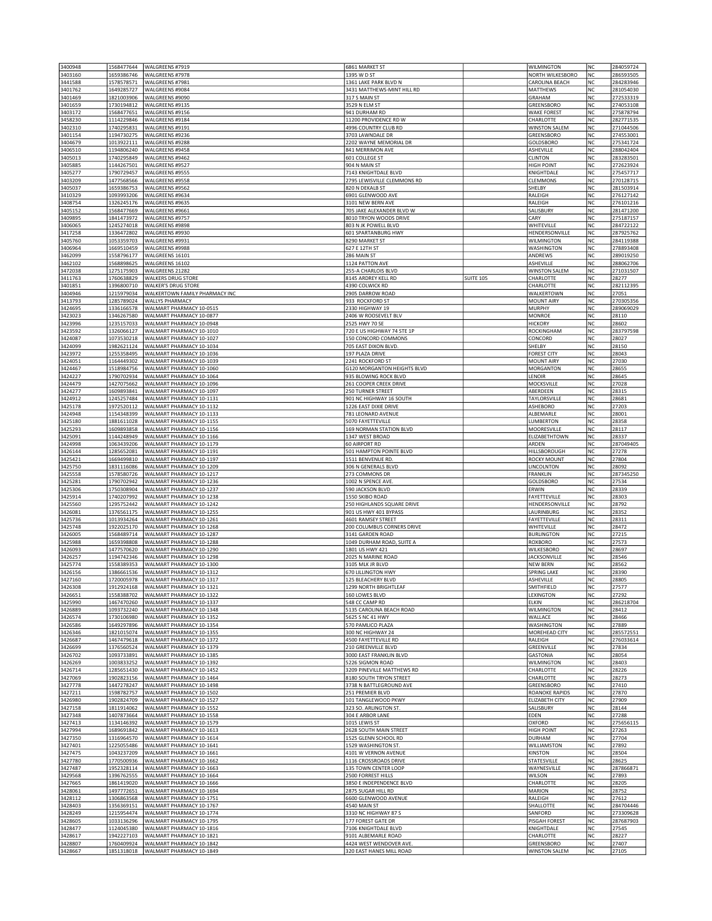| | | | | | | | |
|---|---|---|---|---|---|---|---|
| 3400948 | 1568477644 | WALGREENS #7919 | 6861 MARKET ST | | WILMINGTON | NC | 284059724 |
| 3403160 | 1659386746 | WALGREENS #7978 | 1395 W D ST | | NORTH WILKESBORO | NC | 286593505 |
| 3441588 | 1578578571 | WALGREENS #7981 | 1361 LAKE PARK BLVD N | | CAROLINA BEACH | NC | 284283946 |
| 3401762 | 1649285727 | WALGREENS #9084 | 3431 MATTHEWS-MINT HILL RD | | MATTHEWS | NC | 281054030 |
| 3401469 | 1821003906 | WALGREENS #9090 | 317 S MAIN ST | | GRAHAM | NC | 272533319 |
| 3401659 | 1730194812 | WALGREENS #9135 | 3529 N ELM ST | | GREENSBORO | NC | 274053108 |
| 3403172 | 1568477651 | WALGREENS #9156 | 941 DURHAM RD | | WAKE FOREST | NC | 275878794 |
| 3458230 | 1114229846 | WALGREENS #9184 | 11200 PROVIDENCE RD W | | CHARLOTTE | NC | 282771535 |
| 3402310 | 1740295831 | WALGREENS #9191 | 4996 COUNTRY CLUB RD | | WINSTON SALEM | NC | 271044506 |
| 3401154 | 1194730275 | WALGREENS #9236 | 3703 LAWNDALE DR | | GREENSBORO | NC | 274553001 |
| 3404679 | 1013922111 | WALGREENS #9288 | 2202 WAYNE MEMORIAL DR | | GOLDSBORO | NC | 275341724 |
| 3406510 | 1194806240 | WALGREENS #9458 | 841 MERRIMON AVE | | ASHEVILLE | NC | 288042404 |
| 3405013 | 1740295849 | WALGREENS #9462 | 601 COLLEGE ST | | CLINTON | NC | 283283501 |
| 3405885 | 1144267501 | WALGREENS #9527 | 904 N MAIN ST | | HIGH POINT | NC | 272623924 |
| 3405277 | 1790729457 | WALGREENS #9555 | 7143 KNIGHTDALE BLVD | | KNIGHTDALE | NC | 275457717 |
| 3403209 | 1477568566 | WALGREENS #9558 | 2795 LEWISVILLE CLEMMONS RD | | CLEMMONS | NC | 270128715 |
| 3405037 | 1659386753 | WALGREENS #9562 | 820 N DEKALB ST | | SHELBY | NC | 281503914 |
| 3410329 | 1093993206 | WALGREENS #9634 | 6901 GLENWOOD AVE | | RALEIGH | NC | 276127142 |
| 3408754 | 1326245176 | WALGREENS #9635 | 3101 NEW BERN AVE | | RALEIGH | NC | 276101216 |
| 3405152 | 1568477669 | WALGREENS #9661 | 705 JAKE ALEXANDER BLVD W | | SALISBURY | NC | 281471200 |
| 3409895 | 1841473972 | WALGREENS #9757 | 8010 TRYON WOODS DRIVE | | CARY | NC | 275187157 |
| 3406065 | 1245274018 | WALGREENS #9898 | 803 N JK POWELL BLVD | | WHITEVILLE | NC | 284722122 |
| 3417258 | 1336472802 | WALGREENS #9930 | 601 SPARTANBURG HWY | | HENDERSONVILLE | NC | 287925762 |
| 3405760 | 1053359703 | WALGREENS #9931 | 8290 MARKET ST | | WILMINGTON | NC | 284119388 |
| 3406964 | 1669510459 | WALGREENS #9988 | 627 E 12TH ST | | WASHINGTON | NC | 278893408 |
| 3462099 | 1558796177 | WALGREENS 16101 | 286 MAIN ST | | ANDREWS | NC | 289019250 |
| 3462102 | 1568898625 | WALGREENS 16102 | 1124 PATTON AVE | | ASHEVILLE | NC | 288062706 |
| 3472038 | 1275175903 | WALGREENS 21282 | 255-A CHARLOIS BLVD | | WINSTON SALEM | NC | 271031507 |
| 3411763 | 1760638829 | WALKERS DRUG STORE | 8145 ARDREY KELL RD | SUITE 105 | CHARLOTTE | NC | 28277 |
| 3401851 | 1396800710 | WALKER'S DRUG STORE | 4390 COLWICK RD | | CHARLOTTE | NC | 282112395 |
| 3404946 | 1215979034 | WALKERTOWN FAMILY PHARMACY INC | 2905 DARROW ROAD | | WALKERTOWN | NC | 27051 |
| 3413793 | 1285789024 | WALLYS PHARMACY | 933 ROCKFORD ST | | MOUNT AIRY | NC | 270305356 |
| 3424695 | 1336166578 | WALMART PHARMACY 10-0515 | 2330 HIGHWAY 19 | | MURPHY | NC | 289069029 |
| 3423023 | 1346267580 | WALMART PHARMACY 10-0877 | 2406 W ROOSEVELT BLV | | MONROE | NC | 28110 |
| 3423996 | 1235157033 | WALMART PHARMACY 10-0948 | 2525 HWY 70 SE | | HICKORY | NC | 28602 |
| 3423592 | 1326066127 | WALMART PHARMACY 10-1010 | 720 E US HIGHWAY 74 STE 1P | | ROCKINGHAM | NC | 283797598 |
| 3424087 | 1073530218 | WALMART PHARMACY 10-1027 | 150 CONCORD COMMONS | | CONCORD | NC | 28027 |
| 3424099 | 1982621124 | WALMART PHARMACY 10-1034 | 705 EAST DIXON BLVD. | | SHELBY | NC | 28150 |
| 3423972 | 1255358495 | WALMART PHARMACY 10-1036 | 197 PLAZA DRIVE | | FOREST CITY | NC | 28043 |
| 3424051 | 1164449302 | WALMART PHARMACY 10-1039 | 2241 ROCKFORD ST | | MOUNT AIRY | NC | 27030 |
| 3424467 | 1518984756 | WALMART PHARMACY 10-1060 | G120 MORGANTON HEIGHTS BLVD | | MORGANTON | NC | 28655 |
| 3424227 | 1790702934 | WALMART PHARMACY 10-1064 | 935 BLOWING ROCK BLVD | | LENOIR | NC | 28645 |
| 3424479 | 1427075662 | WALMART PHARMACY 10-1096 | 261 COOPER CREEK DRIVE | | MOCKSVILLE | NC | 27028 |
| 3424277 | 1609893841 | WALMART PHARMACY 10-1097 | 250 TURNER STREET | | ABERDEEN | NC | 28315 |
| 3424912 | 1245257484 | WALMART PHARMACY 10-1131 | 901 NC HIGHWAY 16 SOUTH | | TAYLORSVILLE | NC | 28681 |
| 3425178 | 1972520112 | WALMART PHARMACY 10-1132 | 1226 EAST DIXIE DRIVE | | ASHEBORO | NC | 27203 |
| 3424948 | 1154348399 | WALMART PHARMACY 10-1133 | 781 LEONARD AVENUE | | ALBEMARLE | NC | 28001 |
| 3425180 | 1881611028 | WALMART PHARMACY 10-1155 | 5070 FAYETTEVILLE | | LUMBERTON | NC | 28358 |
| 3425293 | 1609893858 | WALMART PHARMACY 10-1156 | 169 NORMAN STATION BLVD | | MOORESVILLE | NC | 28117 |
| 3425091 | 1144248949 | WALMART PHARMACY 10-1166 | 1347 WEST BROAD | | ELIZABETHTOWN | NC | 28337 |
| 3424998 | 1063439206 | WALMART PHARMACY 10-1179 | 60 AIRPORT RD | | ARDEN | NC | 287049405 |
| 3426144 | 1285652081 | WALMART PHARMACY 10-1191 | 501 HAMPTON POINTE BLVD | | HILLSBOROUGH | NC | 27278 |
| 3425421 | 1669499810 | WALMART PHARMACY 10-1197 | 1511 BENVENUE RD. | | ROCKY MOUNT | NC | 27804 |
| 3425750 | 1831116086 | WALMART PHARMACY 10-1209 | 306 N GENERALS BLVD | | LINCOLNTON | NC | 28092 |
| 3425558 | 1578580726 | WALMART PHARMACY 10-1217 | 273 COMMONS DR | | FRANKLIN | NC | 287345250 |
| 3425281 | 1790702942 | WALMART PHARMACY 10-1236 | 1002 N SPENCE AVE. | | GOLDSBORO | NC | 27534 |
| 3425306 | 1750308904 | WALMART PHARMACY 10-1237 | 590 JACKSON BLVD | | ERWIN | NC | 28339 |
| 3425914 | 1740207992 | WALMART PHARMACY 10-1238 | 1550 SKIBO ROAD | | FAYETTEVILLE | NC | 28303 |
| 3425560 | 1295752442 | WALMART PHARMACY 10-1242 | 250 HIGHLANDS SQUARE DRIVE | | HENDERSONVILLE | NC | 28792 |
| 3426081 | 1376561175 | WALMART PHARMACY 10-1255 | 901 US HWY 401 BYPASS | | LAURINBURG | NC | 28352 |
| 3425736 | 1013934264 | WALMART PHARMACY 10-1261 | 4601 RAMSEY STREET | | FAYETTEVILLE | NC | 28311 |
| 3425748 | 1922025170 | WALMART PHARMACY 10-1268 | 200 COLUMBUS CORNERS DRIVE | | WHITEVILLE | NC | 28472 |
| 3426005 | 1568489714 | WALMART PHARMACY 10-1287 | 3141 GARDEN ROAD | | BURLINGTON | NC | 27215 |
| 3425988 | 1659398808 | WALMART PHARMACY 10-1288 | 1049 DURHAM ROAD, SUITE A | | ROXBORO | NC | 27573 |
| 3426093 | 1477570620 | WALMART PHARMACY 10-1290 | 1801 US HWY 421 | | WILKESBORO | NC | 28697 |
| 3426257 | 1194742346 | WALMART PHARMACY 10-1298 | 2025 N MARINE ROAD | | JACKSONVILLE | NC | 28546 |
| 3425774 | 1558389353 | WALMART PHARMACY 10-1300 | 3105 MLK JR BLVD | | NEW BERN | NC | 28562 |
| 3426156 | 1386661536 | WALMART PHARMACY 10-1312 | 670 LILLINGTON HWY | | SPRING LAKE | NC | 28390 |
| 3427160 | 1720005978 | WALMART PHARMACY 10-1317 | 125 BLEACHERY BLVD | | ASHEVILLE | NC | 28805 |
| 3426308 | 1912924168 | WALMART PHARMACY 10-1321 | 1299 NORTH BRIGHTLEAF | | SMITHFIELD | NC | 27577 |
| 3426651 | 1558388702 | WALMART PHARMACY 10-1322 | 160 LOWES BLVD | | LEXINGTON | NC | 27292 |
| 3425990 | 1467470260 | WALMART PHARMACY 10-1337 | 548 CC CAMP RD | | ELKIN | NC | 286218704 |
| 3426889 | 1093732240 | WALMART PHARMACY 10-1348 | 5135 CAROLINA BEACH ROAD | | WILMINGTON | NC | 28412 |
| 3426574 | 1730106980 | WALMART PHARMACY 10-1352 | 5625 S NC 41 HWY | | WALLACE | NC | 28466 |
| 3426586 | 1649297896 | WALMART PHARMACY 10-1354 | 570 PAMLICO PLAZA | | WASHINGTON | NC | 27889 |
| 3426346 | 1821015074 | WALMART PHARMACY 10-1355 | 300 NC HIGHWAY 24 | | MOREHEAD CITY | NC | 285572551 |
| 3426687 | 1467479618 | WALMART PHARMACY 10-1372 | 4500 FAYETTEVILLE RD | | RALEIGH | NC | 276033614 |
| 3426699 | 1376560524 | WALMART PHARMACY 10-1379 | 210 GREENVILLE BLVD | | GREENVILLE | NC | 27834 |
| 3426702 | 1093733891 | WALMART PHARMACY 10-1385 | 3000 EAST FRANKLIN BLVD | | GASTONIA | NC | 28054 |
| 3426269 | 1003833252 | WALMART PHARMACY 10-1392 | 5226 SIGMON ROAD | | WILMINGTON | NC | 28403 |
| 3426714 | 1285651430 | WALMART PHARMACY 10-1452 | 3209 PINEVILLE MATTHEWS RD | | CHARLOTTE | NC | 28226 |
| 3427069 | 1902823156 | WALMART PHARMACY 10-1464 | 8180 SOUTH TRYON STREET | | CHARLOTTE | NC | 28273 |
| 3427778 | 1447278247 | WALMART PHARMACY 10-1498 | 3738 N BATTLEGROUND AVE | | GREENSBORO | NC | 27410 |
| 3427211 | 1598782757 | WALMART PHARMACY 10-1502 | 251 PREMIER BLVD | | ROANOKE RAPIDS | NC | 27870 |
| 3426980 | 1902824709 | WALMART PHARMACY 10-1527 | 101 TANGLEWOOD PKWY | | ELIZABETH CITY | NC | 27909 |
| 3427158 | 1811914062 | WALMART PHARMACY 10-1552 | 323 SO. ARLINGTON ST. | | SALISBURY | NC | 28144 |
| 3427348 | 1407873664 | WALMART PHARMACY 10-1558 | 304 E ARBOR LANE | | EDEN | NC | 27288 |
| 3427413 | 1134146392 | WALMART PHARMACY 10-1579 | 1015 LEWIS ST | | OXFORD | NC | 275656115 |
| 3427994 | 1689691842 | WALMART PHARMACY 10-1613 | 2628 SOUTH MAIN STREET | | HIGH POINT | NC | 27263 |
| 3427350 | 1316964570 | WALMART PHARMACY 10-1614 | 1525 GLENN SCHOOL RD | | DURHAM | NC | 27704 |
| 3427401 | 1225055486 | WALMART PHARMACY 10-1641 | 1529 WASHINGTON ST. | | WILLIAMSTON | NC | 27892 |
| 3427475 | 1043237209 | WALMART PHARMACY 10-1661 | 4101 W VERNON AVENUE | | KINSTON | NC | 28504 |
| 3427780 | 1770500936 | WALMART PHARMACY 10-1662 | 1116 CROSSROADS DRIVE | | STATESVILLE | NC | 28625 |
| 3427487 | 1952328114 | WALMART PHARMACY 10-1663 | 135 TOWN CENTER LOOP | | WAYNESVILLE | NC | 287866871 |
| 3429568 | 1396762555 | WALMART PHARMACY 10-1664 | 2500 FORREST HILLS | | WILSON | NC | 27893 |
| 3427665 | 1861419020 | WALMART PHARMACY 10-1666 | 3850 E INDEPENDENCE BLVD | | CHARLOTTE | NC | 28205 |
| 3428061 | 1497772651 | WALMART PHARMACY 10-1694 | 2875 SUGAR HILL RD | | MARION | NC | 28752 |
| 3428112 | 1306863568 | WALMART PHARMACY 10-1751 | 6600 GLENWOOD AVENUE | | RALEIGH | NC | 27612 |
| 3428403 | 1356369151 | WALMART PHARMACY 10-1767 | 4540 MAIN ST | | SHALLOTTE | NC | 284704446 |
| 3428249 | 1215954474 | WALMART PHARMACY 10-1774 | 3310 NC HIGHWAY 87 S | | SANFORD | NC | 273309628 |
| 3428605 | 1033136296 | WALMART PHARMACY 10-1795 | 177 FOREST GATE DR | | PISGAH FOREST | NC | 287687903 |
| 3428477 | 1124045380 | WALMART PHARMACY 10-1816 | 7106 KNIGHTDALE BLVD | | KNIGHTDALE | NC | 27545 |
| 3428617 | 1942227103 | WALMART PHARMACY 10-1821 | 9101 ALBEMARLE ROAD | | CHARLOTTE | NC | 28227 |
| 3428807 | 1760409924 | WALMART PHARMACY 10-1842 | 4424 WEST WENDOVER AVE. | | GREENSBORO | NC | 27407 |
| 3428667 | 1851318018 | WALMART PHARMACY 10-1849 | 320 EAST HANES MILL ROAD | | WINSTON SALEM | NC | 27105 |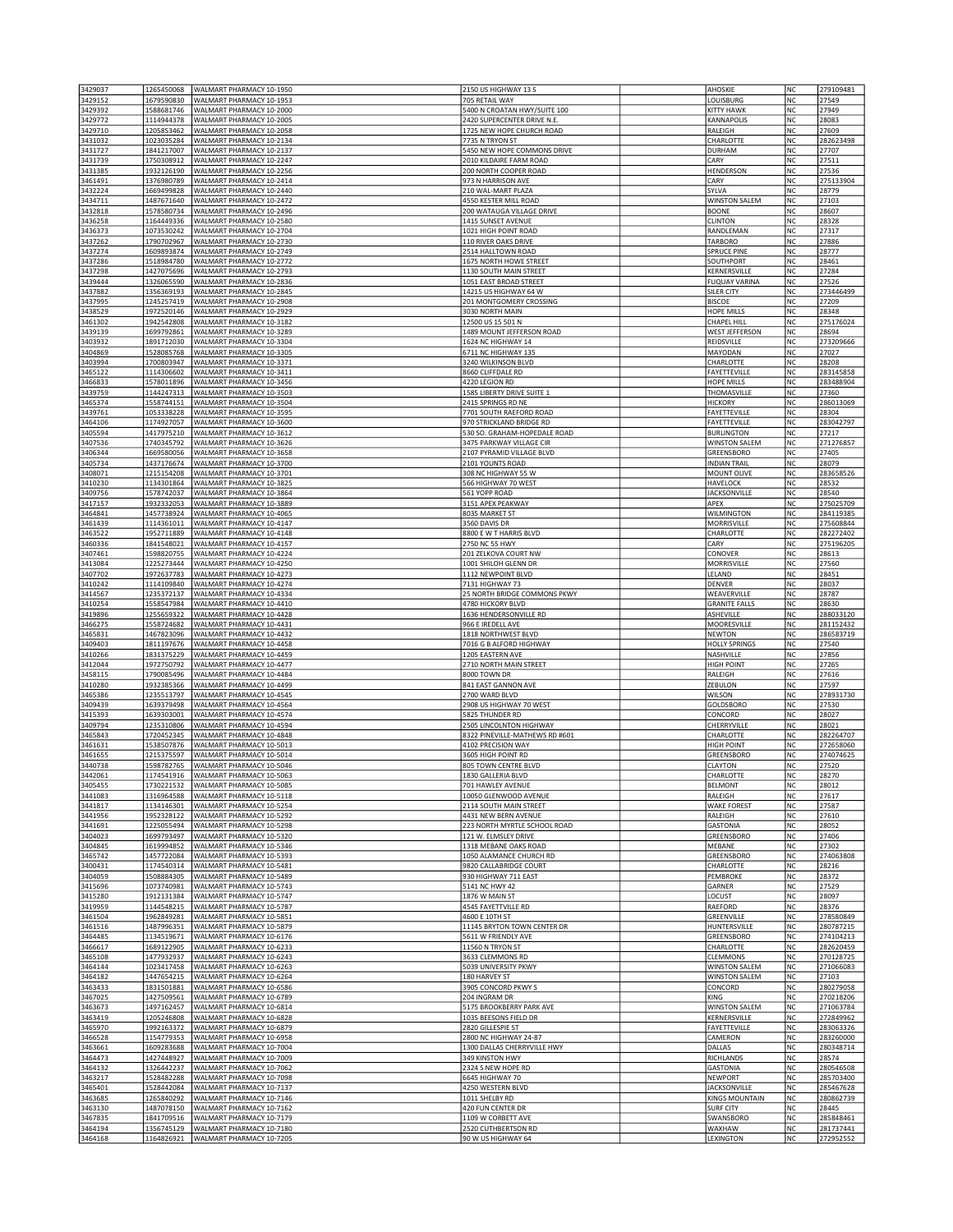| | | | | | | | |
|---|---|---|---|---|---|---|---|
| 3429037 | 1265450068 | WALMART PHARMACY 10-1950 | 2150 US HIGHWAY 13 S | | AHOSKIE | NC | 279109481 |
| 3429152 | 1679590830 | WALMART PHARMACY 10-1953 | 705 RETAIL WAY | | LOUISBURG | NC | 27549 |
| 3429392 | 1588681746 | WALMART PHARMACY 10-2000 | 5400 N CROATAN HWY/SUITE 100 | | KITTY HAWK | NC | 27949 |
| 3429772 | 1114944378 | WALMART PHARMACY 10-2005 | 2420 SUPERCENTER DRIVE N.E. | | KANNAPOLIS | NC | 28083 |
| 3429710 | 1205853462 | WALMART PHARMACY 10-2058 | 1725 NEW HOPE CHURCH ROAD | | RALEIGH | NC | 27609 |
| 3431032 | 1023035284 | WALMART PHARMACY 10-2134 | 7735 N TRYON ST | | CHARLOTTE | NC | 282623498 |
| 3431727 | 1841217007 | WALMART PHARMACY 10-2137 | 5450 NEW HOPE COMMONS DRIVE | | DURHAM | NC | 27707 |
| 3431739 | 1750308912 | WALMART PHARMACY 10-2247 | 2010 KILDAIRE FARM ROAD | | CARY | NC | 27511 |
| 3431385 | 1932126190 | WALMART PHARMACY 10-2256 | 200 NORTH COOPER ROAD | | HENDERSON | NC | 27536 |
| 3461491 | 1376980789 | WALMART PHARMACY 10-2414 | 973 N HARRISON AVE | | CARY | NC | 275133904 |
| 3432224 | 1669499828 | WALMART PHARMACY 10-2440 | 210 WAL-MART PLAZA | | SYLVA | NC | 28779 |
| 3434711 | 1487671640 | WALMART PHARMACY 10-2472 | 4550 KESTER MILL ROAD | | WINSTON SALEM | NC | 27103 |
| 3432818 | 1578580734 | WALMART PHARMACY 10-2496 | 200 WATAUGA VILLAGE DRIVE | | BOONE | NC | 28607 |
| 3436258 | 1164449336 | WALMART PHARMACY 10-2580 | 1415 SUNSET AVENUE | | CLINTON | NC | 28328 |
| 3436373 | 1073530242 | WALMART PHARMACY 10-2704 | 1021 HIGH POINT ROAD | | RANDLEMAN | NC | 27317 |
| 3437262 | 1790702967 | WALMART PHARMACY 10-2730 | 110 RIVER OAKS DRIVE | | TARBORO | NC | 27886 |
| 3437274 | 1609893874 | WALMART PHARMACY 10-2749 | 2514 HALLTOWN ROAD | | SPRUCE PINE | NC | 28777 |
| 3437286 | 1518984780 | WALMART PHARMACY 10-2772 | 1675 NORTH HOWE STREET | | SOUTHPORT | NC | 28461 |
| 3437298 | 1427075696 | WALMART PHARMACY 10-2793 | 1130 SOUTH MAIN STREET | | KERNERSVILLE | NC | 27284 |
| 3439444 | 1326065590 | WALMART PHARMACY 10-2836 | 1051 EAST BROAD STREET | | FUQUAY VARINA | NC | 27526 |
| 3437882 | 1356369193 | WALMART PHARMACY 10-2845 | 14215 US HIGHWAY 64 W | | SILER CITY | NC | 273446499 |
| 3437995 | 1245257419 | WALMART PHARMACY 10-2908 | 201 MONTGOMERY CROSSING | | BISCOE | NC | 27209 |
| 3438529 | 1972520146 | WALMART PHARMACY 10-2929 | 3030 NORTH MAIN | | HOPE MILLS | NC | 28348 |
| 3461302 | 1942542808 | WALMART PHARMACY 10-3182 | 12500 US 15 501 N | | CHAPEL HILL | NC | 275176024 |
| 3439139 | 1699792861 | WALMART PHARMACY 10-3289 | 1489 MOUNT JEFFERSON ROAD | | WEST JEFFERSON | NC | 28694 |
| 3403932 | 1891712030 | WALMART PHARMACY 10-3304 | 1624 NC HIGHWAY 14 | | REIDSVILLE | NC | 273209666 |
| 3404869 | 1528085768 | WALMART PHARMACY 10-3305 | 6711 NC HIGHWAY 135 | | MAYODAN | NC | 27027 |
| 3403994 | 1700803947 | WALMART PHARMACY 10-3371 | 3240 WILKINSON BLVD | | CHARLOTTE | NC | 28208 |
| 3465122 | 1114306602 | WALMART PHARMACY 10-3411 | 8660 CLIFFDALE RD | | FAYETTEVILLE | NC | 283145858 |
| 3466833 | 1578011896 | WALMART PHARMACY 10-3456 | 4220 LEGION RD | | HOPE MILLS | NC | 283488904 |
| 3439759 | 1144247313 | WALMART PHARMACY 10-3503 | 1585 LIBERTY DRIVE SUITE 1 | | THOMASVILLE | NC | 27360 |
| 3465374 | 1558744151 | WALMART PHARMACY 10-3504 | 2415 SPRINGS RD NE | | HICKORY | NC | 286013069 |
| 3439761 | 1053338228 | WALMART PHARMACY 10-3595 | 7701 SOUTH RAEFORD ROAD | | FAYETTEVILLE | NC | 28304 |
| 3464106 | 1174927057 | WALMART PHARMACY 10-3600 | 970 STRICKLAND BRIDGE RD | | FAYETTEVILLE | NC | 283042797 |
| 3405594 | 1417975210 | WALMART PHARMACY 10-3612 | 530 SO. GRAHAM-HOPEDALE ROAD | | BURLINGTON | NC | 27217 |
| 3407536 | 1740345792 | WALMART PHARMACY 10-3626 | 3475 PARKWAY VILLAGE CIR | | WINSTON SALEM | NC | 271276857 |
| 3406344 | 1669580056 | WALMART PHARMACY 10-3658 | 2107 PYRAMID VILLAGE BLVD | | GREENSBORO | NC | 27405 |
| 3405734 | 1437176674 | WALMART PHARMACY 10-3700 | 2101 YOUNTS ROAD | | INDIAN TRAIL | NC | 28079 |
| 3408071 | 1215154208 | WALMART PHARMACY 10-3701 | 308 NC HIGHWAY 55 W | | MOUNT OLIVE | NC | 283658526 |
| 3410230 | 1134301864 | WALMART PHARMACY 10-3825 | 566 HIGHWAY 70 WEST | | HAVELOCK | NC | 28532 |
| 3409756 | 1578742037 | WALMART PHARMACY 10-3864 | 561 YOPP ROAD | | JACKSONVILLE | NC | 28540 |
| 3417157 | 1932332053 | WALMART PHARMACY 10-3889 | 3151 APEX PEAKWAY | | APEX | NC | 275025709 |
| 3464841 | 1457738924 | WALMART PHARMACY 10-4065 | 8035 MARKET ST | | WILMINGTON | NC | 284119385 |
| 3461439 | 1114361011 | WALMART PHARMACY 10-4147 | 3560 DAVIS DR | | MORRISVILLE | NC | 275608844 |
| 3463522 | 1952711889 | WALMART PHARMACY 10-4148 | 8800 E W T HARRIS BLVD | | CHARLOTTE | NC | 282272402 |
| 3460336 | 1841548021 | WALMART PHARMACY 10-4157 | 2750 NC 55 HWY | | CARY | NC | 275196205 |
| 3407461 | 1598820755 | WALMART PHARMACY 10-4224 | 201 ZELKOVA COURT NW | | CONOVER | NC | 28613 |
| 3413084 | 1225273444 | WALMART PHARMACY 10-4250 | 1001 SHILOH GLENN DR | | MORRISVILLE | NC | 27560 |
| 3407702 | 1972637783 | WALMART PHARMACY 10-4273 | 1112 NEWPOINT BLVD | | LELAND | NC | 28451 |
| 3410242 | 1114109840 | WALMART PHARMACY 10-4274 | 7131 HIGHWAY 73 | | DENVER | NC | 28037 |
| 3414567 | 1235372137 | WALMART PHARMACY 10-4334 | 25 NORTH BRIDGE COMMONS PKWY | | WEAVERVILLE | NC | 28787 |
| 3410254 | 1558547984 | WALMART PHARMACY 10-4410 | 4780 HICKORY BLVD | | GRANITE FALLS | NC | 28630 |
| 3419896 | 1255659322 | WALMART PHARMACY 10-4428 | 1636 HENDERSONVILLE RD | | ASHEVILLE | NC | 288033120 |
| 3466275 | 1558724682 | WALMART PHARMACY 10-4431 | 966 E IREDELL AVE | | MOORESVILLE | NC | 281152432 |
| 3465831 | 1467823096 | WALMART PHARMACY 10-4432 | 1818 NORTHWEST BLVD | | NEWTON | NC | 286583719 |
| 3409403 | 1811197676 | WALMART PHARMACY 10-4458 | 7016 G B ALFORD HIGHWAY | | HOLLY SPRINGS | NC | 27540 |
| 3410266 | 1831375229 | WALMART PHARMACY 10-4459 | 1205 EASTERN AVE | | NASHVILLE | NC | 27856 |
| 3412044 | 1972750792 | WALMART PHARMACY 10-4477 | 2710 NORTH MAIN STREET | | HIGH POINT | NC | 27265 |
| 3458115 | 1790085496 | WALMART PHARMACY 10-4484 | 8000 TOWN DR | | RALEIGH | NC | 27616 |
| 3410280 | 1932385366 | WALMART PHARMACY 10-4499 | 841 EAST GANNON AVE | | ZEBULON | NC | 27597 |
| 3465386 | 1235513797 | WALMART PHARMACY 10-4545 | 2700 WARD BLVD | | WILSON | NC | 278931730 |
| 3409439 | 1639379498 | WALMART PHARMACY 10-4564 | 2908 US HIGHWAY 70 WEST | | GOLDSBORO | NC | 27530 |
| 3415393 | 1639303001 | WALMART PHARMACY 10-4574 | 5825 THUNDER RD | | CONCORD | NC | 28027 |
| 3409794 | 1235310806 | WALMART PHARMACY 10-4594 | 2505 LINCOLNTON HIGHWAY | | CHERRYVILLE | NC | 28021 |
| 3465843 | 1720452345 | WALMART PHARMACY 10-4848 | 8322 PINEVILLE-MATHEWS RD #601 | | CHARLOTTE | NC | 282264707 |
| 3461631 | 1538507876 | WALMART PHARMACY 10-5013 | 4102 PRECISION WAY | | HIGH POINT | NC | 272658060 |
| 3461655 | 1215375597 | WALMART PHARMACY 10-5014 | 3605 HIGH POINT RD | | GREENSBORO | NC | 274074625 |
| 3440738 | 1598782765 | WALMART PHARMACY 10-5046 | 805 TOWN CENTRE BLVD | | CLAYTON | NC | 27520 |
| 3442061 | 1174541916 | WALMART PHARMACY 10-5063 | 1830 GALLERIA BLVD | | CHARLOTTE | NC | 28270 |
| 3405455 | 1730221532 | WALMART PHARMACY 10-5085 | 701 HAWLEY AVENUE | | BELMONT | NC | 28012 |
| 3441083 | 1316964588 | WALMART PHARMACY 10-5118 | 10050 GLENWOOD AVENUE | | RALEIGH | NC | 27617 |
| 3441817 | 1134146301 | WALMART PHARMACY 10-5254 | 2114 SOUTH MAIN STREET | | WAKE FOREST | NC | 27587 |
| 3441956 | 1952328122 | WALMART PHARMACY 10-5292 | 4431 NEW BERN AVENUE | | RALEIGH | NC | 27610 |
| 3441691 | 1225055494 | WALMART PHARMACY 10-5298 | 223 NORTH MYRTLE SCHOOL ROAD | | GASTONIA | NC | 28052 |
| 3404023 | 1699793497 | WALMART PHARMACY 10-5320 | 121 W. ELMSLEY DRIVE | | GREENSBORO | NC | 27406 |
| 3404845 | 1619994852 | WALMART PHARMACY 10-5346 | 1318 MEBANE OAKS ROAD | | MEBANE | NC | 27302 |
| 3465742 | 1457722084 | WALMART PHARMACY 10-5393 | 1050 ALAMANCE CHURCH RD | | GREENSBORO | NC | 274063808 |
| 3400431 | 1174540314 | WALMART PHARMACY 10-5481 | 9820 CALLABRIDGE COURT | | CHARLOTTE | NC | 28216 |
| 3404059 | 1508884305 | WALMART PHARMACY 10-5489 | 930 HIGHWAY 711 EAST | | PEMBROKE | NC | 28372 |
| 3415696 | 1073740981 | WALMART PHARMACY 10-5743 | 5141 NC HWY 42 | | GARNER | NC | 27529 |
| 3415280 | 1912131384 | WALMART PHARMACY 10-5747 | 1876 W MAIN ST | | LOCUST | NC | 28097 |
| 3419959 | 1144548215 | WALMART PHARMACY 10-5787 | 4545 FAYETTVILLE RD | | RAEFORD | NC | 28376 |
| 3461504 | 1962849281 | WALMART PHARMACY 10-5851 | 4600 E 10TH ST | | GREENVILLE | NC | 278580849 |
| 3461516 | 1487996351 | WALMART PHARMACY 10-5879 | 11145 BRYTON TOWN CENTER DR | | HUNTERSVILLE | NC | 280787215 |
| 3464485 | 1134519671 | WALMART PHARMACY 10-6176 | 5611 W FRIENDLY AVE | | GREENSBORO | NC | 274104213 |
| 3466617 | 1689122905 | WALMART PHARMACY 10-6233 | 11560 N TRYON ST | | CHARLOTTE | NC | 282620459 |
| 3465108 | 1477932937 | WALMART PHARMACY 10-6243 | 3633 CLEMMONS RD | | CLEMMONS | NC | 270128725 |
| 3464144 | 1023417458 | WALMART PHARMACY 10-6263 | 5039 UNIVERSITY PKWY | | WINSTON SALEM | NC | 271066083 |
| 3464182 | 1447654215 | WALMART PHARMACY 10-6264 | 180 HARVEY ST | | WINSTON SALEM | NC | 27103 |
| 3463433 | 1831501881 | WALMART PHARMACY 10-6586 | 3905 CONCORD PKWY S | | CONCORD | NC | 280279058 |
| 3467025 | 1427509561 | WALMART PHARMACY 10-6789 | 204 INGRAM DR | | KING | NC | 270218206 |
| 3463673 | 1497162457 | WALMART PHARMACY 10-6814 | 5175 BROOKBERRY PARK AVE | | WINSTON SALEM | NC | 271063784 |
| 3463419 | 1205246808 | WALMART PHARMACY 10-6828 | 1035 BEESONS FIELD DR | | KERNERSVILLE | NC | 272849962 |
| 3465970 | 1992163372 | WALMART PHARMACY 10-6879 | 2820 GILLESPIE ST | | FAYETTEVILLE | NC | 283063326 |
| 3466528 | 1154779353 | WALMART PHARMACY 10-6958 | 2800 NC HIGHWAY 24-87 | | CAMERON | NC | 283260000 |
| 3463661 | 1609283688 | WALMART PHARMACY 10-7004 | 1300 DALLAS CHERRYVILLE HWY | | DALLAS | NC | 280348714 |
| 3464473 | 1427448927 | WALMART PHARMACY 10-7009 | 349 KINSTON HWY | | RICHLANDS | NC | 28574 |
| 3464132 | 1326442237 | WALMART PHARMACY 10-7062 | 2324 S NEW HOPE RD | | GASTONIA | NC | 280546508 |
| 3463217 | 1528482288 | WALMART PHARMACY 10-7098 | 6645 HIGHWAY 70 | | NEWPORT | NC | 285703400 |
| 3465401 | 1528442084 | WALMART PHARMACY 10-7137 | 4250 WESTERN BLVD | | JACKSONVILLE | NC | 285467628 |
| 3463685 | 1265840292 | WALMART PHARMACY 10-7146 | 1011 SHELBY RD | | KINGS MOUNTAIN | NC | 280862739 |
| 3463130 | 1487078150 | WALMART PHARMACY 10-7162 | 420 FUN CENTER DR | | SURF CITY | NC | 28445 |
| 3467835 | 1841709516 | WALMART PHARMACY 10-7179 | 1109 W CORBETT AVE | | SWANSBORO | NC | 285848461 |
| 3464194 | 1356745129 | WALMART PHARMACY 10-7180 | 2520 CUTHBERTSON RD | | WAXHAW | NC | 281737441 |
| 3464168 | 1164826921 | WALMART PHARMACY 10-7205 | 90 W US HIGHWAY 64 | | LEXINGTON | NC | 272952552 |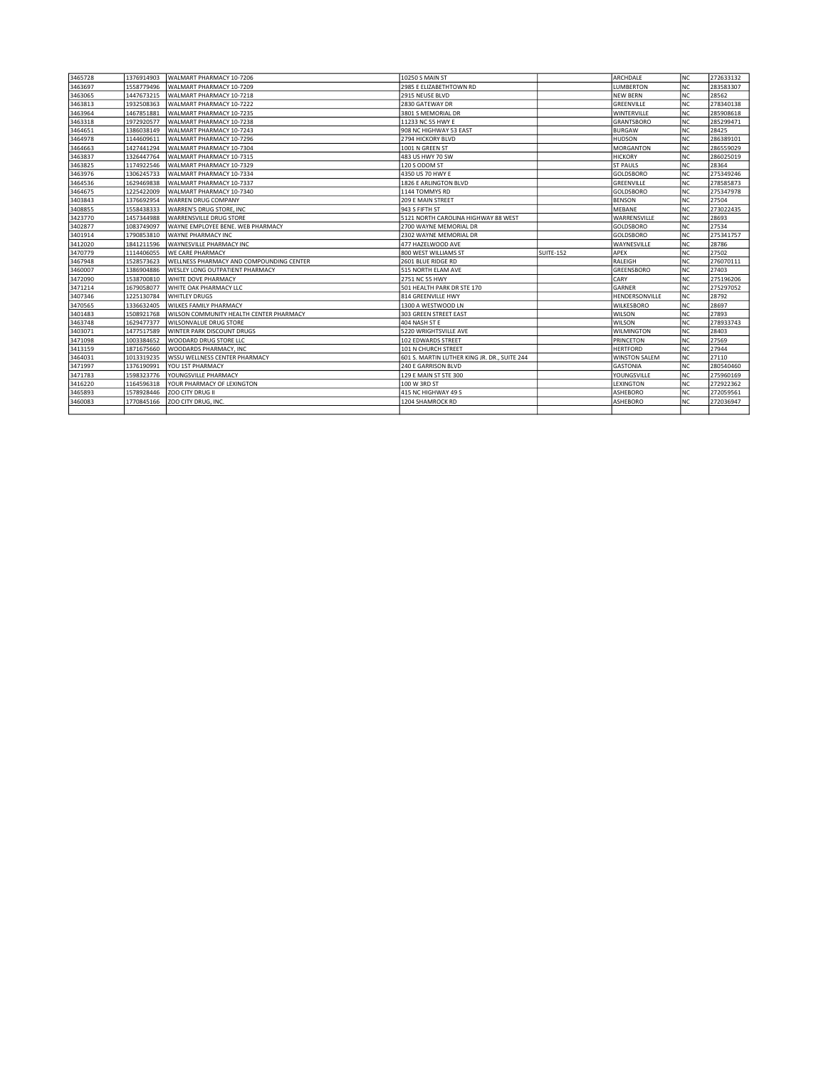| | | | | | | | |
|---|---|---|---|---|---|---|---|
| 3465728 | 1376914903 | WALMART PHARMACY 10-7206 | 10250 S MAIN ST | | ARCHDALE | NC | 272633132 |
| 3463697 | 1558779496 | WALMART PHARMACY 10-7209 | 2985 E ELIZABETHTOWN RD | | LUMBERTON | NC | 283583307 |
| 3463065 | 1447673215 | WALMART PHARMACY 10-7218 | 2915 NEUSE BLVD | | NEW BERN | NC | 28562 |
| 3463813 | 1932508363 | WALMART PHARMACY 10-7222 | 2830 GATEWAY DR | | GREENVILLE | NC | 278340138 |
| 3463964 | 1467851881 | WALMART PHARMACY 10-7235 | 3801 S MEMORIAL DR | | WINTERVILLE | NC | 285908618 |
| 3463318 | 1972920577 | WALMART PHARMACY 10-7238 | 11233 NC 55 HWY E | | GRANTSBORO | NC | 285299471 |
| 3464651 | 1386038149 | WALMART PHARMACY 10-7243 | 908 NC HIGHWAY 53 EAST | | BURGAW | NC | 28425 |
| 3464978 | 1144609611 | WALMART PHARMACY 10-7296 | 2794 HICKORY BLVD | | HUDSON | NC | 286389101 |
| 3464663 | 1427441294 | WALMART PHARMACY 10-7304 | 1001 N GREEN ST | | MORGANTON | NC | 286559029 |
| 3463837 | 1326447764 | WALMART PHARMACY 10-7315 | 483 US HWY 70 SW | | HICKORY | NC | 286025019 |
| 3463825 | 1174922546 | WALMART PHARMACY 10-7329 | 120 S ODOM ST | | ST PAULS | NC | 28364 |
| 3463976 | 1306245733 | WALMART PHARMACY 10-7334 | 4350 US 70 HWY E | | GOLDSBORO | NC | 275349246 |
| 3464536 | 1629469838 | WALMART PHARMACY 10-7337 | 1826 E ARLINGTON BLVD | | GREENVILLE | NC | 278585873 |
| 3464675 | 1225422009 | WALMART PHARMACY 10-7340 | 1144 TOMMYS RD | | GOLDSBORO | NC | 275347978 |
| 3403843 | 1376692954 | WARREN DRUG COMPANY | 209 E MAIN STREET | | BENSON | NC | 27504 |
| 3408855 | 1558438333 | WARREN'S DRUG STORE, INC | 943 S FIFTH ST | | MEBANE | NC | 273022435 |
| 3423770 | 1457344988 | WARRENSVILLE DRUG STORE | 5121 NORTH CAROLINA HIGHWAY 88 WEST | | WARRENSVILLE | NC | 28693 |
| 3402877 | 1083749097 | WAYNE EMPLOYEE BENE. WEB PHARMACY | 2700 WAYNE MEMORIAL DR | | GOLDSBORO | NC | 27534 |
| 3401914 | 1790853810 | WAYNE PHARMACY INC | 2302 WAYNE MEMORIAL DR | | GOLDSBORO | NC | 275341757 |
| 3412020 | 1841211596 | WAYNESVILLE PHARMACY INC | 477 HAZELWOOD AVE | | WAYNESVILLE | NC | 28786 |
| 3470779 | 1114406055 | WE CARE PHARMACY | 800 WEST WILLIAMS ST | SUITE-152 | APEX | NC | 27502 |
| 3467948 | 1528573623 | WELLNESS PHARMACY AND COMPOUNDING CENTER | 2601 BLUE RIDGE RD | | RALEIGH | NC | 276070111 |
| 3460007 | 1386904886 | WESLEY LONG OUTPATIENT PHARMACY | 515 NORTH ELAM AVE | | GREENSBORO | NC | 27403 |
| 3472090 | 1538700810 | WHITE DOVE PHARMACY | 2751 NC 55 HWY | | CARY | NC | 275196206 |
| 3471214 | 1679058077 | WHITE OAK PHARMACY LLC | 501 HEALTH PARK DR STE 170 | | GARNER | NC | 275297052 |
| 3407346 | 1225130784 | WHITLEY DRUGS | 814 GREENVILLE HWY | | HENDERSONVILLE | NC | 28792 |
| 3470565 | 1336632405 | WILKES FAMILY PHARMACY | 1300 A WESTWOOD LN | | WILKESBORO | NC | 28697 |
| 3401483 | 1508921768 | WILSON COMMUNITY HEALTH CENTER PHARMACY | 303 GREEN STREET EAST | | WILSON | NC | 27893 |
| 3463748 | 1629477377 | WILSONVALUE DRUG STORE | 404 NASH ST E | | WILSON | NC | 278933743 |
| 3403071 | 1477517589 | WINTER PARK DISCOUNT DRUGS | 5220 WRIGHTSVILLE AVE | | WILMINGTON | NC | 28403 |
| 3471098 | 1003384652 | WOODARD DRUG STORE LLC | 102 EDWARDS STREET | | PRINCETON | NC | 27569 |
| 3413159 | 1871675660 | WOODARDS PHARMACY, INC | 101 N CHURCH STREET | | HERTFORD | NC | 27944 |
| 3464031 | 1013319235 | WSSU WELLNESS CENTER PHARMACY | 601 S. MARTIN LUTHER KING JR. DR., SUITE 244 | | WINSTON SALEM | NC | 27110 |
| 3471997 | 1376190991 | YOU 1ST PHARMACY | 240 E GARRISON BLVD | | GASTONIA | NC | 280540460 |
| 3471783 | 1598323776 | YOUNGSVILLE PHARMACY | 129 E MAIN ST STE 300 | | YOUNGSVILLE | NC | 275960169 |
| 3416220 | 1164596318 | YOUR PHARMACY OF LEXINGTON | 100 W 3RD ST | | LEXINGTON | NC | 272922362 |
| 3465893 | 1578928446 | ZOO CITY DRUG II | 415 NC HIGHWAY 49 S | | ASHEBORO | NC | 272059561 |
| 3460083 | 1770845166 | ZOO CITY DRUG, INC. | 1204 SHAMROCK RD | | ASHEBORO | NC | 272036947 |